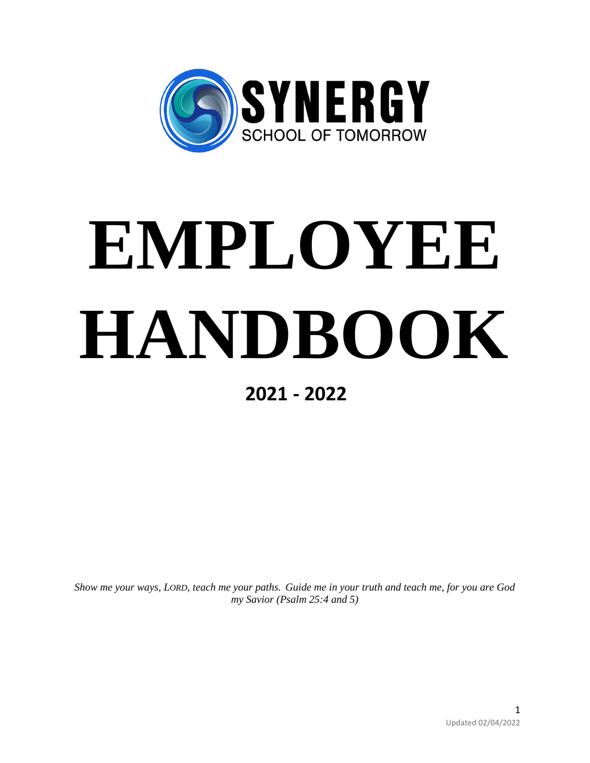SYNERGY

SCHOOL OF TOMORROW

# EMPLOYEE HANDBOOK

## 2021 - 2022

*Show me your ways, LORD, teach me your paths. Guide me in your truth and teach me, for you are God my Savior (Psalm 25:4 and 5)*

Updated 02/04/2022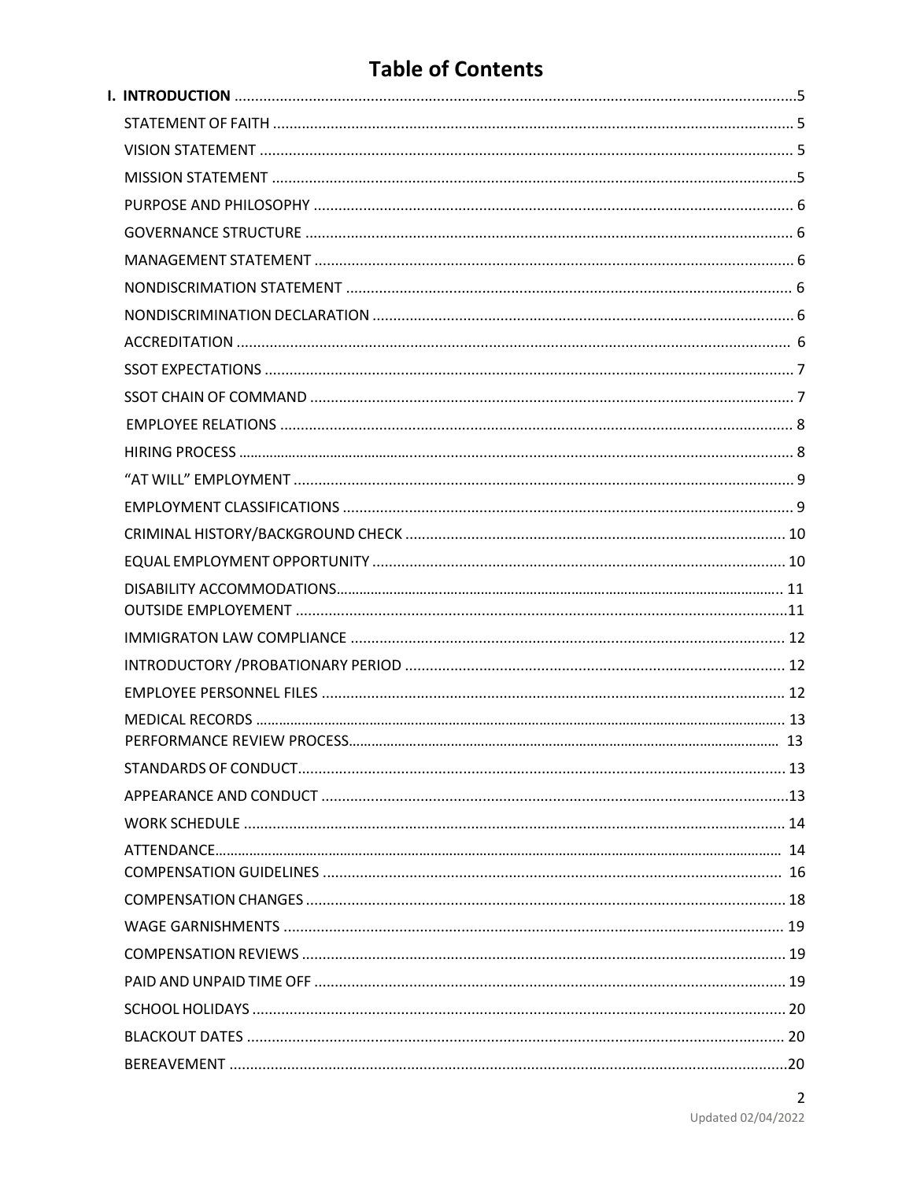# Table of Contents

**I. INTRODUCTION** .......................................................... 5

- STATEMENT OF FAITH .......................................................... 5
- VISION STATEMENT .......................................................... 5
- MISSION STATEMENT .......................................................... 5
- PURPOSE AND PHILOSOPHY .......................................................... 6
- GOVERNANCE STRUCTURE .......................................................... 6
- MANAGEMENT STATEMENT .......................................................... 6
- NONDISCRIMATION STATEMENT .......................................................... 6
- NONDISCRIMINATION DECLARATION .......................................................... 6
- ACCREDITATION .......................................................... 6
- SSOT EXPECTATIONS .......................................................... 7
- SSOT CHAIN OF COMMAND .......................................................... 7
- EMPLOYEE RELATIONS .......................................................... 8
- HIRING PROCESS .......................................................... 8
- "AT WILL" EMPLOYMENT .......................................................... 9
- EMPLOYMENT CLASSIFICATIONS .......................................................... 9
- CRIMINAL HISTORY/BACKGROUND CHECK .......................................................... 10
- EQUAL EMPLOYMENT OPPORTUNITY .......................................................... 10
- DISABILITY ACCOMMODATIONS.......................................................... 11
- OUTSIDE EMPLOYEMENT .......................................................... 11
- IMMIGRATON LAW COMPLIANCE .......................................................... 12
- INTRODUCTORY /PROBATIONARY PERIOD .......................................................... 12
- EMPLOYEE PERSONNEL FILES .......................................................... 12
- MEDICAL RECORDS .......................................................... 13
- PERFORMANCE REVIEW PROCESS.......................................................... 13
- STANDARDS OF CONDUCT.......................................................... 13
- APPEARANCE AND CONDUCT .......................................................... 13
- WORK SCHEDULE .......................................................... 14
- ATTENDANCE.......................................................... 14
- COMPENSATION GUIDELINES .......................................................... 16
- COMPENSATION CHANGES .......................................................... 18
- WAGE GARNISHMENTS .......................................................... 19
- COMPENSATION REVIEWS .......................................................... 19
- PAID AND UNPAID TIME OFF .......................................................... 19
- SCHOOL HOLIDAYS .......................................................... 20
- BLACKOUT DATES .......................................................... 20
- BEREAVEMENT .......................................................... 20

Updated 02/04/2022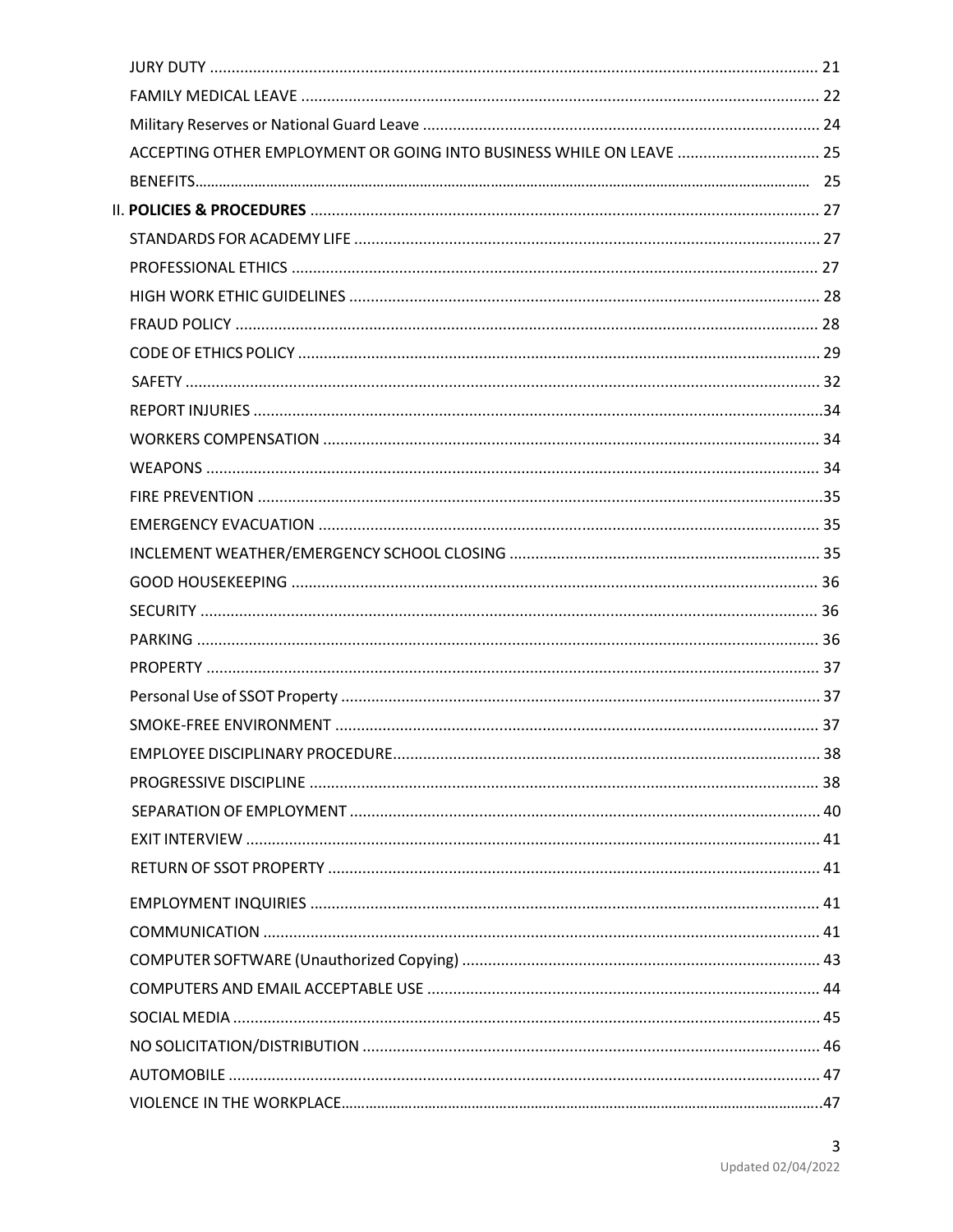JURY DUTY ........................................................................................................................................ 21

FAMILY MEDICAL LEAVE ..................................................................................................................... 22

Military Reserves or National Guard Leave .......................................................................................... 24

ACCEPTING OTHER EMPLOYMENT OR GOING INTO BUSINESS WHILE ON LEAVE ................................ 25

BENEFITS.................................................................................................................................................... 25

II. **POLICIES & PROCEDURES** ..................................................................................................... 27

STANDARDS FOR ACADEMY LIFE .......................................................................................................... 27

PROFESSIONAL ETHICS ........................................................................................................................ 27

HIGH WORK ETHIC GUIDELINES ........................................................................................................... 28

FRAUD POLICY ..................................................................................................................................... 28

CODE OF ETHICS POLICY ....................................................................................................................... 29

SAFETY ................................................................................................................................................. 32

REPORT INJURIES ...................................................................................................................................34

WORKERS COMPENSATION ................................................................................................................. 34

WEAPONS ............................................................................................................................................ 34

FIRE PREVENTION .................................................................................................................................35

EMERGENCY EVACUATION .................................................................................................................. 35

INCLEMENT WEATHER/EMERGENCY SCHOOL CLOSING ...................................................................... 35

GOOD HOUSEKEEPING ........................................................................................................................ 36

SECURITY ............................................................................................................................................. 36

PARKING .............................................................................................................................................. 36

PROPERTY ............................................................................................................................................ 37

Personal Use of SSOT Property .............................................................................................................. 37

SMOKE-FREE ENVIRONMENT ............................................................................................................... 37

EMPLOYEE DISCIPLINARY PROCEDURE.................................................................................................. 38

PROGRESSIVE DISCIPLINE .................................................................................................................... 38

SEPARATION OF EMPLOYMENT ............................................................................................................ 40

EXIT INTERVIEW ................................................................................................................................... 41

RETURN OF SSOT PROPERTY ................................................................................................................. 41

EMPLOYMENT INQUIRIES .................................................................................................................... 41

COMMUNICATION ............................................................................................................................... 41

COMPUTER SOFTWARE (Unauthorized Copying) .................................................................................. 43

COMPUTERS AND EMAIL ACCEPTABLE USE .......................................................................................... 44

SOCIAL MEDIA ...................................................................................................................................... 45

NO SOLICITATION/DISTRIBUTION ........................................................................................................ 46

AUTOMOBILE ....................................................................................................................................... 47

VIOLENCE IN THE WORKPLACE.....................................................................................................................47

Updated 02/04/2022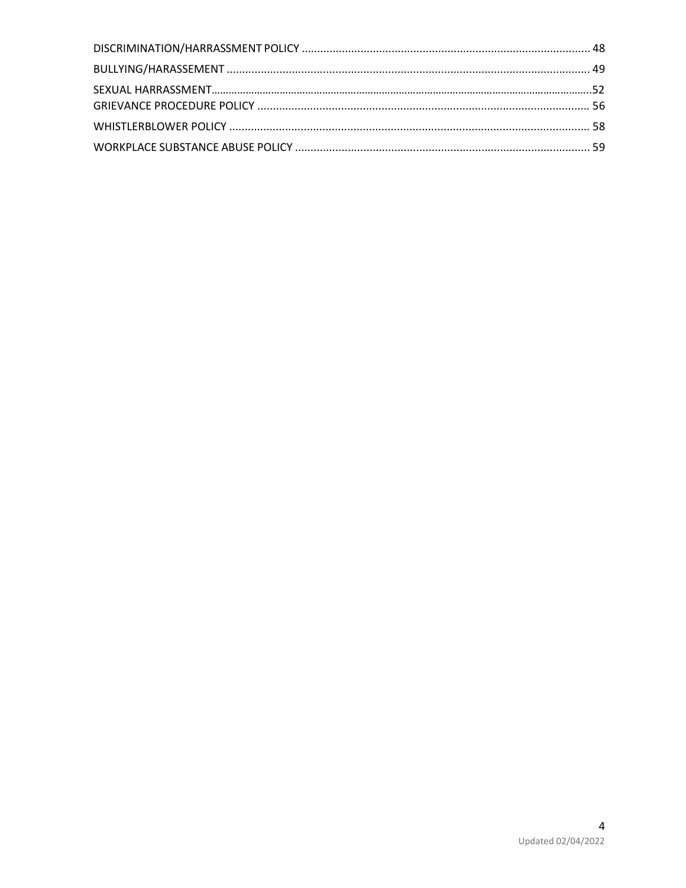DISCRIMINATION/HARRASSMENT POLICY ........................................................................................... 48

BULLYING/HARASSEMENT .................................................................................................................. 49

SEXUAL HARRASSMENT......................................................................................................................52

GRIEVANCE PROCEDURE POLICY ......................................................................................................... 56

WHISTLERBLOWER POLICY .................................................................................................................. 58

WORKPLACE SUBSTANCE ABUSE POLICY ............................................................................................. 59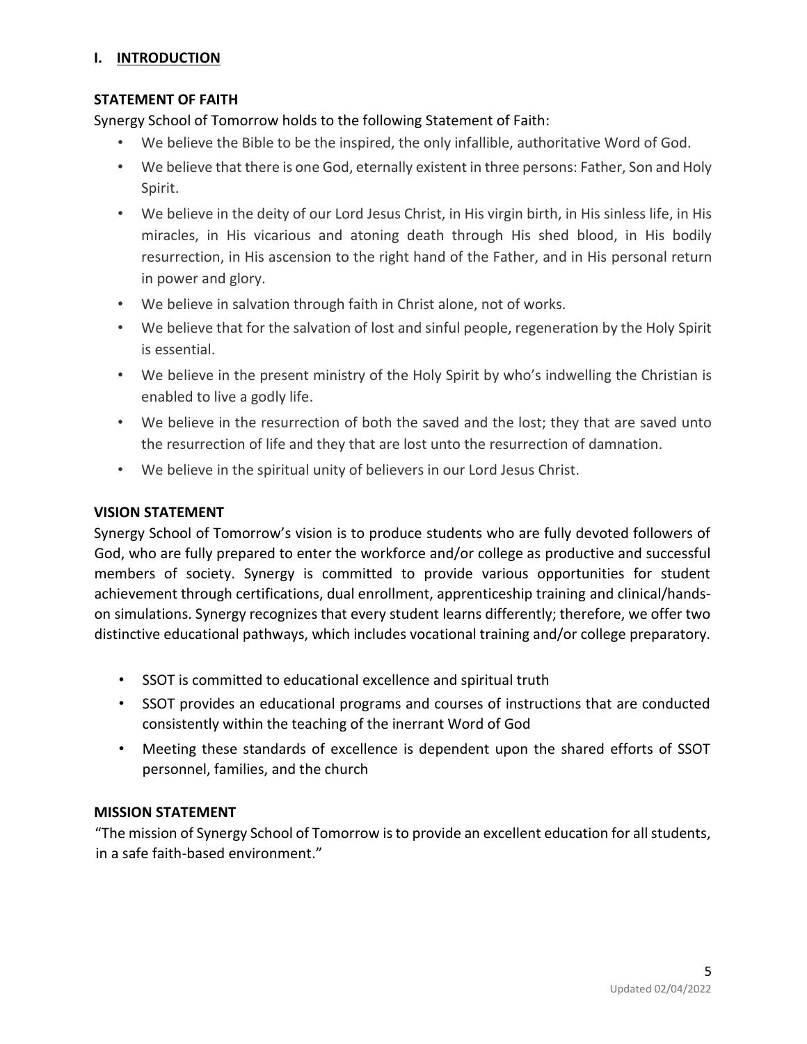## I. INTRODUCTION

### STATEMENT OF FAITH

Synergy School of Tomorrow holds to the following Statement of Faith:

- We believe the Bible to be the inspired, the only infallible, authoritative Word of God.
- We believe that there is one God, eternally existent in three persons: Father, Son and Holy Spirit.
- We believe in the deity of our Lord Jesus Christ, in His virgin birth, in His sinless life, in His miracles, in His vicarious and atoning death through His shed blood, in His bodily resurrection, in His ascension to the right hand of the Father, and in His personal return in power and glory.
- We believe in salvation through faith in Christ alone, not of works.
- We believe that for the salvation of lost and sinful people, regeneration by the Holy Spirit is essential.
- We believe in the present ministry of the Holy Spirit by who's indwelling the Christian is enabled to live a godly life.
- We believe in the resurrection of both the saved and the lost; they that are saved unto the resurrection of life and they that are lost unto the resurrection of damnation.
- We believe in the spiritual unity of believers in our Lord Jesus Christ.

### VISION STATEMENT

Synergy School of Tomorrow's vision is to produce students who are fully devoted followers of God, who are fully prepared to enter the workforce and/or college as productive and successful members of society. Synergy is committed to provide various opportunities for student achievement through certifications, dual enrollment, apprenticeship training and clinical/hands-on simulations. Synergy recognizes that every student learns differently; therefore, we offer two distinctive educational pathways, which includes vocational training and/or college preparatory.

- SSOT is committed to educational excellence and spiritual truth
- SSOT provides an educational programs and courses of instructions that are conducted consistently within the teaching of the inerrant Word of God
- Meeting these standards of excellence is dependent upon the shared efforts of SSOT personnel, families, and the church

### MISSION STATEMENT

"The mission of Synergy School of Tomorrow is to provide an excellent education for all students, in a safe faith-based environment."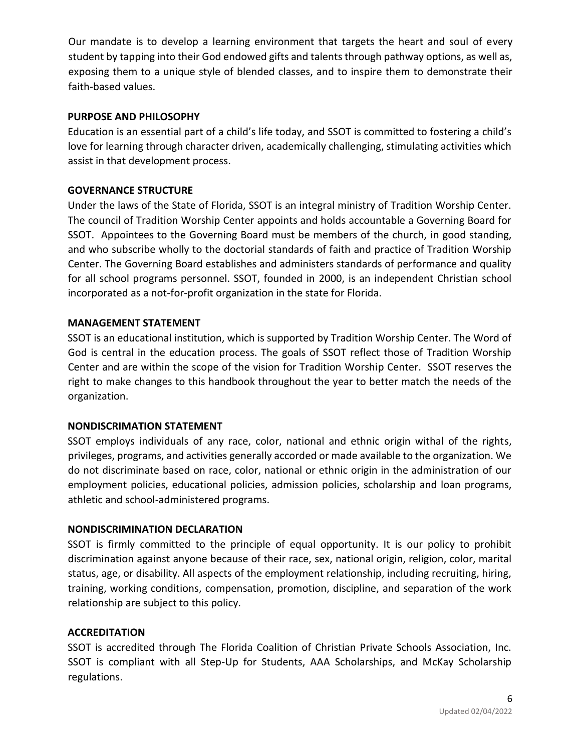Our mandate is to develop a learning environment that targets the heart and soul of every student by tapping into their God endowed gifts and talents through pathway options, as well as, exposing them to a unique style of blended classes, and to inspire them to demonstrate their faith-based values.

## PURPOSE AND PHILOSOPHY

Education is an essential part of a child's life today, and SSOT is committed to fostering a child's love for learning through character driven, academically challenging, stimulating activities which assist in that development process.

## GOVERNANCE STRUCTURE

Under the laws of the State of Florida, SSOT is an integral ministry of Tradition Worship Center. The council of Tradition Worship Center appoints and holds accountable a Governing Board for SSOT. Appointees to the Governing Board must be members of the church, in good standing, and who subscribe wholly to the doctorial standards of faith and practice of Tradition Worship Center. The Governing Board establishes and administers standards of performance and quality for all school programs personnel. SSOT, founded in 2000, is an independent Christian school incorporated as a not-for-profit organization in the state for Florida.

## MANAGEMENT STATEMENT

SSOT is an educational institution, which is supported by Tradition Worship Center. The Word of God is central in the education process. The goals of SSOT reflect those of Tradition Worship Center and are within the scope of the vision for Tradition Worship Center. SSOT reserves the right to make changes to this handbook throughout the year to better match the needs of the organization.

## NONDISCRIMATION STATEMENT

SSOT employs individuals of any race, color, national and ethnic origin withal of the rights, privileges, programs, and activities generally accorded or made available to the organization. We do not discriminate based on race, color, national or ethnic origin in the administration of our employment policies, educational policies, admission policies, scholarship and loan programs, athletic and school-administered programs.

## NONDISCRIMINATION DECLARATION

SSOT is firmly committed to the principle of equal opportunity. It is our policy to prohibit discrimination against anyone because of their race, sex, national origin, religion, color, marital status, age, or disability. All aspects of the employment relationship, including recruiting, hiring, training, working conditions, compensation, promotion, discipline, and separation of the work relationship are subject to this policy.

## ACCREDITATION

SSOT is accredited through The Florida Coalition of Christian Private Schools Association, Inc. SSOT is compliant with all Step-Up for Students, AAA Scholarships, and McKay Scholarship regulations.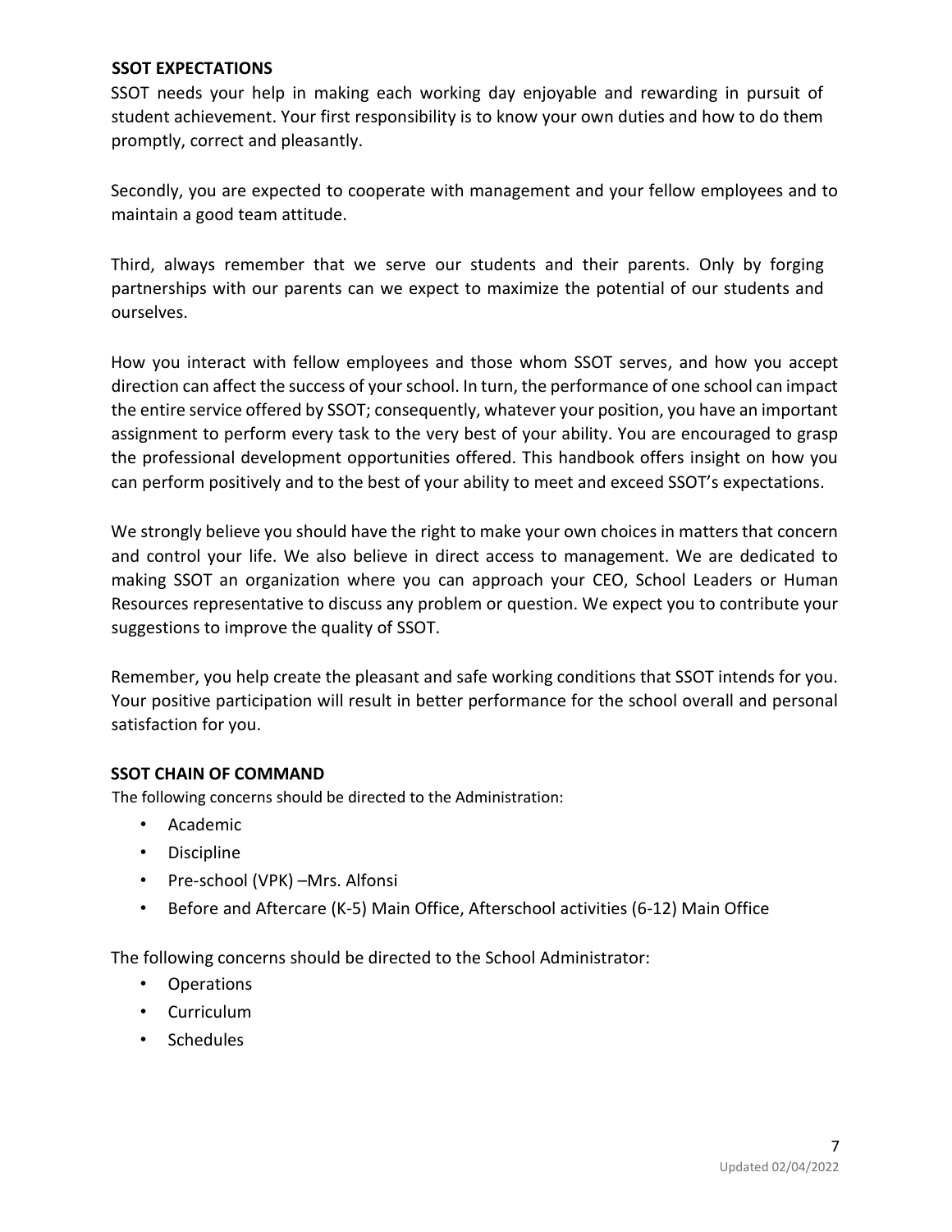## SSOT EXPECTATIONS

SSOT needs your help in making each working day enjoyable and rewarding in pursuit of student achievement. Your first responsibility is to know your own duties and how to do them promptly, correct and pleasantly.

Secondly, you are expected to cooperate with management and your fellow employees and to maintain a good team attitude.

Third, always remember that we serve our students and their parents. Only by forging partnerships with our parents can we expect to maximize the potential of our students and ourselves.

How you interact with fellow employees and those whom SSOT serves, and how you accept direction can affect the success of your school. In turn, the performance of one school can impact the entire service offered by SSOT; consequently, whatever your position, you have an important assignment to perform every task to the very best of your ability. You are encouraged to grasp the professional development opportunities offered. This handbook offers insight on how you can perform positively and to the best of your ability to meet and exceed SSOT's expectations.

We strongly believe you should have the right to make your own choices in matters that concern and control your life. We also believe in direct access to management. We are dedicated to making SSOT an organization where you can approach your CEO, School Leaders or Human Resources representative to discuss any problem or question. We expect you to contribute your suggestions to improve the quality of SSOT.

Remember, you help create the pleasant and safe working conditions that SSOT intends for you. Your positive participation will result in better performance for the school overall and personal satisfaction for you.

## SSOT CHAIN OF COMMAND

The following concerns should be directed to the Administration:

- Academic
- Discipline
- Pre-school (VPK) –Mrs. Alfonsi
- Before and Aftercare (K-5) Main Office, Afterschool activities (6-12) Main Office

The following concerns should be directed to the School Administrator:

- Operations
- Curriculum
- Schedules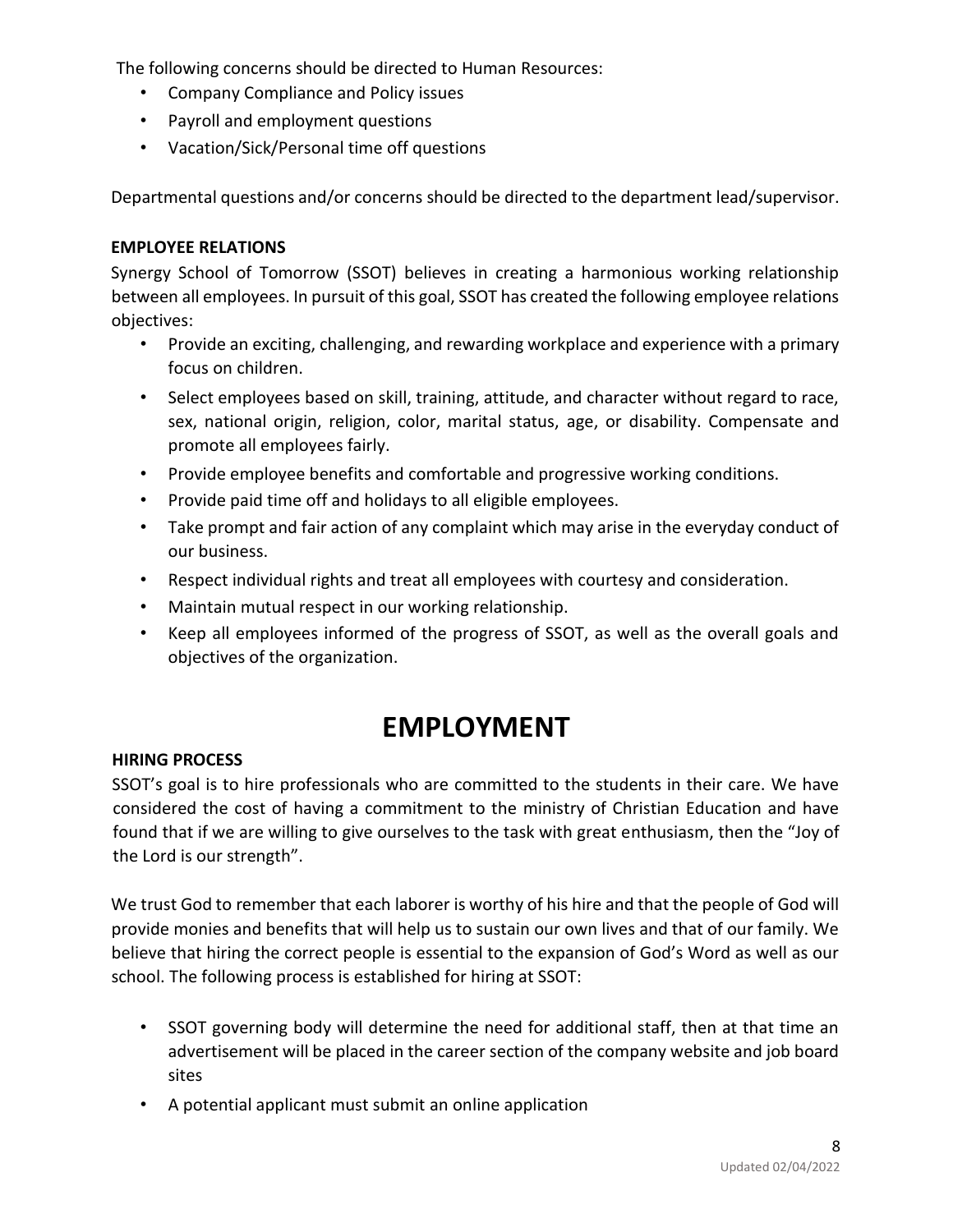The following concerns should be directed to Human Resources:

- Company Compliance and Policy issues
- Payroll and employment questions
- Vacation/Sick/Personal time off questions

Departmental questions and/or concerns should be directed to the department lead/supervisor.

**EMPLOYEE RELATIONS**

Synergy School of Tomorrow (SSOT) believes in creating a harmonious working relationship between all employees. In pursuit of this goal, SSOT has created the following employee relations objectives:

- Provide an exciting, challenging, and rewarding workplace and experience with a primary focus on children.
- Select employees based on skill, training, attitude, and character without regard to race, sex, national origin, religion, color, marital status, age, or disability. Compensate and promote all employees fairly.
- Provide employee benefits and comfortable and progressive working conditions.
- Provide paid time off and holidays to all eligible employees.
- Take prompt and fair action of any complaint which may arise in the everyday conduct of our business.
- Respect individual rights and treat all employees with courtesy and consideration.
- Maintain mutual respect in our working relationship.
- Keep all employees informed of the progress of SSOT, as well as the overall goals and objectives of the organization.

# EMPLOYMENT

**HIRING PROCESS**

SSOT's goal is to hire professionals who are committed to the students in their care. We have considered the cost of having a commitment to the ministry of Christian Education and have found that if we are willing to give ourselves to the task with great enthusiasm, then the "Joy of the Lord is our strength".

We trust God to remember that each laborer is worthy of his hire and that the people of God will provide monies and benefits that will help us to sustain our own lives and that of our family. We believe that hiring the correct people is essential to the expansion of God's Word as well as our school. The following process is established for hiring at SSOT:

- SSOT governing body will determine the need for additional staff, then at that time an advertisement will be placed in the career section of the company website and job board sites
- A potential applicant must submit an online application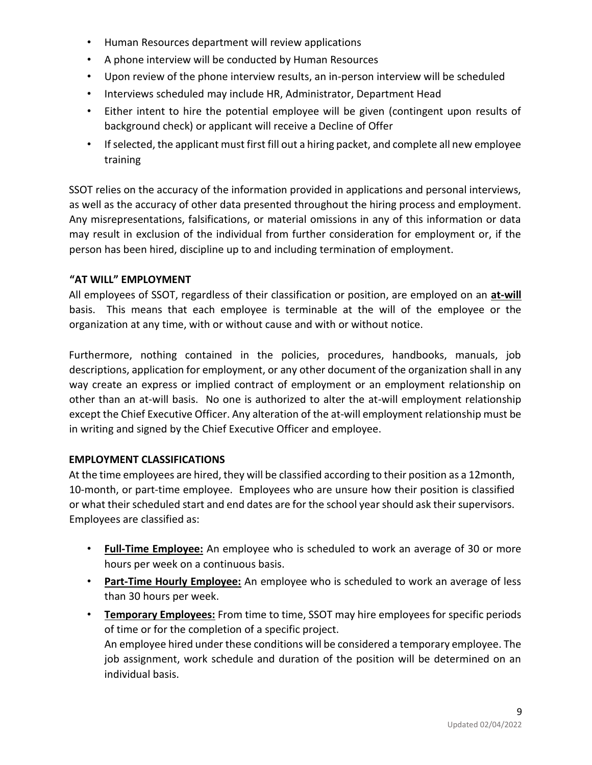- Human Resources department will review applications
- A phone interview will be conducted by Human Resources
- Upon review of the phone interview results, an in-person interview will be scheduled
- Interviews scheduled may include HR, Administrator, Department Head
- Either intent to hire the potential employee will be given (contingent upon results of background check) or applicant will receive a Decline of Offer
- If selected, the applicant must first fill out a hiring packet, and complete all new employee training

SSOT relies on the accuracy of the information provided in applications and personal interviews, as well as the accuracy of other data presented throughout the hiring process and employment. Any misrepresentations, falsifications, or material omissions in any of this information or data may result in exclusion of the individual from further consideration for employment or, if the person has been hired, discipline up to and including termination of employment.

### "AT WILL" EMPLOYMENT

All employees of SSOT, regardless of their classification or position, are employed on an **at-will** basis. This means that each employee is terminable at the will of the employee or the organization at any time, with or without cause and with or without notice.

Furthermore, nothing contained in the policies, procedures, handbooks, manuals, job descriptions, application for employment, or any other document of the organization shall in any way create an express or implied contract of employment or an employment relationship on other than an at-will basis. No one is authorized to alter the at-will employment relationship except the Chief Executive Officer. Any alteration of the at-will employment relationship must be in writing and signed by the Chief Executive Officer and employee.

### EMPLOYMENT CLASSIFICATIONS

At the time employees are hired, they will be classified according to their position as a 12month, 10-month, or part-time employee. Employees who are unsure how their position is classified or what their scheduled start and end dates are for the school year should ask their supervisors. Employees are classified as:

- **Full-Time Employee:** An employee who is scheduled to work an average of 30 or more hours per week on a continuous basis.
- **Part-Time Hourly Employee:** An employee who is scheduled to work an average of less than 30 hours per week.
- **Temporary Employees:** From time to time, SSOT may hire employees for specific periods of time or for the completion of a specific project.
  An employee hired under these conditions will be considered a temporary employee. The job assignment, work schedule and duration of the position will be determined on an individual basis.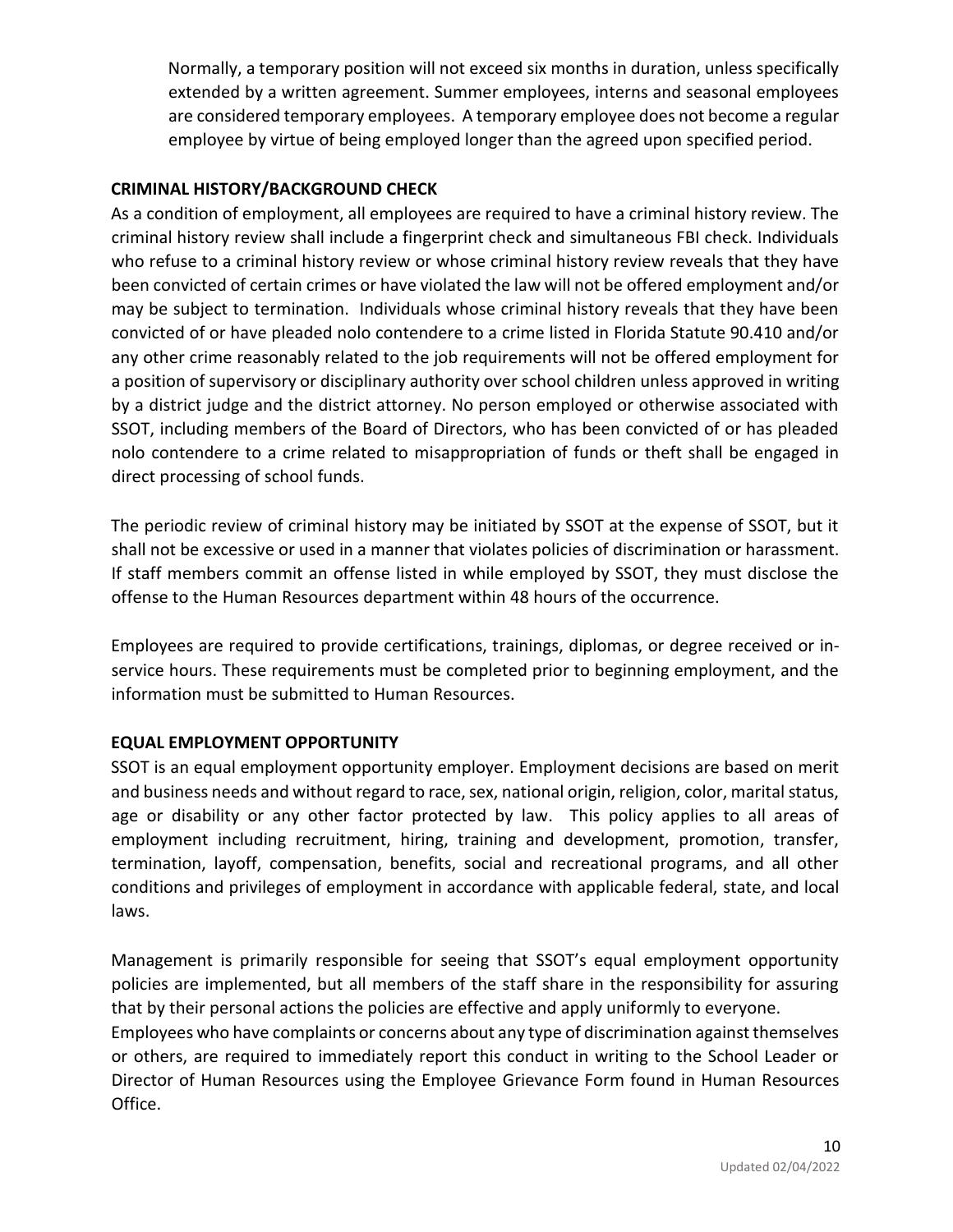Normally, a temporary position will not exceed six months in duration, unless specifically extended by a written agreement. Summer employees, interns and seasonal employees are considered temporary employees. A temporary employee does not become a regular employee by virtue of being employed longer than the agreed upon specified period.

**CRIMINAL HISTORY/BACKGROUND CHECK**

As a condition of employment, all employees are required to have a criminal history review. The criminal history review shall include a fingerprint check and simultaneous FBI check. Individuals who refuse to a criminal history review or whose criminal history review reveals that they have been convicted of certain crimes or have violated the law will not be offered employment and/or may be subject to termination. Individuals whose criminal history reveals that they have been convicted of or have pleaded nolo contendere to a crime listed in Florida Statute 90.410 and/or any other crime reasonably related to the job requirements will not be offered employment for a position of supervisory or disciplinary authority over school children unless approved in writing by a district judge and the district attorney. No person employed or otherwise associated with SSOT, including members of the Board of Directors, who has been convicted of or has pleaded nolo contendere to a crime related to misappropriation of funds or theft shall be engaged in direct processing of school funds.

The periodic review of criminal history may be initiated by SSOT at the expense of SSOT, but it shall not be excessive or used in a manner that violates policies of discrimination or harassment. If staff members commit an offense listed in while employed by SSOT, they must disclose the offense to the Human Resources department within 48 hours of the occurrence.

Employees are required to provide certifications, trainings, diplomas, or degree received or in-service hours. These requirements must be completed prior to beginning employment, and the information must be submitted to Human Resources.

**EQUAL EMPLOYMENT OPPORTUNITY**

SSOT is an equal employment opportunity employer. Employment decisions are based on merit and business needs and without regard to race, sex, national origin, religion, color, marital status, age or disability or any other factor protected by law. This policy applies to all areas of employment including recruitment, hiring, training and development, promotion, transfer, termination, layoff, compensation, benefits, social and recreational programs, and all other conditions and privileges of employment in accordance with applicable federal, state, and local laws.

Management is primarily responsible for seeing that SSOT's equal employment opportunity policies are implemented, but all members of the staff share in the responsibility for assuring that by their personal actions the policies are effective and apply uniformly to everyone.

Employees who have complaints or concerns about any type of discrimination against themselves or others, are required to immediately report this conduct in writing to the School Leader or Director of Human Resources using the Employee Grievance Form found in Human Resources Office.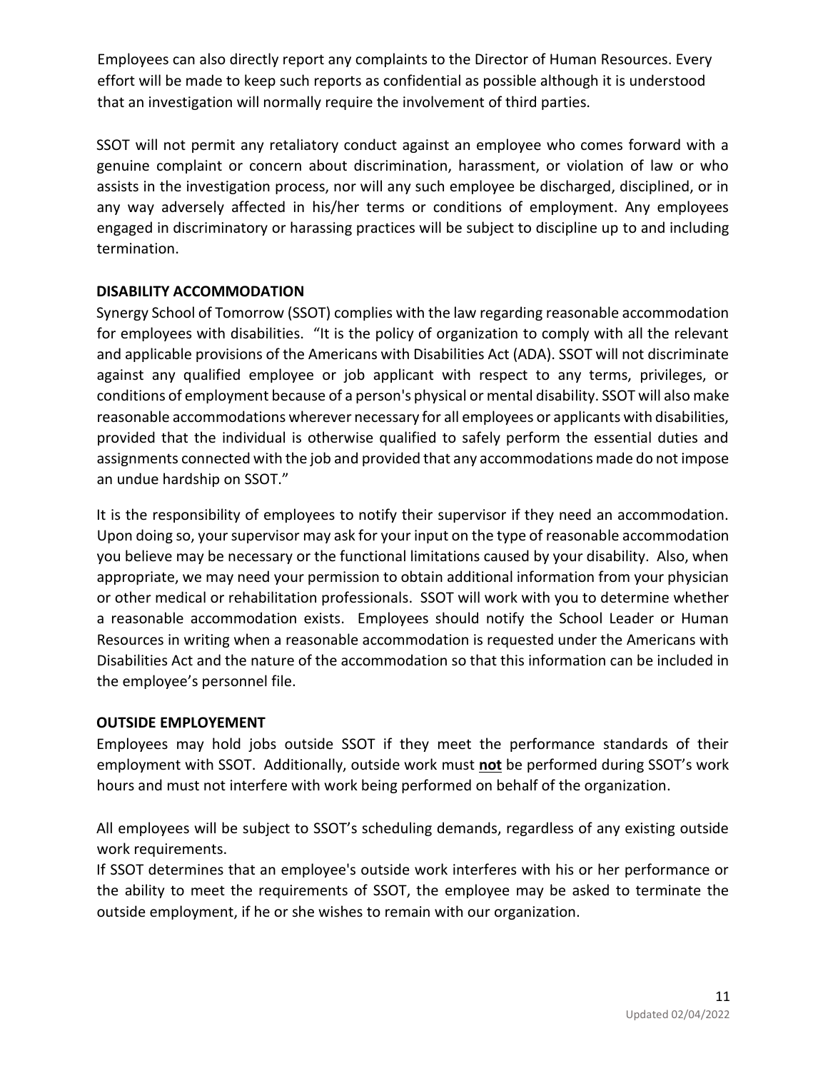Employees can also directly report any complaints to the Director of Human Resources. Every effort will be made to keep such reports as confidential as possible although it is understood that an investigation will normally require the involvement of third parties.

SSOT will not permit any retaliatory conduct against an employee who comes forward with a genuine complaint or concern about discrimination, harassment, or violation of law or who assists in the investigation process, nor will any such employee be discharged, disciplined, or in any way adversely affected in his/her terms or conditions of employment. Any employees engaged in discriminatory or harassing practices will be subject to discipline up to and including termination.

**DISABILITY ACCOMMODATION**

Synergy School of Tomorrow (SSOT) complies with the law regarding reasonable accommodation for employees with disabilities. "It is the policy of organization to comply with all the relevant and applicable provisions of the Americans with Disabilities Act (ADA). SSOT will not discriminate against any qualified employee or job applicant with respect to any terms, privileges, or conditions of employment because of a person's physical or mental disability. SSOT will also make reasonable accommodations wherever necessary for all employees or applicants with disabilities, provided that the individual is otherwise qualified to safely perform the essential duties and assignments connected with the job and provided that any accommodations made do not impose an undue hardship on SSOT."

It is the responsibility of employees to notify their supervisor if they need an accommodation. Upon doing so, your supervisor may ask for your input on the type of reasonable accommodation you believe may be necessary or the functional limitations caused by your disability. Also, when appropriate, we may need your permission to obtain additional information from your physician or other medical or rehabilitation professionals. SSOT will work with you to determine whether a reasonable accommodation exists. Employees should notify the School Leader or Human Resources in writing when a reasonable accommodation is requested under the Americans with Disabilities Act and the nature of the accommodation so that this information can be included in the employee's personnel file.

**OUTSIDE EMPLOYEMENT**

Employees may hold jobs outside SSOT if they meet the performance standards of their employment with SSOT. Additionally, outside work must **not** be performed during SSOT's work hours and must not interfere with work being performed on behalf of the organization.

All employees will be subject to SSOT's scheduling demands, regardless of any existing outside work requirements.

If SSOT determines that an employee's outside work interferes with his or her performance or the ability to meet the requirements of SSOT, the employee may be asked to terminate the outside employment, if he or she wishes to remain with our organization.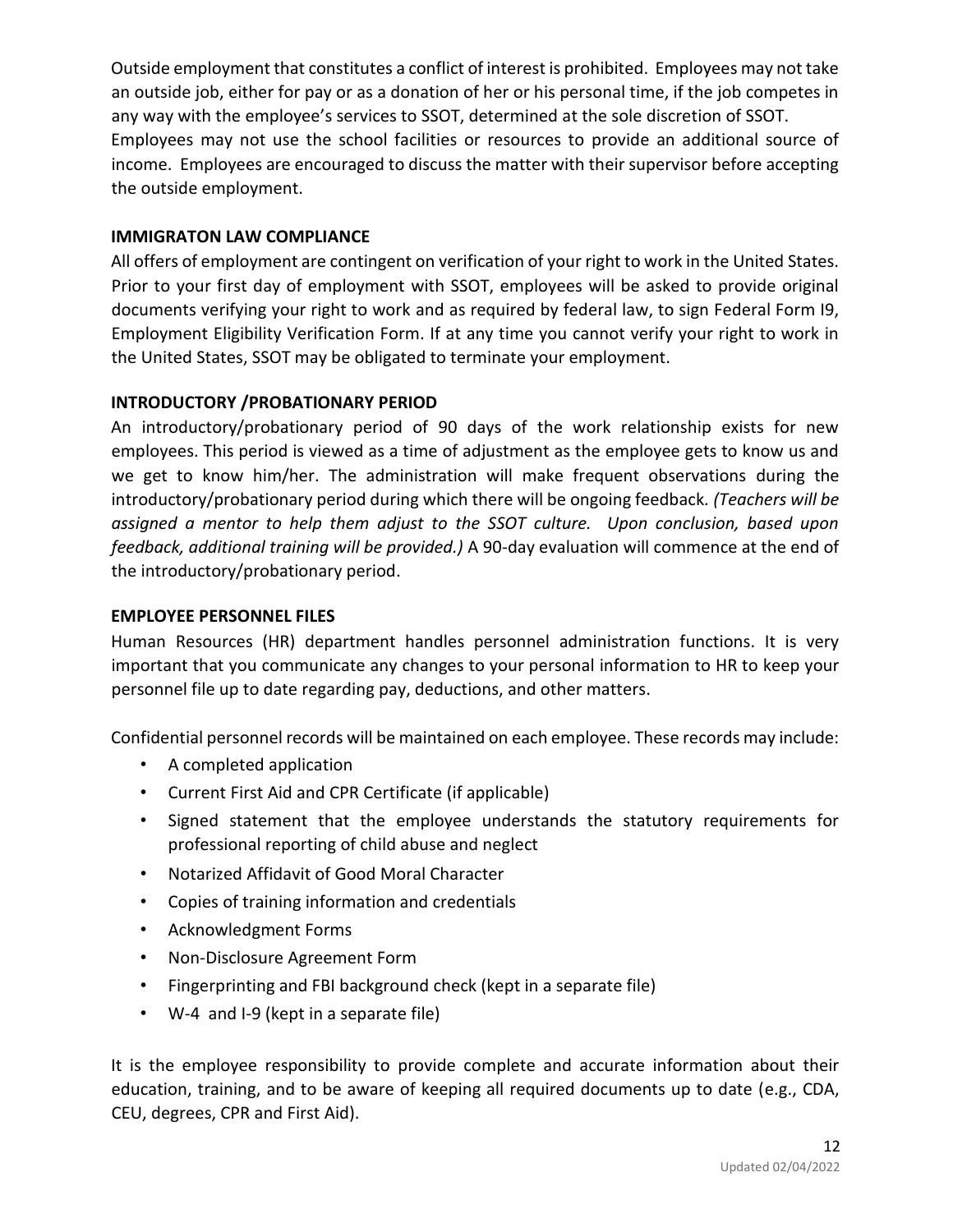Outside employment that constitutes a conflict of interest is prohibited. Employees may not take an outside job, either for pay or as a donation of her or his personal time, if the job competes in any way with the employee's services to SSOT, determined at the sole discretion of SSOT. Employees may not use the school facilities or resources to provide an additional source of income. Employees are encouraged to discuss the matter with their supervisor before accepting the outside employment.

**IMMIGRATON LAW COMPLIANCE**

All offers of employment are contingent on verification of your right to work in the United States. Prior to your first day of employment with SSOT, employees will be asked to provide original documents verifying your right to work and as required by federal law, to sign Federal Form I9, Employment Eligibility Verification Form. If at any time you cannot verify your right to work in the United States, SSOT may be obligated to terminate your employment.

**INTRODUCTORY /PROBATIONARY PERIOD**

An introductory/probationary period of 90 days of the work relationship exists for new employees. This period is viewed as a time of adjustment as the employee gets to know us and we get to know him/her. The administration will make frequent observations during the introductory/probationary period during which there will be ongoing feedback. *(Teachers will be assigned a mentor to help them adjust to the SSOT culture. Upon conclusion, based upon feedback, additional training will be provided.)* A 90-day evaluation will commence at the end of the introductory/probationary period.

**EMPLOYEE PERSONNEL FILES**

Human Resources (HR) department handles personnel administration functions. It is very important that you communicate any changes to your personal information to HR to keep your personnel file up to date regarding pay, deductions, and other matters.

Confidential personnel records will be maintained on each employee. These records may include:

- A completed application
- Current First Aid and CPR Certificate (if applicable)
- Signed statement that the employee understands the statutory requirements for professional reporting of child abuse and neglect
- Notarized Affidavit of Good Moral Character
- Copies of training information and credentials
- Acknowledgment Forms
- Non-Disclosure Agreement Form
- Fingerprinting and FBI background check (kept in a separate file)
- W-4 and I-9 (kept in a separate file)

It is the employee responsibility to provide complete and accurate information about their education, training, and to be aware of keeping all required documents up to date (e.g., CDA, CEU, degrees, CPR and First Aid).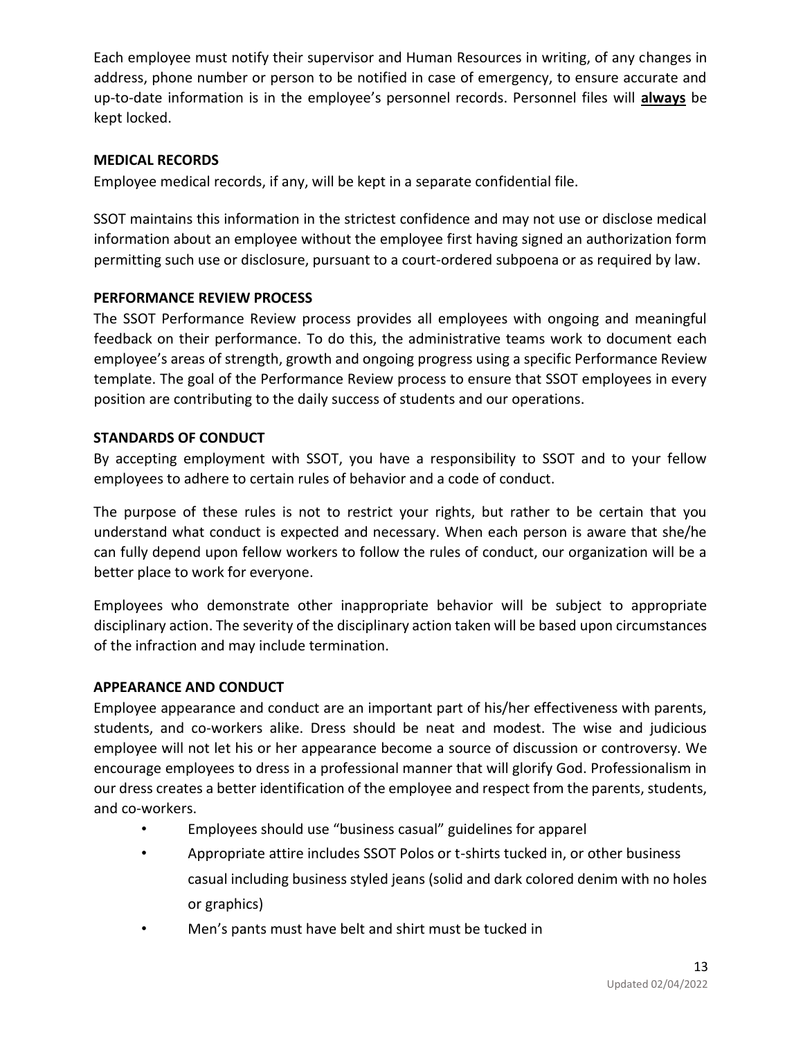Each employee must notify their supervisor and Human Resources in writing, of any changes in address, phone number or person to be notified in case of emergency, to ensure accurate and up-to-date information is in the employee's personnel records. Personnel files will **always** be kept locked.

### MEDICAL RECORDS

Employee medical records, if any, will be kept in a separate confidential file.

SSOT maintains this information in the strictest confidence and may not use or disclose medical information about an employee without the employee first having signed an authorization form permitting such use or disclosure, pursuant to a court-ordered subpoena or as required by law.

### PERFORMANCE REVIEW PROCESS

The SSOT Performance Review process provides all employees with ongoing and meaningful feedback on their performance. To do this, the administrative teams work to document each employee's areas of strength, growth and ongoing progress using a specific Performance Review template. The goal of the Performance Review process to ensure that SSOT employees in every position are contributing to the daily success of students and our operations.

### STANDARDS OF CONDUCT

By accepting employment with SSOT, you have a responsibility to SSOT and to your fellow employees to adhere to certain rules of behavior and a code of conduct.

The purpose of these rules is not to restrict your rights, but rather to be certain that you understand what conduct is expected and necessary. When each person is aware that she/he can fully depend upon fellow workers to follow the rules of conduct, our organization will be a better place to work for everyone.

Employees who demonstrate other inappropriate behavior will be subject to appropriate disciplinary action. The severity of the disciplinary action taken will be based upon circumstances of the infraction and may include termination.

### APPEARANCE AND CONDUCT

Employee appearance and conduct are an important part of his/her effectiveness with parents, students, and co-workers alike. Dress should be neat and modest. The wise and judicious employee will not let his or her appearance become a source of discussion or controversy. We encourage employees to dress in a professional manner that will glorify God. Professionalism in our dress creates a better identification of the employee and respect from the parents, students, and co-workers.

- Employees should use "business casual" guidelines for apparel
- Appropriate attire includes SSOT Polos or t-shirts tucked in, or other business casual including business styled jeans (solid and dark colored denim with no holes or graphics)
- Men's pants must have belt and shirt must be tucked in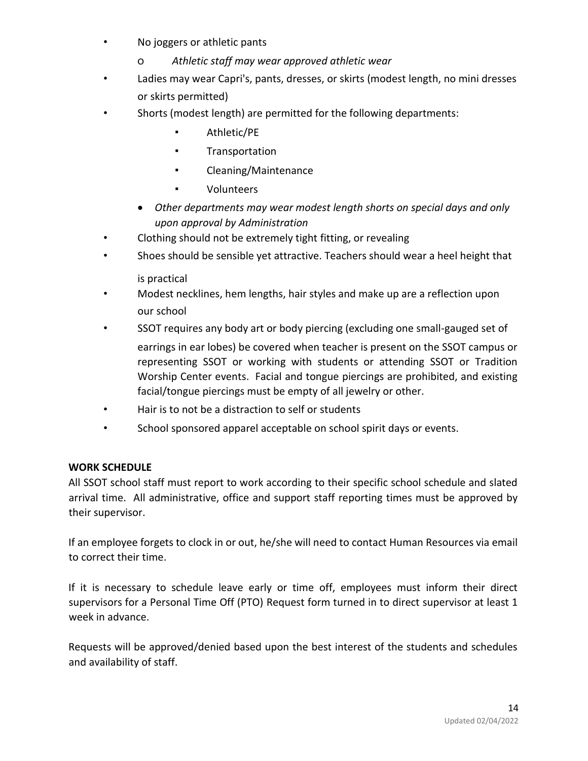- No joggers or athletic pants
    - *Athletic staff may wear approved athletic wear*
- Ladies may wear Capri's, pants, dresses, or skirts (modest length, no mini dresses or skirts permitted)
- Shorts (modest length) are permitted for the following departments:
    - Athletic/PE
    - Transportation
    - Cleaning/Maintenance
    - Volunteers
  - *Other departments may wear modest length shorts on special days and only upon approval by Administration*
- Clothing should not be extremely tight fitting, or revealing
- Shoes should be sensible yet attractive. Teachers should wear a heel height that is practical
- Modest necklines, hem lengths, hair styles and make up are a reflection upon our school
- SSOT requires any body art or body piercing (excluding one small-gauged set of earrings in ear lobes) be covered when teacher is present on the SSOT campus or representing SSOT or working with students or attending SSOT or Tradition Worship Center events. Facial and tongue piercings are prohibited, and existing facial/tongue piercings must be empty of all jewelry or other.
- Hair is to not be a distraction to self or students
- School sponsored apparel acceptable on school spirit days or events.

**WORK SCHEDULE**

All SSOT school staff must report to work according to their specific school schedule and slated arrival time. All administrative, office and support staff reporting times must be approved by their supervisor.

If an employee forgets to clock in or out, he/she will need to contact Human Resources via email to correct their time.

If it is necessary to schedule leave early or time off, employees must inform their direct supervisors for a Personal Time Off (PTO) Request form turned in to direct supervisor at least 1 week in advance.

Requests will be approved/denied based upon the best interest of the students and schedules and availability of staff.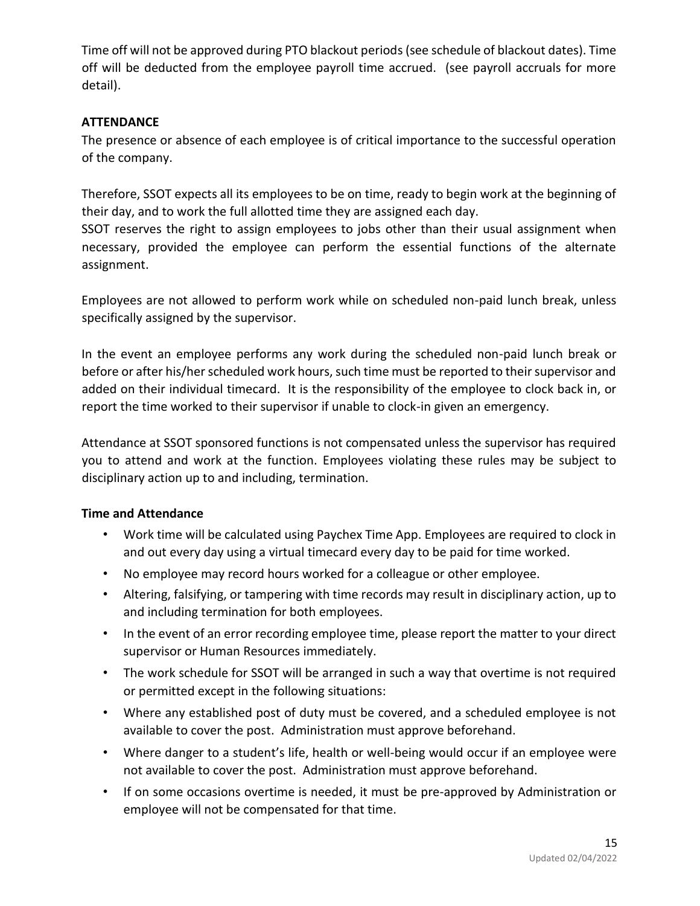Time off will not be approved during PTO blackout periods (see schedule of blackout dates). Time off will be deducted from the employee payroll time accrued. (see payroll accruals for more detail).

**ATTENDANCE**

The presence or absence of each employee is of critical importance to the successful operation of the company.

Therefore, SSOT expects all its employees to be on time, ready to begin work at the beginning of their day, and to work the full allotted time they are assigned each day.

SSOT reserves the right to assign employees to jobs other than their usual assignment when necessary, provided the employee can perform the essential functions of the alternate assignment.

Employees are not allowed to perform work while on scheduled non-paid lunch break, unless specifically assigned by the supervisor.

In the event an employee performs any work during the scheduled non-paid lunch break or before or after his/her scheduled work hours, such time must be reported to their supervisor and added on their individual timecard. It is the responsibility of the employee to clock back in, or report the time worked to their supervisor if unable to clock-in given an emergency.

Attendance at SSOT sponsored functions is not compensated unless the supervisor has required you to attend and work at the function. Employees violating these rules may be subject to disciplinary action up to and including, termination.

**Time and Attendance**

- Work time will be calculated using Paychex Time App. Employees are required to clock in and out every day using a virtual timecard every day to be paid for time worked.
- No employee may record hours worked for a colleague or other employee.
- Altering, falsifying, or tampering with time records may result in disciplinary action, up to and including termination for both employees.
- In the event of an error recording employee time, please report the matter to your direct supervisor or Human Resources immediately.
- The work schedule for SSOT will be arranged in such a way that overtime is not required or permitted except in the following situations:
- Where any established post of duty must be covered, and a scheduled employee is not available to cover the post. Administration must approve beforehand.
- Where danger to a student's life, health or well-being would occur if an employee were not available to cover the post. Administration must approve beforehand.
- If on some occasions overtime is needed, it must be pre-approved by Administration or employee will not be compensated for that time.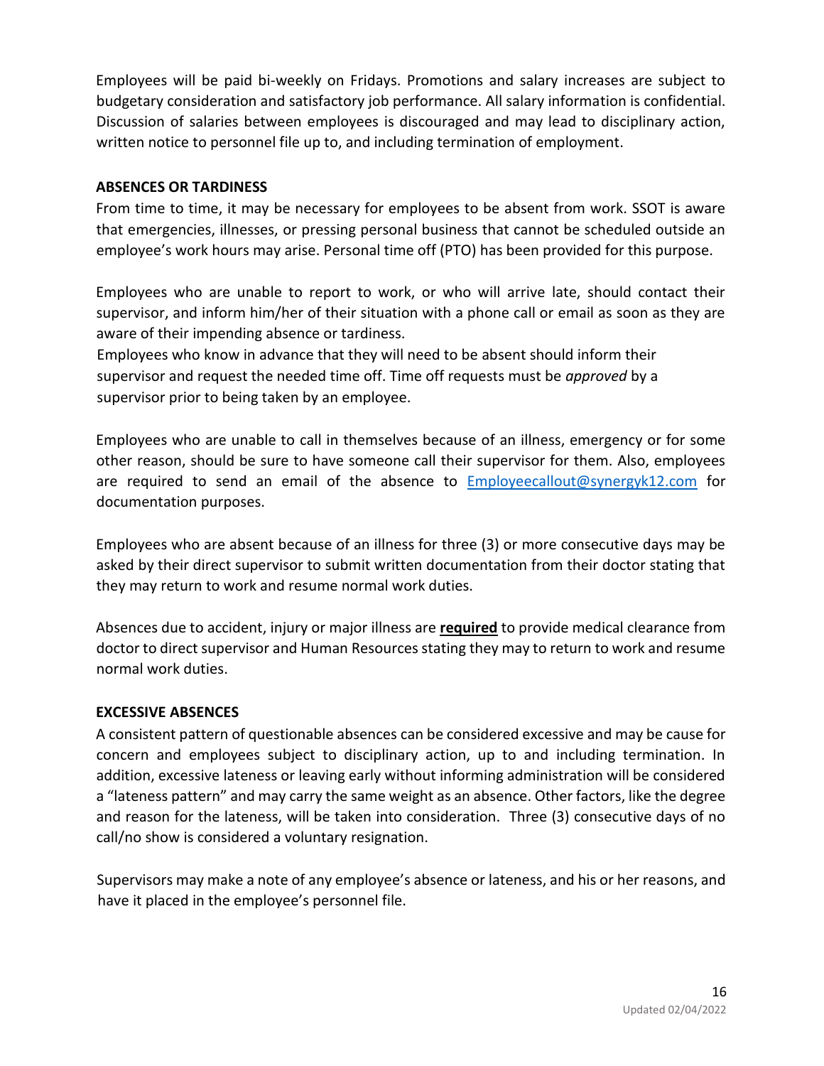Employees will be paid bi-weekly on Fridays. Promotions and salary increases are subject to budgetary consideration and satisfactory job performance. All salary information is confidential. Discussion of salaries between employees is discouraged and may lead to disciplinary action, written notice to personnel file up to, and including termination of employment.

**ABSENCES OR TARDINESS**

From time to time, it may be necessary for employees to be absent from work. SSOT is aware that emergencies, illnesses, or pressing personal business that cannot be scheduled outside an employee's work hours may arise. Personal time off (PTO) has been provided for this purpose.

Employees who are unable to report to work, or who will arrive late, should contact their supervisor, and inform him/her of their situation with a phone call or email as soon as they are aware of their impending absence or tardiness.

Employees who know in advance that they will need to be absent should inform their supervisor and request the needed time off. Time off requests must be *approved* by a supervisor prior to being taken by an employee.

Employees who are unable to call in themselves because of an illness, emergency or for some other reason, should be sure to have someone call their supervisor for them. Also, employees are required to send an email of the absence to Employeecallout@synergyk12.com for documentation purposes.

Employees who are absent because of an illness for three (3) or more consecutive days may be asked by their direct supervisor to submit written documentation from their doctor stating that they may return to work and resume normal work duties.

Absences due to accident, injury or major illness are **required** to provide medical clearance from doctor to direct supervisor and Human Resources stating they may to return to work and resume normal work duties.

**EXCESSIVE ABSENCES**

A consistent pattern of questionable absences can be considered excessive and may be cause for concern and employees subject to disciplinary action, up to and including termination. In addition, excessive lateness or leaving early without informing administration will be considered a "lateness pattern" and may carry the same weight as an absence. Other factors, like the degree and reason for the lateness, will be taken into consideration. Three (3) consecutive days of no call/no show is considered a voluntary resignation.

Supervisors may make a note of any employee's absence or lateness, and his or her reasons, and have it placed in the employee's personnel file.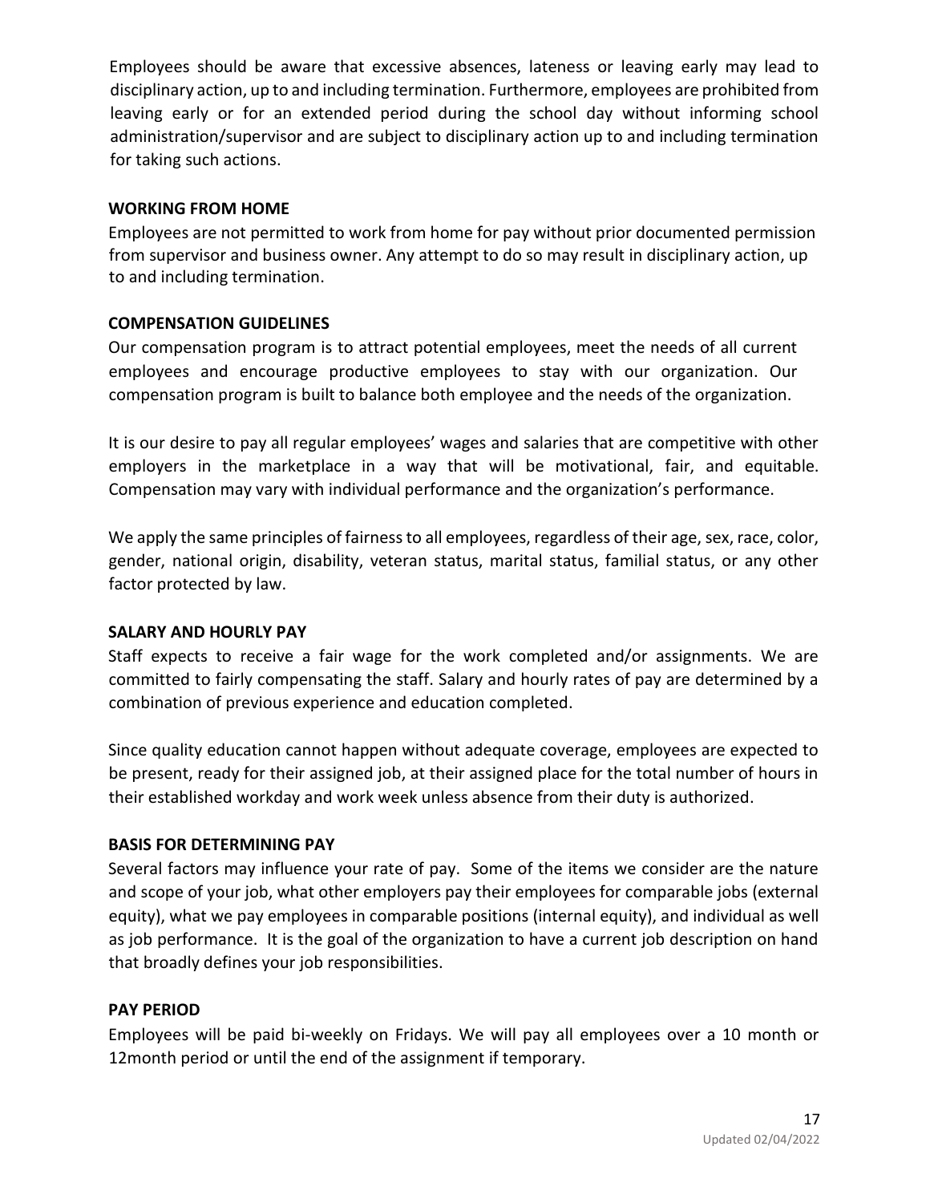Employees should be aware that excessive absences, lateness or leaving early may lead to disciplinary action, up to and including termination. Furthermore, employees are prohibited from leaving early or for an extended period during the school day without informing school administration/supervisor and are subject to disciplinary action up to and including termination for taking such actions.

## WORKING FROM HOME

Employees are not permitted to work from home for pay without prior documented permission from supervisor and business owner. Any attempt to do so may result in disciplinary action, up to and including termination.

## COMPENSATION GUIDELINES

Our compensation program is to attract potential employees, meet the needs of all current employees and encourage productive employees to stay with our organization. Our compensation program is built to balance both employee and the needs of the organization.

It is our desire to pay all regular employees' wages and salaries that are competitive with other employers in the marketplace in a way that will be motivational, fair, and equitable. Compensation may vary with individual performance and the organization's performance.

We apply the same principles of fairness to all employees, regardless of their age, sex, race, color, gender, national origin, disability, veteran status, marital status, familial status, or any other factor protected by law.

## SALARY AND HOURLY PAY

Staff expects to receive a fair wage for the work completed and/or assignments. We are committed to fairly compensating the staff. Salary and hourly rates of pay are determined by a combination of previous experience and education completed.

Since quality education cannot happen without adequate coverage, employees are expected to be present, ready for their assigned job, at their assigned place for the total number of hours in their established workday and work week unless absence from their duty is authorized.

## BASIS FOR DETERMINING PAY

Several factors may influence your rate of pay. Some of the items we consider are the nature and scope of your job, what other employers pay their employees for comparable jobs (external equity), what we pay employees in comparable positions (internal equity), and individual as well as job performance. It is the goal of the organization to have a current job description on hand that broadly defines your job responsibilities.

## PAY PERIOD

Employees will be paid bi-weekly on Fridays. We will pay all employees over a 10 month or 12month period or until the end of the assignment if temporary.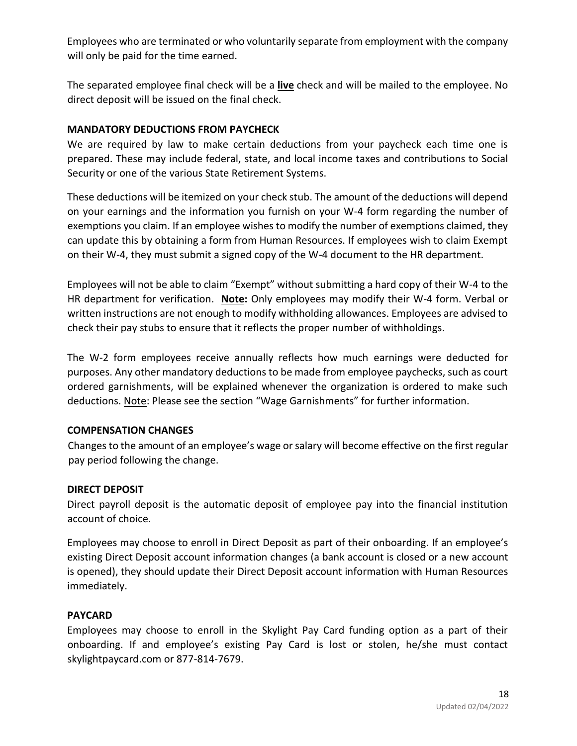Employees who are terminated or who voluntarily separate from employment with the company will only be paid for the time earned.

The separated employee final check will be a **live** check and will be mailed to the employee. No direct deposit will be issued on the final check.

**MANDATORY DEDUCTIONS FROM PAYCHECK**

We are required by law to make certain deductions from your paycheck each time one is prepared. These may include federal, state, and local income taxes and contributions to Social Security or one of the various State Retirement Systems.

These deductions will be itemized on your check stub. The amount of the deductions will depend on your earnings and the information you furnish on your W-4 form regarding the number of exemptions you claim. If an employee wishes to modify the number of exemptions claimed, they can update this by obtaining a form from Human Resources. If employees wish to claim Exempt on their W-4, they must submit a signed copy of the W-4 document to the HR department.

Employees will not be able to claim "Exempt" without submitting a hard copy of their W-4 to the HR department for verification. **Note:** Only employees may modify their W-4 form. Verbal or written instructions are not enough to modify withholding allowances. Employees are advised to check their pay stubs to ensure that it reflects the proper number of withholdings.

The W-2 form employees receive annually reflects how much earnings were deducted for purposes. Any other mandatory deductions to be made from employee paychecks, such as court ordered garnishments, will be explained whenever the organization is ordered to make such deductions. Note: Please see the section "Wage Garnishments" for further information.

**COMPENSATION CHANGES**

Changes to the amount of an employee's wage or salary will become effective on the first regular pay period following the change.

**DIRECT DEPOSIT**

Direct payroll deposit is the automatic deposit of employee pay into the financial institution account of choice.

Employees may choose to enroll in Direct Deposit as part of their onboarding. If an employee's existing Direct Deposit account information changes (a bank account is closed or a new account is opened), they should update their Direct Deposit account information with Human Resources immediately.

**PAYCARD**

Employees may choose to enroll in the Skylight Pay Card funding option as a part of their onboarding. If and employee's existing Pay Card is lost or stolen, he/she must contact skylightpaycard.com or 877-814-7679.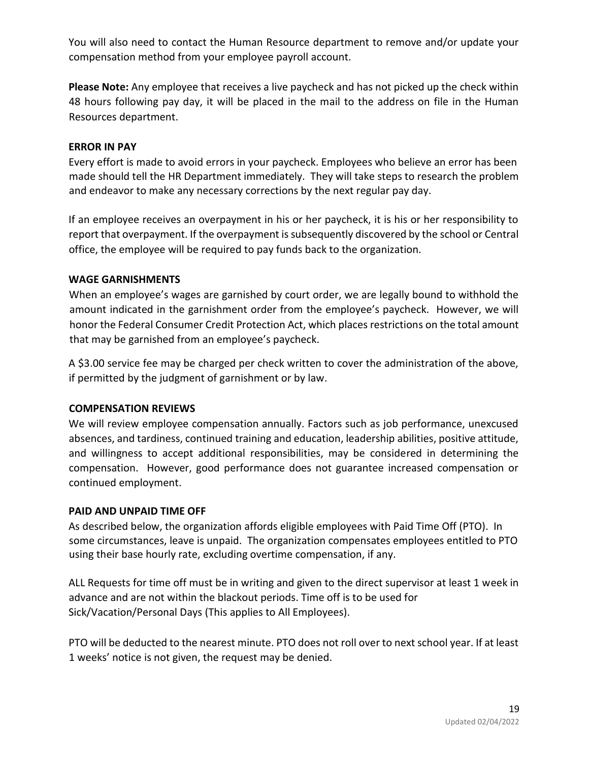You will also need to contact the Human Resource department to remove and/or update your compensation method from your employee payroll account.

**Please Note:** Any employee that receives a live paycheck and has not picked up the check within 48 hours following pay day, it will be placed in the mail to the address on file in the Human Resources department.

**ERROR IN PAY**

Every effort is made to avoid errors in your paycheck. Employees who believe an error has been made should tell the HR Department immediately. They will take steps to research the problem and endeavor to make any necessary corrections by the next regular pay day.

If an employee receives an overpayment in his or her paycheck, it is his or her responsibility to report that overpayment. If the overpayment is subsequently discovered by the school or Central office, the employee will be required to pay funds back to the organization.

**WAGE GARNISHMENTS**

When an employee's wages are garnished by court order, we are legally bound to withhold the amount indicated in the garnishment order from the employee's paycheck. However, we will honor the Federal Consumer Credit Protection Act, which places restrictions on the total amount that may be garnished from an employee's paycheck.

A $3.00 service fee may be charged per check written to cover the administration of the above, if permitted by the judgment of garnishment or by law.

**COMPENSATION REVIEWS**

We will review employee compensation annually. Factors such as job performance, unexcused absences, and tardiness, continued training and education, leadership abilities, positive attitude, and willingness to accept additional responsibilities, may be considered in determining the compensation. However, good performance does not guarantee increased compensation or continued employment.

**PAID AND UNPAID TIME OFF**

As described below, the organization affords eligible employees with Paid Time Off (PTO). In some circumstances, leave is unpaid. The organization compensates employees entitled to PTO using their base hourly rate, excluding overtime compensation, if any.

ALL Requests for time off must be in writing and given to the direct supervisor at least 1 week in advance and are not within the blackout periods. Time off is to be used for Sick/Vacation/Personal Days (This applies to All Employees).

PTO will be deducted to the nearest minute. PTO does not roll over to next school year. If at least 1 weeks' notice is not given, the request may be denied.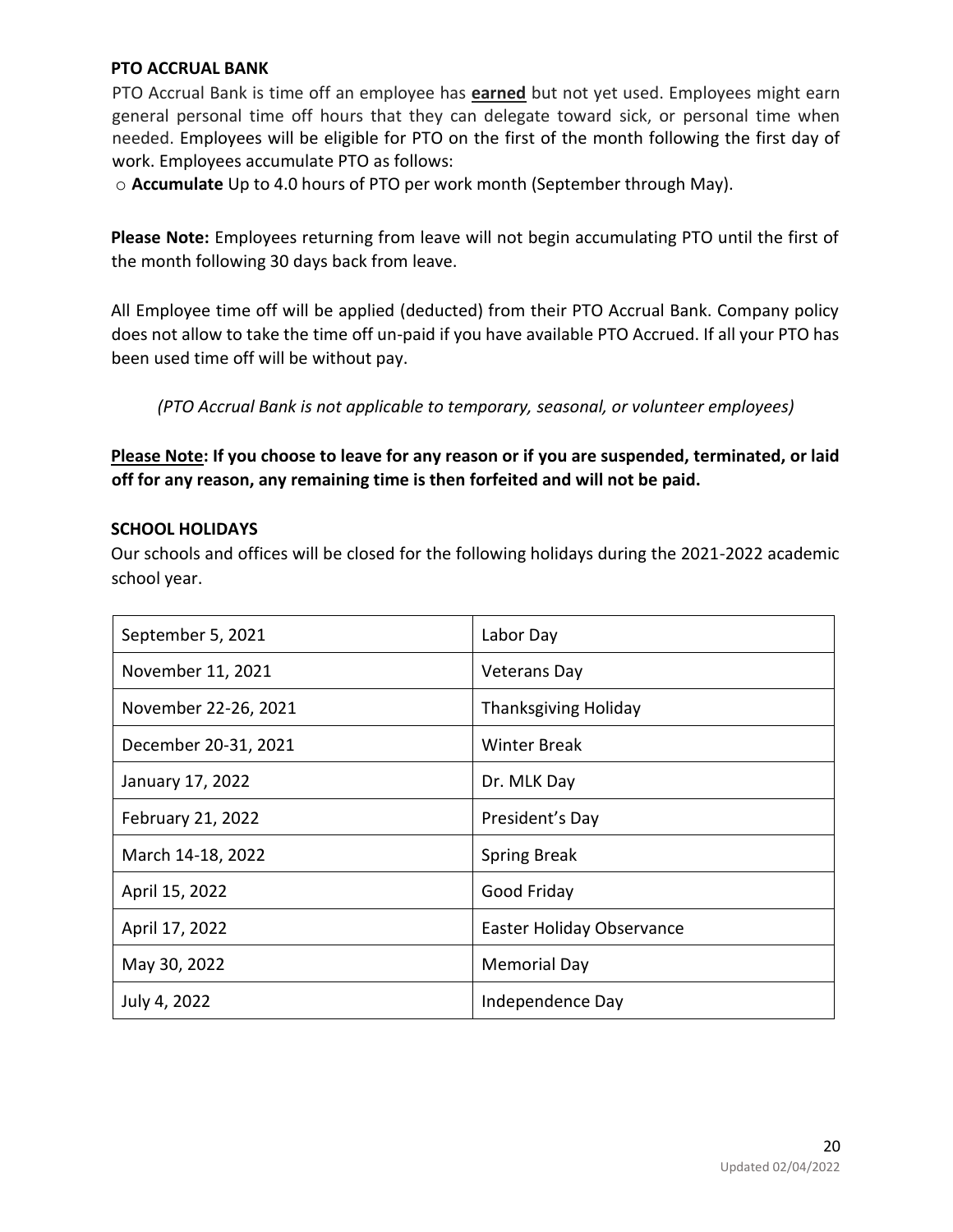### PTO ACCRUAL BANK

PTO Accrual Bank is time off an employee has **earned** but not yet used. Employees might earn general personal time off hours that they can delegate toward sick, or personal time when needed. Employees will be eligible for PTO on the first of the month following the first day of work. Employees accumulate PTO as follows:

- **Accumulate** Up to 4.0 hours of PTO per work month (September through May).

**Please Note:** Employees returning from leave will not begin accumulating PTO until the first of the month following 30 days back from leave.

All Employee time off will be applied (deducted) from their PTO Accrual Bank. Company policy does not allow to take the time off un-paid if you have available PTO Accrued. If all your PTO has been used time off will be without pay.

*(PTO Accrual Bank is not applicable to temporary, seasonal, or volunteer employees)*

**Please Note: If you choose to leave for any reason or if you are suspended, terminated, or laid off for any reason, any remaining time is then forfeited and will not be paid.**

### SCHOOL HOLIDAYS

Our schools and offices will be closed for the following holidays during the 2021-2022 academic school year.

| | |
|---|---|
| September 5, 2021 | Labor Day |
| November 11, 2021 | Veterans Day |
| November 22-26, 2021 | Thanksgiving Holiday |
| December 20-31, 2021 | Winter Break |
| January 17, 2022 | Dr. MLK Day |
| February 21, 2022 | President's Day |
| March 14-18, 2022 | Spring Break |
| April 15, 2022 | Good Friday |
| April 17, 2022 | Easter Holiday Observance |
| May 30, 2022 | Memorial Day |
| July 4, 2022 | Independence Day |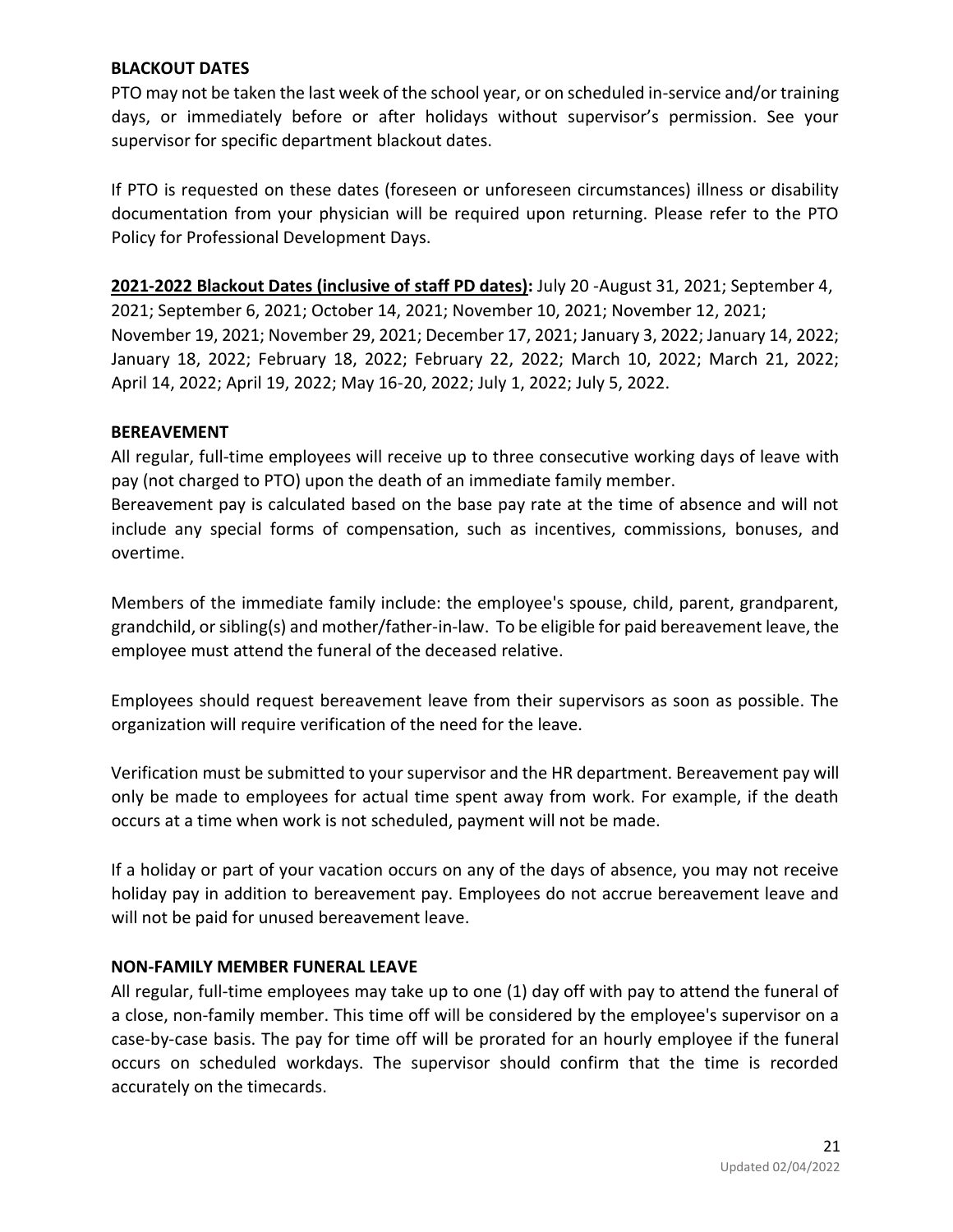### BLACKOUT DATES

PTO may not be taken the last week of the school year, or on scheduled in-service and/or training days, or immediately before or after holidays without supervisor's permission. See your supervisor for specific department blackout dates.

If PTO is requested on these dates (foreseen or unforeseen circumstances) illness or disability documentation from your physician will be required upon returning. Please refer to the PTO Policy for Professional Development Days.

**2021-2022 Blackout Dates (inclusive of staff PD dates):** July 20 -August 31, 2021; September 4, 2021; September 6, 2021; October 14, 2021; November 10, 2021; November 12, 2021; November 19, 2021; November 29, 2021; December 17, 2021; January 3, 2022; January 14, 2022; January 18, 2022; February 18, 2022; February 22, 2022; March 10, 2022; March 21, 2022; April 14, 2022; April 19, 2022; May 16-20, 2022; July 1, 2022; July 5, 2022.

### BEREAVEMENT

All regular, full-time employees will receive up to three consecutive working days of leave with pay (not charged to PTO) upon the death of an immediate family member.

Bereavement pay is calculated based on the base pay rate at the time of absence and will not include any special forms of compensation, such as incentives, commissions, bonuses, and overtime.

Members of the immediate family include: the employee's spouse, child, parent, grandparent, grandchild, or sibling(s) and mother/father-in-law. To be eligible for paid bereavement leave, the employee must attend the funeral of the deceased relative.

Employees should request bereavement leave from their supervisors as soon as possible. The organization will require verification of the need for the leave.

Verification must be submitted to your supervisor and the HR department. Bereavement pay will only be made to employees for actual time spent away from work. For example, if the death occurs at a time when work is not scheduled, payment will not be made.

If a holiday or part of your vacation occurs on any of the days of absence, you may not receive holiday pay in addition to bereavement pay. Employees do not accrue bereavement leave and will not be paid for unused bereavement leave.

### NON-FAMILY MEMBER FUNERAL LEAVE

All regular, full-time employees may take up to one (1) day off with pay to attend the funeral of a close, non-family member. This time off will be considered by the employee's supervisor on a case-by-case basis. The pay for time off will be prorated for an hourly employee if the funeral occurs on scheduled workdays. The supervisor should confirm that the time is recorded accurately on the timecards.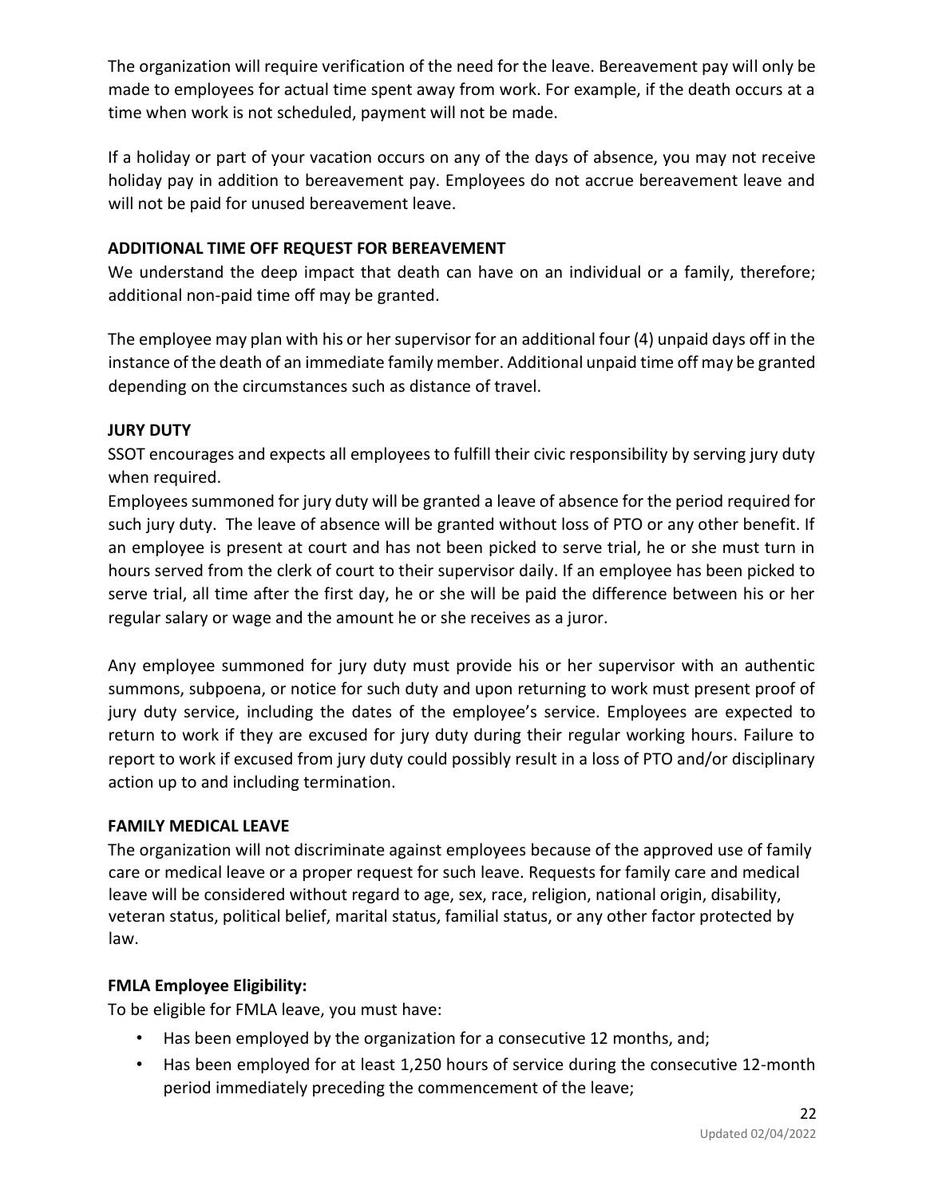The organization will require verification of the need for the leave. Bereavement pay will only be made to employees for actual time spent away from work. For example, if the death occurs at a time when work is not scheduled, payment will not be made.

If a holiday or part of your vacation occurs on any of the days of absence, you may not receive holiday pay in addition to bereavement pay. Employees do not accrue bereavement leave and will not be paid for unused bereavement leave.

**ADDITIONAL TIME OFF REQUEST FOR BEREAVEMENT**

We understand the deep impact that death can have on an individual or a family, therefore; additional non-paid time off may be granted.

The employee may plan with his or her supervisor for an additional four (4) unpaid days off in the instance of the death of an immediate family member. Additional unpaid time off may be granted depending on the circumstances such as distance of travel.

**JURY DUTY**

SSOT encourages and expects all employees to fulfill their civic responsibility by serving jury duty when required.

Employees summoned for jury duty will be granted a leave of absence for the period required for such jury duty. The leave of absence will be granted without loss of PTO or any other benefit. If an employee is present at court and has not been picked to serve trial, he or she must turn in hours served from the clerk of court to their supervisor daily. If an employee has been picked to serve trial, all time after the first day, he or she will be paid the difference between his or her regular salary or wage and the amount he or she receives as a juror.

Any employee summoned for jury duty must provide his or her supervisor with an authentic summons, subpoena, or notice for such duty and upon returning to work must present proof of jury duty service, including the dates of the employee's service. Employees are expected to return to work if they are excused for jury duty during their regular working hours. Failure to report to work if excused from jury duty could possibly result in a loss of PTO and/or disciplinary action up to and including termination.

**FAMILY MEDICAL LEAVE**

The organization will not discriminate against employees because of the approved use of family care or medical leave or a proper request for such leave. Requests for family care and medical leave will be considered without regard to age, sex, race, religion, national origin, disability, veteran status, political belief, marital status, familial status, or any other factor protected by law.

**FMLA Employee Eligibility:**

To be eligible for FMLA leave, you must have:

- Has been employed by the organization for a consecutive 12 months, and;
- Has been employed for at least 1,250 hours of service during the consecutive 12-month period immediately preceding the commencement of the leave;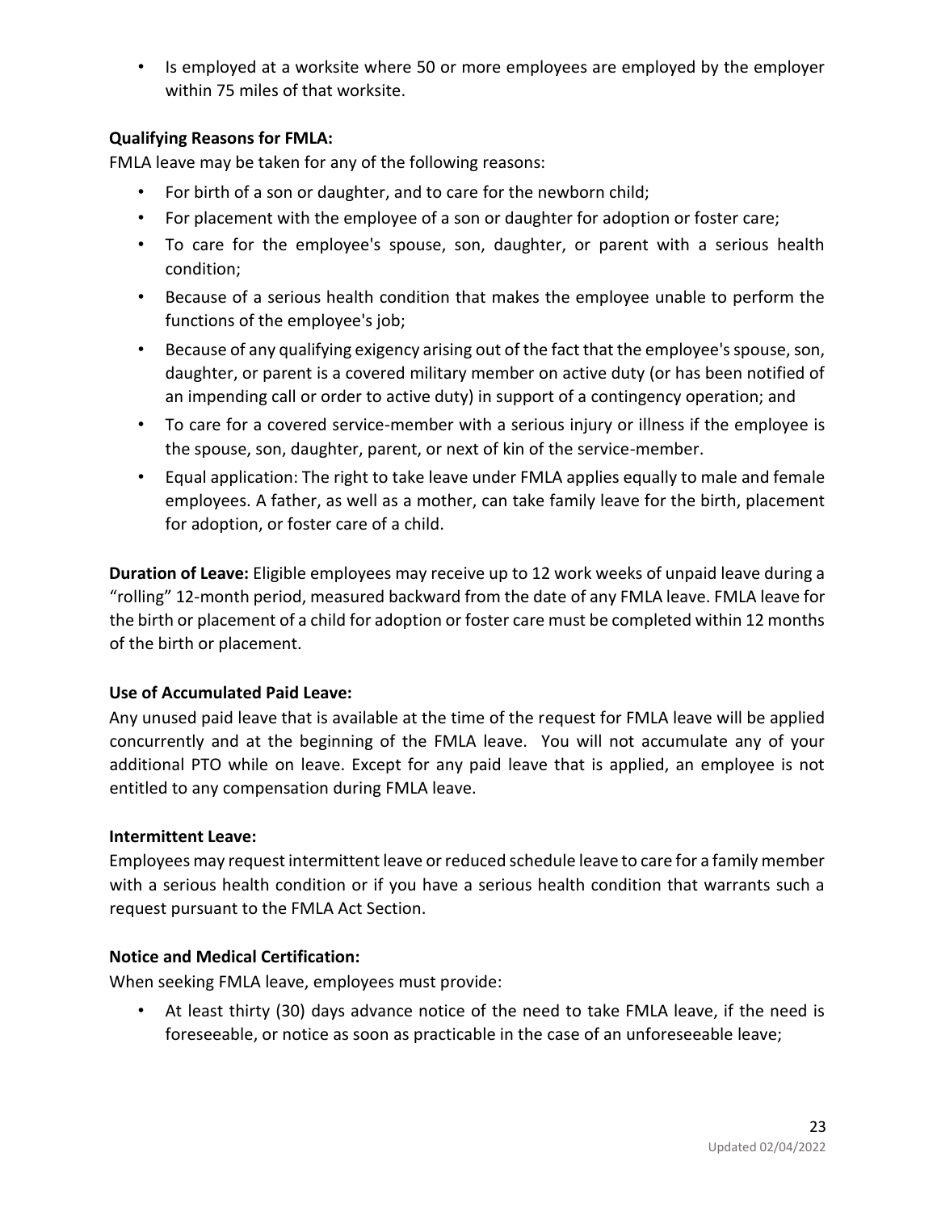- Is employed at a worksite where 50 or more employees are employed by the employer within 75 miles of that worksite.

**Qualifying Reasons for FMLA:**

FMLA leave may be taken for any of the following reasons:

- For birth of a son or daughter, and to care for the newborn child;
- For placement with the employee of a son or daughter for adoption or foster care;
- To care for the employee's spouse, son, daughter, or parent with a serious health condition;
- Because of a serious health condition that makes the employee unable to perform the functions of the employee's job;
- Because of any qualifying exigency arising out of the fact that the employee's spouse, son, daughter, or parent is a covered military member on active duty (or has been notified of an impending call or order to active duty) in support of a contingency operation; and
- To care for a covered service-member with a serious injury or illness if the employee is the spouse, son, daughter, parent, or next of kin of the service-member.
- Equal application: The right to take leave under FMLA applies equally to male and female employees. A father, as well as a mother, can take family leave for the birth, placement for adoption, or foster care of a child.

**Duration of Leave:** Eligible employees may receive up to 12 work weeks of unpaid leave during a "rolling" 12-month period, measured backward from the date of any FMLA leave. FMLA leave for the birth or placement of a child for adoption or foster care must be completed within 12 months of the birth or placement.

**Use of Accumulated Paid Leave:**

Any unused paid leave that is available at the time of the request for FMLA leave will be applied concurrently and at the beginning of the FMLA leave. You will not accumulate any of your additional PTO while on leave. Except for any paid leave that is applied, an employee is not entitled to any compensation during FMLA leave.

**Intermittent Leave:**

Employees may request intermittent leave or reduced schedule leave to care for a family member with a serious health condition or if you have a serious health condition that warrants such a request pursuant to the FMLA Act Section.

**Notice and Medical Certification:**

When seeking FMLA leave, employees must provide:

- At least thirty (30) days advance notice of the need to take FMLA leave, if the need is foreseeable, or notice as soon as practicable in the case of an unforeseeable leave;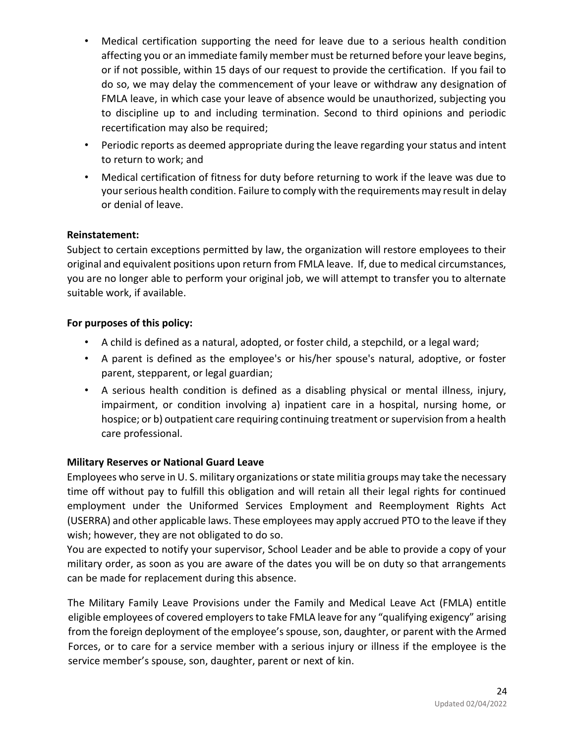- Medical certification supporting the need for leave due to a serious health condition affecting you or an immediate family member must be returned before your leave begins, or if not possible, within 15 days of our request to provide the certification. If you fail to do so, we may delay the commencement of your leave or withdraw any designation of FMLA leave, in which case your leave of absence would be unauthorized, subjecting you to discipline up to and including termination. Second to third opinions and periodic recertification may also be required;
- Periodic reports as deemed appropriate during the leave regarding your status and intent to return to work; and
- Medical certification of fitness for duty before returning to work if the leave was due to your serious health condition. Failure to comply with the requirements may result in delay or denial of leave.

**Reinstatement:**

Subject to certain exceptions permitted by law, the organization will restore employees to their original and equivalent positions upon return from FMLA leave. If, due to medical circumstances, you are no longer able to perform your original job, we will attempt to transfer you to alternate suitable work, if available.

**For purposes of this policy:**

- A child is defined as a natural, adopted, or foster child, a stepchild, or a legal ward;
- A parent is defined as the employee's or his/her spouse's natural, adoptive, or foster parent, stepparent, or legal guardian;
- A serious health condition is defined as a disabling physical or mental illness, injury, impairment, or condition involving a) inpatient care in a hospital, nursing home, or hospice; or b) outpatient care requiring continuing treatment or supervision from a health care professional.

**Military Reserves or National Guard Leave**

Employees who serve in U. S. military organizations or state militia groups may take the necessary time off without pay to fulfill this obligation and will retain all their legal rights for continued employment under the Uniformed Services Employment and Reemployment Rights Act (USERRA) and other applicable laws. These employees may apply accrued PTO to the leave if they wish; however, they are not obligated to do so.

You are expected to notify your supervisor, School Leader and be able to provide a copy of your military order, as soon as you are aware of the dates you will be on duty so that arrangements can be made for replacement during this absence.

The Military Family Leave Provisions under the Family and Medical Leave Act (FMLA) entitle eligible employees of covered employers to take FMLA leave for any "qualifying exigency" arising from the foreign deployment of the employee's spouse, son, daughter, or parent with the Armed Forces, or to care for a service member with a serious injury or illness if the employee is the service member's spouse, son, daughter, parent or next of kin.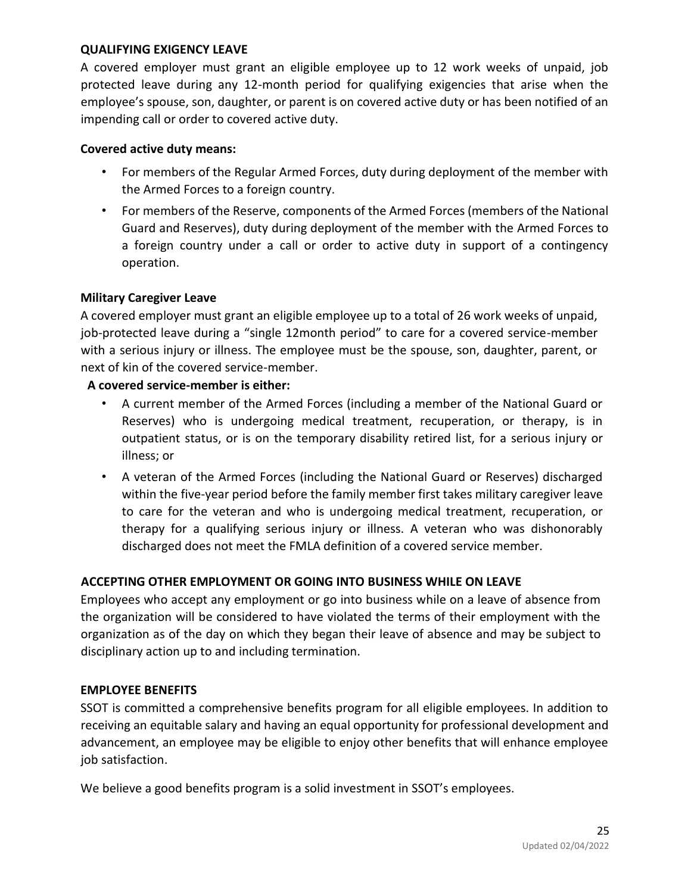**QUALIFYING EXIGENCY LEAVE**

A covered employer must grant an eligible employee up to 12 work weeks of unpaid, job protected leave during any 12-month period for qualifying exigencies that arise when the employee's spouse, son, daughter, or parent is on covered active duty or has been notified of an impending call or order to covered active duty.

**Covered active duty means:**

- For members of the Regular Armed Forces, duty during deployment of the member with the Armed Forces to a foreign country.
- For members of the Reserve, components of the Armed Forces (members of the National Guard and Reserves), duty during deployment of the member with the Armed Forces to a foreign country under a call or order to active duty in support of a contingency operation.

**Military Caregiver Leave**

A covered employer must grant an eligible employee up to a total of 26 work weeks of unpaid, job-protected leave during a "single 12month period" to care for a covered service-member with a serious injury or illness. The employee must be the spouse, son, daughter, parent, or next of kin of the covered service-member.

**A covered service-member is either:**

- A current member of the Armed Forces (including a member of the National Guard or Reserves) who is undergoing medical treatment, recuperation, or therapy, is in outpatient status, or is on the temporary disability retired list, for a serious injury or illness; or
- A veteran of the Armed Forces (including the National Guard or Reserves) discharged within the five-year period before the family member first takes military caregiver leave to care for the veteran and who is undergoing medical treatment, recuperation, or therapy for a qualifying serious injury or illness. A veteran who was dishonorably discharged does not meet the FMLA definition of a covered service member.

**ACCEPTING OTHER EMPLOYMENT OR GOING INTO BUSINESS WHILE ON LEAVE**

Employees who accept any employment or go into business while on a leave of absence from the organization will be considered to have violated the terms of their employment with the organization as of the day on which they began their leave of absence and may be subject to disciplinary action up to and including termination.

**EMPLOYEE BENEFITS**

SSOT is committed a comprehensive benefits program for all eligible employees. In addition to receiving an equitable salary and having an equal opportunity for professional development and advancement, an employee may be eligible to enjoy other benefits that will enhance employee job satisfaction.

We believe a good benefits program is a solid investment in SSOT's employees.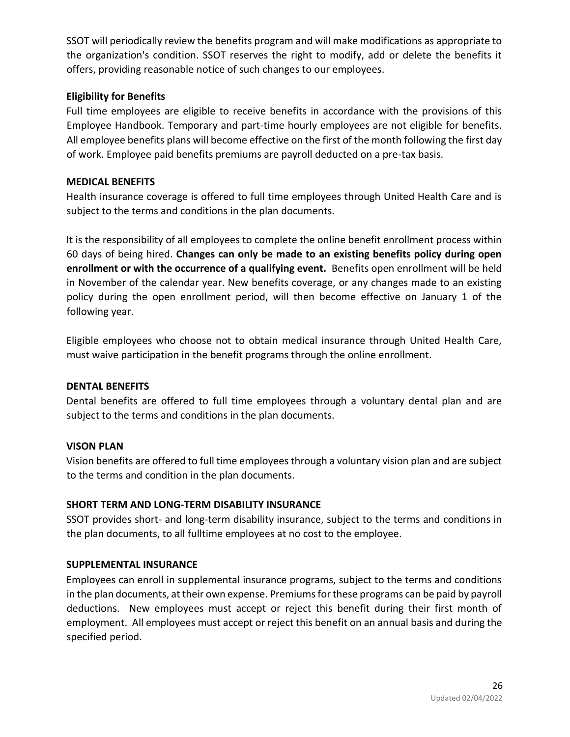SSOT will periodically review the benefits program and will make modifications as appropriate to the organization's condition. SSOT reserves the right to modify, add or delete the benefits it offers, providing reasonable notice of such changes to our employees.

### Eligibility for Benefits

Full time employees are eligible to receive benefits in accordance with the provisions of this Employee Handbook. Temporary and part-time hourly employees are not eligible for benefits. All employee benefits plans will become effective on the first of the month following the first day of work. Employee paid benefits premiums are payroll deducted on a pre-tax basis.

### MEDICAL BENEFITS

Health insurance coverage is offered to full time employees through United Health Care and is subject to the terms and conditions in the plan documents.

It is the responsibility of all employees to complete the online benefit enrollment process within 60 days of being hired. **Changes can only be made to an existing benefits policy during open enrollment or with the occurrence of a qualifying event.** Benefits open enrollment will be held in November of the calendar year. New benefits coverage, or any changes made to an existing policy during the open enrollment period, will then become effective on January 1 of the following year.

Eligible employees who choose not to obtain medical insurance through United Health Care, must waive participation in the benefit programs through the online enrollment.

### DENTAL BENEFITS

Dental benefits are offered to full time employees through a voluntary dental plan and are subject to the terms and conditions in the plan documents.

### VISON PLAN

Vision benefits are offered to full time employees through a voluntary vision plan and are subject to the terms and condition in the plan documents.

### SHORT TERM AND LONG-TERM DISABILITY INSURANCE

SSOT provides short- and long-term disability insurance, subject to the terms and conditions in the plan documents, to all fulltime employees at no cost to the employee.

### SUPPLEMENTAL INSURANCE

Employees can enroll in supplemental insurance programs, subject to the terms and conditions in the plan documents, at their own expense. Premiums for these programs can be paid by payroll deductions. New employees must accept or reject this benefit during their first month of employment. All employees must accept or reject this benefit on an annual basis and during the specified period.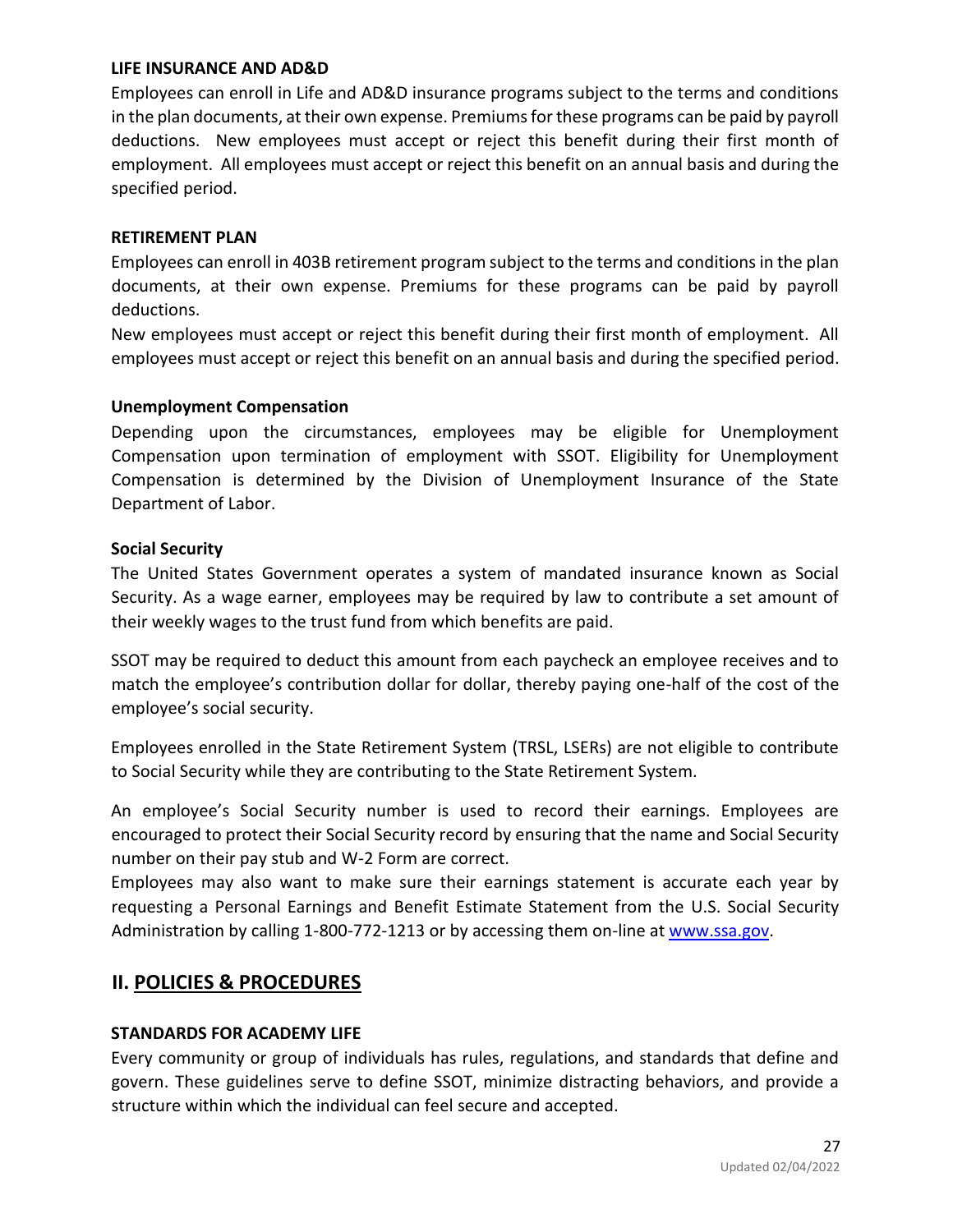**LIFE INSURANCE AND AD&D**

Employees can enroll in Life and AD&D insurance programs subject to the terms and conditions in the plan documents, at their own expense. Premiums for these programs can be paid by payroll deductions. New employees must accept or reject this benefit during their first month of employment. All employees must accept or reject this benefit on an annual basis and during the specified period.

**RETIREMENT PLAN**

Employees can enroll in 403B retirement program subject to the terms and conditions in the plan documents, at their own expense. Premiums for these programs can be paid by payroll deductions.

New employees must accept or reject this benefit during their first month of employment. All employees must accept or reject this benefit on an annual basis and during the specified period.

**Unemployment Compensation**

Depending upon the circumstances, employees may be eligible for Unemployment Compensation upon termination of employment with SSOT. Eligibility for Unemployment Compensation is determined by the Division of Unemployment Insurance of the State Department of Labor.

**Social Security**

The United States Government operates a system of mandated insurance known as Social Security. As a wage earner, employees may be required by law to contribute a set amount of their weekly wages to the trust fund from which benefits are paid.

SSOT may be required to deduct this amount from each paycheck an employee receives and to match the employee's contribution dollar for dollar, thereby paying one-half of the cost of the employee's social security.

Employees enrolled in the State Retirement System (TRSL, LSERs) are not eligible to contribute to Social Security while they are contributing to the State Retirement System.

An employee's Social Security number is used to record their earnings. Employees are encouraged to protect their Social Security record by ensuring that the name and Social Security number on their pay stub and W-2 Form are correct.

Employees may also want to make sure their earnings statement is accurate each year by requesting a Personal Earnings and Benefit Estimate Statement from the U.S. Social Security Administration by calling 1-800-772-1213 or by accessing them on-line at [www.ssa.gov](http://www.ssa.gov).

## II. POLICIES & PROCEDURES

**STANDARDS FOR ACADEMY LIFE**

Every community or group of individuals has rules, regulations, and standards that define and govern. These guidelines serve to define SSOT, minimize distracting behaviors, and provide a structure within which the individual can feel secure and accepted.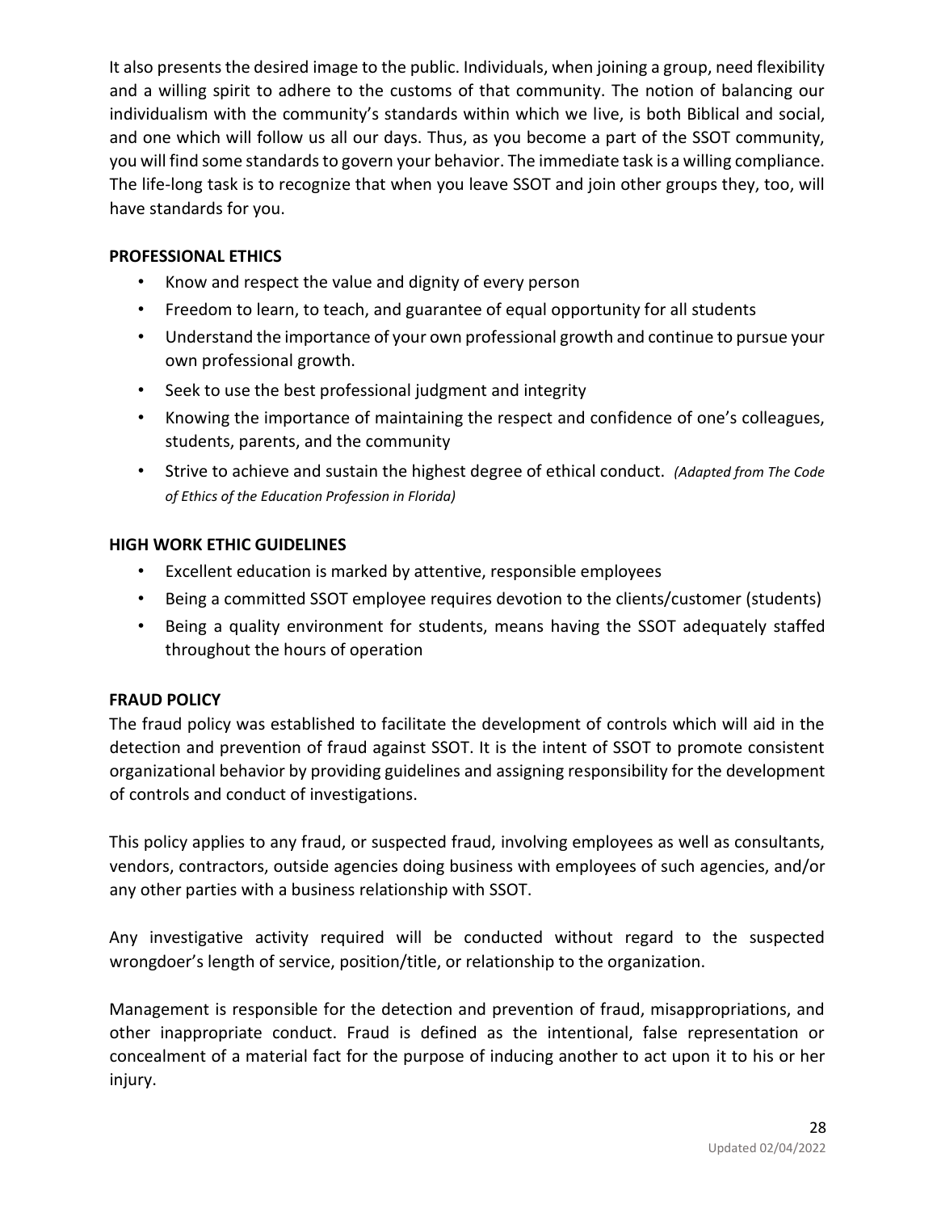It also presents the desired image to the public. Individuals, when joining a group, need flexibility and a willing spirit to adhere to the customs of that community. The notion of balancing our individualism with the community's standards within which we live, is both Biblical and social, and one which will follow us all our days. Thus, as you become a part of the SSOT community, you will find some standards to govern your behavior. The immediate task is a willing compliance. The life-long task is to recognize that when you leave SSOT and join other groups they, too, will have standards for you.

**PROFESSIONAL ETHICS**

- Know and respect the value and dignity of every person
- Freedom to learn, to teach, and guarantee of equal opportunity for all students
- Understand the importance of your own professional growth and continue to pursue your own professional growth.
- Seek to use the best professional judgment and integrity
- Knowing the importance of maintaining the respect and confidence of one's colleagues, students, parents, and the community
- Strive to achieve and sustain the highest degree of ethical conduct. *(Adapted from The Code of Ethics of the Education Profession in Florida)*

**HIGH WORK ETHIC GUIDELINES**

- Excellent education is marked by attentive, responsible employees
- Being a committed SSOT employee requires devotion to the clients/customer (students)
- Being a quality environment for students, means having the SSOT adequately staffed throughout the hours of operation

**FRAUD POLICY**

The fraud policy was established to facilitate the development of controls which will aid in the detection and prevention of fraud against SSOT. It is the intent of SSOT to promote consistent organizational behavior by providing guidelines and assigning responsibility for the development of controls and conduct of investigations.

This policy applies to any fraud, or suspected fraud, involving employees as well as consultants, vendors, contractors, outside agencies doing business with employees of such agencies, and/or any other parties with a business relationship with SSOT.

Any investigative activity required will be conducted without regard to the suspected wrongdoer's length of service, position/title, or relationship to the organization.

Management is responsible for the detection and prevention of fraud, misappropriations, and other inappropriate conduct. Fraud is defined as the intentional, false representation or concealment of a material fact for the purpose of inducing another to act upon it to his or her injury.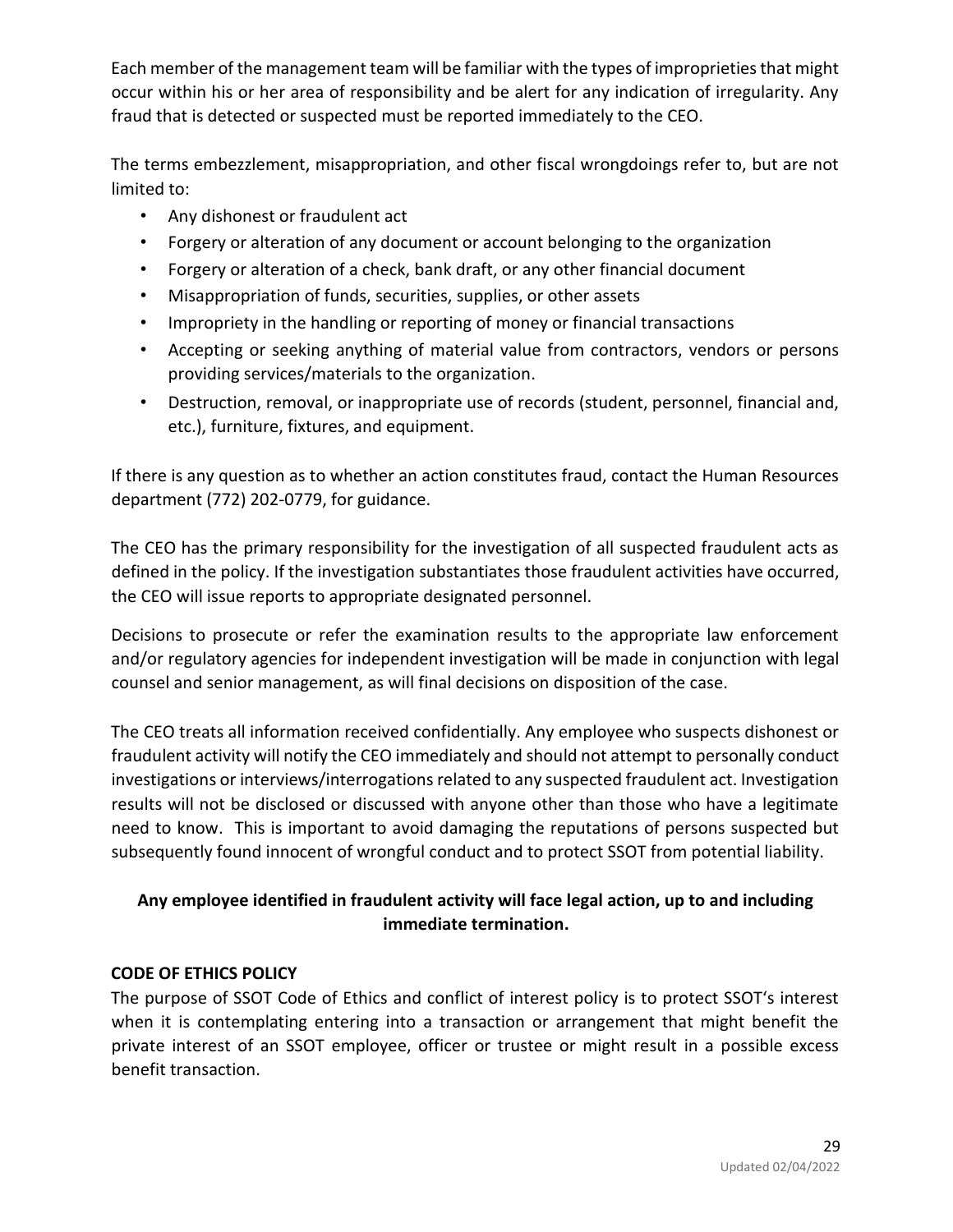Each member of the management team will be familiar with the types of improprieties that might occur within his or her area of responsibility and be alert for any indication of irregularity. Any fraud that is detected or suspected must be reported immediately to the CEO.

The terms embezzlement, misappropriation, and other fiscal wrongdoings refer to, but are not limited to:

- Any dishonest or fraudulent act
- Forgery or alteration of any document or account belonging to the organization
- Forgery or alteration of a check, bank draft, or any other financial document
- Misappropriation of funds, securities, supplies, or other assets
- Impropriety in the handling or reporting of money or financial transactions
- Accepting or seeking anything of material value from contractors, vendors or persons providing services/materials to the organization.
- Destruction, removal, or inappropriate use of records (student, personnel, financial and, etc.), furniture, fixtures, and equipment.

If there is any question as to whether an action constitutes fraud, contact the Human Resources department (772) 202-0779, for guidance.

The CEO has the primary responsibility for the investigation of all suspected fraudulent acts as defined in the policy. If the investigation substantiates those fraudulent activities have occurred, the CEO will issue reports to appropriate designated personnel.

Decisions to prosecute or refer the examination results to the appropriate law enforcement and/or regulatory agencies for independent investigation will be made in conjunction with legal counsel and senior management, as will final decisions on disposition of the case.

The CEO treats all information received confidentially. Any employee who suspects dishonest or fraudulent activity will notify the CEO immediately and should not attempt to personally conduct investigations or interviews/interrogations related to any suspected fraudulent act. Investigation results will not be disclosed or discussed with anyone other than those who have a legitimate need to know. This is important to avoid damaging the reputations of persons suspected but subsequently found innocent of wrongful conduct and to protect SSOT from potential liability.

**Any employee identified in fraudulent activity will face legal action, up to and including immediate termination.**

**CODE OF ETHICS POLICY**

The purpose of SSOT Code of Ethics and conflict of interest policy is to protect SSOT's interest when it is contemplating entering into a transaction or arrangement that might benefit the private interest of an SSOT employee, officer or trustee or might result in a possible excess benefit transaction.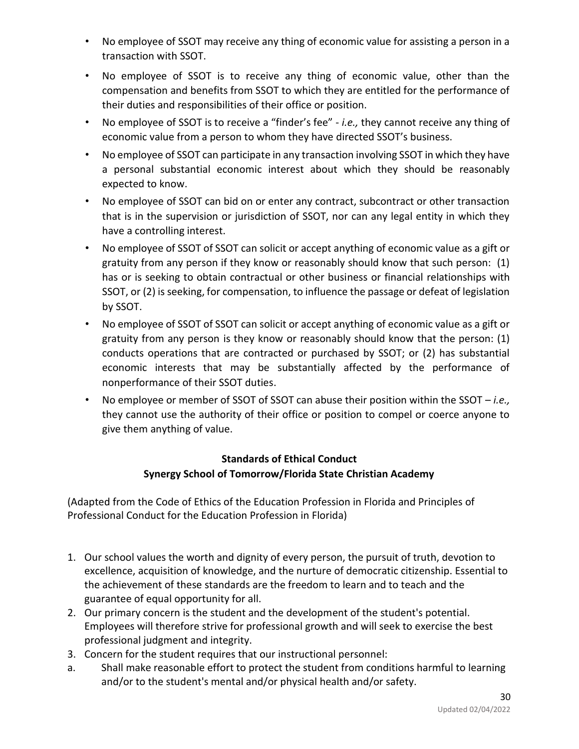- No employee of SSOT may receive any thing of economic value for assisting a person in a transaction with SSOT.
- No employee of SSOT is to receive any thing of economic value, other than the compensation and benefits from SSOT to which they are entitled for the performance of their duties and responsibilities of their office or position.
- No employee of SSOT is to receive a "finder's fee" - *i.e.,* they cannot receive any thing of economic value from a person to whom they have directed SSOT's business.
- No employee of SSOT can participate in any transaction involving SSOT in which they have a personal substantial economic interest about which they should be reasonably expected to know.
- No employee of SSOT can bid on or enter any contract, subcontract or other transaction that is in the supervision or jurisdiction of SSOT, nor can any legal entity in which they have a controlling interest.
- No employee of SSOT of SSOT can solicit or accept anything of economic value as a gift or gratuity from any person if they know or reasonably should know that such person: (1) has or is seeking to obtain contractual or other business or financial relationships with SSOT, or (2) is seeking, for compensation, to influence the passage or defeat of legislation by SSOT.
- No employee of SSOT of SSOT can solicit or accept anything of economic value as a gift or gratuity from any person is they know or reasonably should know that the person: (1) conducts operations that are contracted or purchased by SSOT; or (2) has substantial economic interests that may be substantially affected by the performance of nonperformance of their SSOT duties.
- No employee or member of SSOT of SSOT can abuse their position within the SSOT – *i.e.,* they cannot use the authority of their office or position to compel or coerce anyone to give them anything of value.

**Standards of Ethical Conduct**
**Synergy School of Tomorrow/Florida State Christian Academy**

(Adapted from the Code of Ethics of the Education Profession in Florida and Principles of Professional Conduct for the Education Profession in Florida)

1. Our school values the worth and dignity of every person, the pursuit of truth, devotion to excellence, acquisition of knowledge, and the nurture of democratic citizenship. Essential to the achievement of these standards are the freedom to learn and to teach and the guarantee of equal opportunity for all.
2. Our primary concern is the student and the development of the student's potential. Employees will therefore strive for professional growth and will seek to exercise the best professional judgment and integrity.
3. Concern for the student requires that our instructional personnel:

a. Shall make reasonable effort to protect the student from conditions harmful to learning and/or to the student's mental and/or physical health and/or safety.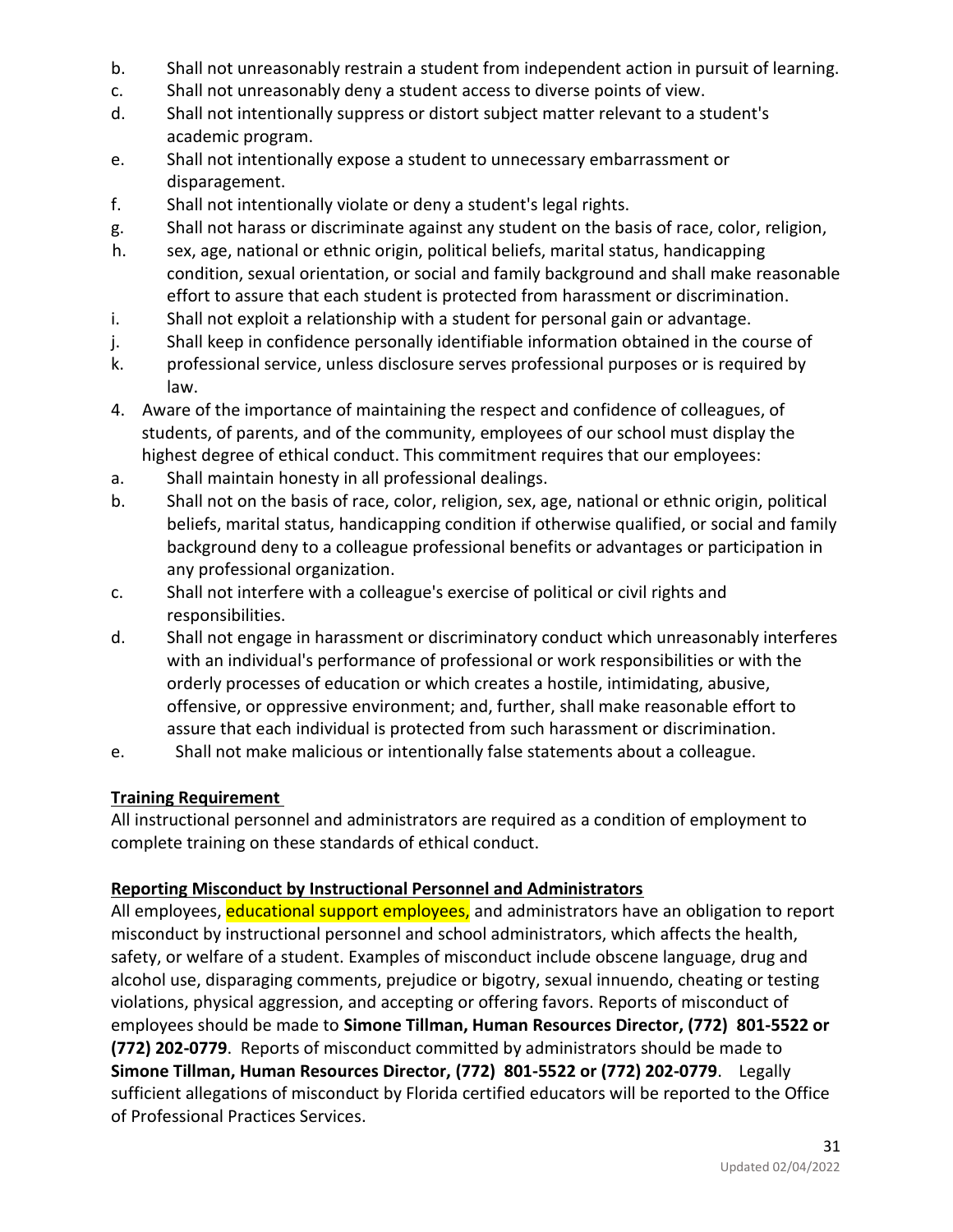b. Shall not unreasonably restrain a student from independent action in pursuit of learning.
c. Shall not unreasonably deny a student access to diverse points of view.
d. Shall not intentionally suppress or distort subject matter relevant to a student's academic program.
e. Shall not intentionally expose a student to unnecessary embarrassment or disparagement.
f. Shall not intentionally violate or deny a student's legal rights.
g. Shall not harass or discriminate against any student on the basis of race, color, religion,
h. sex, age, national or ethnic origin, political beliefs, marital status, handicapping condition, sexual orientation, or social and family background and shall make reasonable effort to assure that each student is protected from harassment or discrimination.
i. Shall not exploit a relationship with a student for personal gain or advantage.
j. Shall keep in confidence personally identifiable information obtained in the course of
k. professional service, unless disclosure serves professional purposes or is required by law.

4. Aware of the importance of maintaining the respect and confidence of colleagues, of students, of parents, and of the community, employees of our school must display the highest degree of ethical conduct. This commitment requires that our employees:

a. Shall maintain honesty in all professional dealings.
b. Shall not on the basis of race, color, religion, sex, age, national or ethnic origin, political beliefs, marital status, handicapping condition if otherwise qualified, or social and family background deny to a colleague professional benefits or advantages or participation in any professional organization.
c. Shall not interfere with a colleague's exercise of political or civil rights and responsibilities.
d. Shall not engage in harassment or discriminatory conduct which unreasonably interferes with an individual's performance of professional or work responsibilities or with the orderly processes of education or which creates a hostile, intimidating, abusive, offensive, or oppressive environment; and, further, shall make reasonable effort to assure that each individual is protected from such harassment or discrimination.
e. Shall not make malicious or intentionally false statements about a colleague.

**Training Requirement**

All instructional personnel and administrators are required as a condition of employment to complete training on these standards of ethical conduct.

**Reporting Misconduct by Instructional Personnel and Administrators**

All employees, educational support employees, and administrators have an obligation to report misconduct by instructional personnel and school administrators, which affects the health, safety, or welfare of a student. Examples of misconduct include obscene language, drug and alcohol use, disparaging comments, prejudice or bigotry, sexual innuendo, cheating or testing violations, physical aggression, and accepting or offering favors. Reports of misconduct of employees should be made to **Simone Tillman, Human Resources Director, (772) 801-5522 or (772) 202-0779**. Reports of misconduct committed by administrators should be made to **Simone Tillman, Human Resources Director, (772) 801-5522 or (772) 202-0779**. Legally sufficient allegations of misconduct by Florida certified educators will be reported to the Office of Professional Practices Services.

Updated 02/04/2022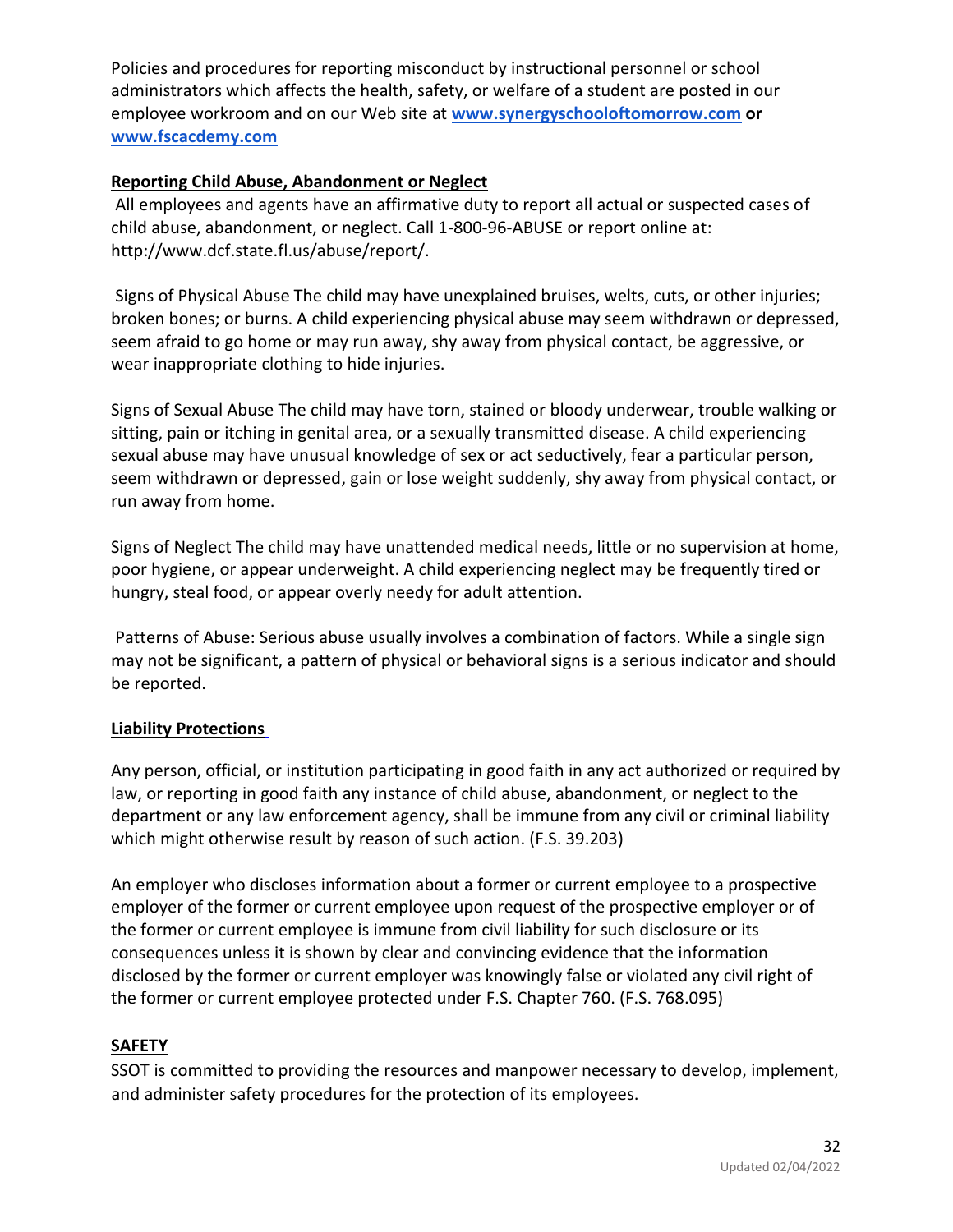Policies and procedures for reporting misconduct by instructional personnel or school administrators which affects the health, safety, or welfare of a student are posted in our employee workroom and on our Web site at **[www.synergyschooloftomorrow.com](http://www.synergyschooloftomorrow.com)** **or** **[www.fscacdemy.com](http://www.fscacdemy.com)**

**Reporting Child Abuse, Abandonment or Neglect**

All employees and agents have an affirmative duty to report all actual or suspected cases of child abuse, abandonment, or neglect. Call 1-800-96-ABUSE or report online at: http://www.dcf.state.fl.us/abuse/report/.

Signs of Physical Abuse The child may have unexplained bruises, welts, cuts, or other injuries; broken bones; or burns. A child experiencing physical abuse may seem withdrawn or depressed, seem afraid to go home or may run away, shy away from physical contact, be aggressive, or wear inappropriate clothing to hide injuries.

Signs of Sexual Abuse The child may have torn, stained or bloody underwear, trouble walking or sitting, pain or itching in genital area, or a sexually transmitted disease. A child experiencing sexual abuse may have unusual knowledge of sex or act seductively, fear a particular person, seem withdrawn or depressed, gain or lose weight suddenly, shy away from physical contact, or run away from home.

Signs of Neglect The child may have unattended medical needs, little or no supervision at home, poor hygiene, or appear underweight. A child experiencing neglect may be frequently tired or hungry, steal food, or appear overly needy for adult attention.

Patterns of Abuse: Serious abuse usually involves a combination of factors. While a single sign may not be significant, a pattern of physical or behavioral signs is a serious indicator and should be reported.

**Liability Protections**

Any person, official, or institution participating in good faith in any act authorized or required by law, or reporting in good faith any instance of child abuse, abandonment, or neglect to the department or any law enforcement agency, shall be immune from any civil or criminal liability which might otherwise result by reason of such action. (F.S. 39.203)

An employer who discloses information about a former or current employee to a prospective employer of the former or current employee upon request of the prospective employer or of the former or current employee is immune from civil liability for such disclosure or its consequences unless it is shown by clear and convincing evidence that the information disclosed by the former or current employer was knowingly false or violated any civil right of the former or current employee protected under F.S. Chapter 760. (F.S. 768.095)

**SAFETY**

SSOT is committed to providing the resources and manpower necessary to develop, implement, and administer safety procedures for the protection of its employees.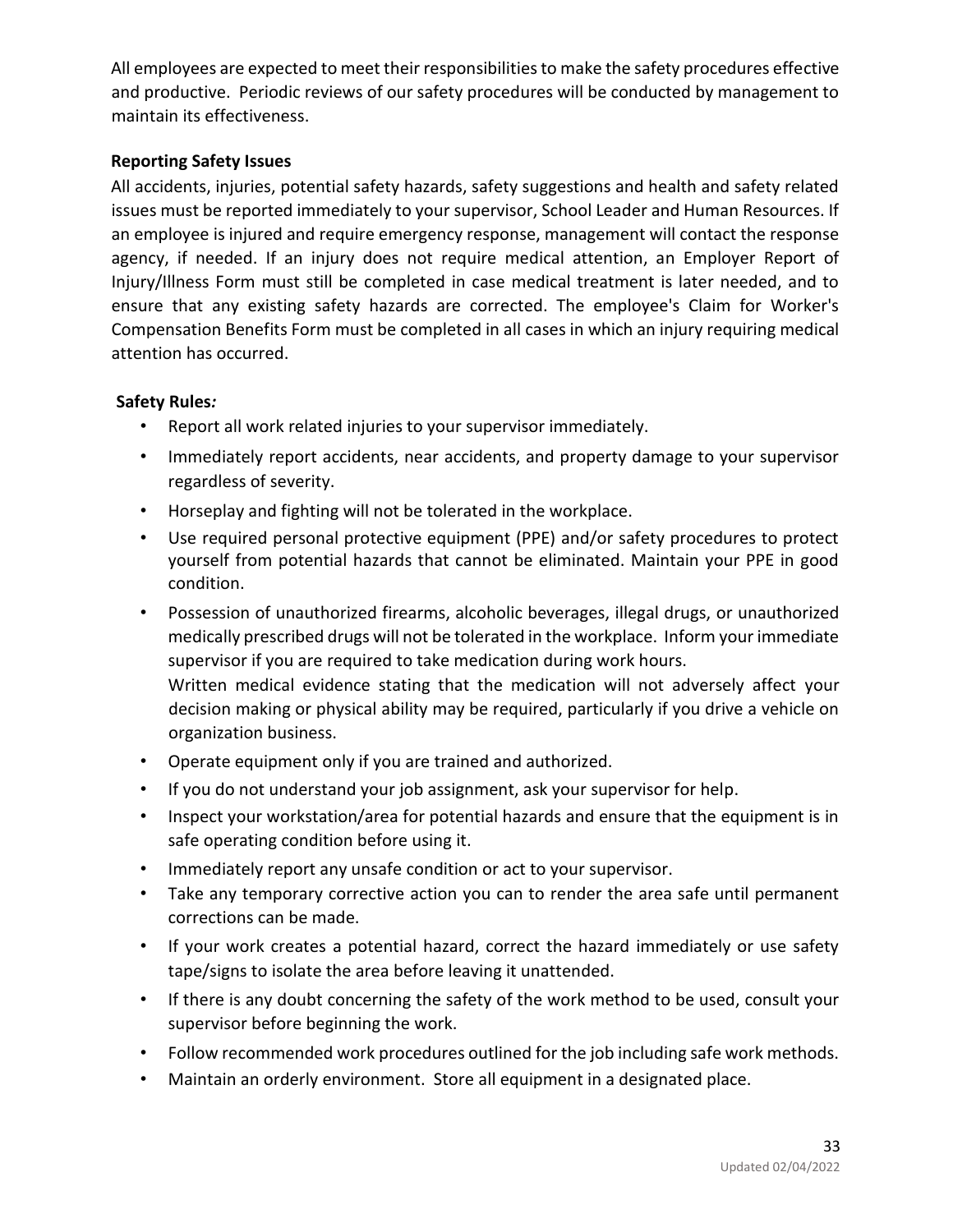All employees are expected to meet their responsibilities to make the safety procedures effective and productive. Periodic reviews of our safety procedures will be conducted by management to maintain its effectiveness.

**Reporting Safety Issues**

All accidents, injuries, potential safety hazards, safety suggestions and health and safety related issues must be reported immediately to your supervisor, School Leader and Human Resources. If an employee is injured and require emergency response, management will contact the response agency, if needed. If an injury does not require medical attention, an Employer Report of Injury/Illness Form must still be completed in case medical treatment is later needed, and to ensure that any existing safety hazards are corrected. The employee's Claim for Worker's Compensation Benefits Form must be completed in all cases in which an injury requiring medical attention has occurred.

**Safety Rules*:***

- Report all work related injuries to your supervisor immediately.
- Immediately report accidents, near accidents, and property damage to your supervisor regardless of severity.
- Horseplay and fighting will not be tolerated in the workplace.
- Use required personal protective equipment (PPE) and/or safety procedures to protect yourself from potential hazards that cannot be eliminated. Maintain your PPE in good condition.
- Possession of unauthorized firearms, alcoholic beverages, illegal drugs, or unauthorized medically prescribed drugs will not be tolerated in the workplace. Inform your immediate supervisor if you are required to take medication during work hours.
  Written medical evidence stating that the medication will not adversely affect your decision making or physical ability may be required, particularly if you drive a vehicle on organization business.
- Operate equipment only if you are trained and authorized.
- If you do not understand your job assignment, ask your supervisor for help.
- Inspect your workstation/area for potential hazards and ensure that the equipment is in safe operating condition before using it.
- Immediately report any unsafe condition or act to your supervisor.
- Take any temporary corrective action you can to render the area safe until permanent corrections can be made.
- If your work creates a potential hazard, correct the hazard immediately or use safety tape/signs to isolate the area before leaving it unattended.
- If there is any doubt concerning the safety of the work method to be used, consult your supervisor before beginning the work.
- Follow recommended work procedures outlined for the job including safe work methods.
- Maintain an orderly environment. Store all equipment in a designated place.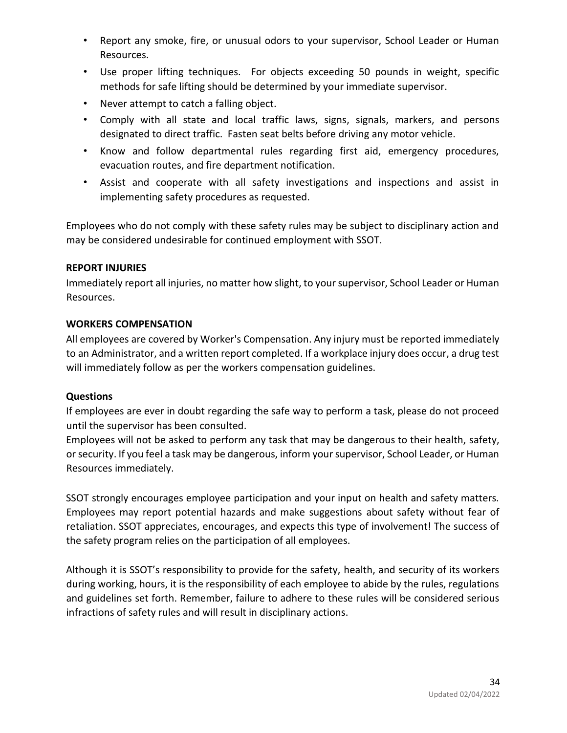- Report any smoke, fire, or unusual odors to your supervisor, School Leader or Human Resources.
- Use proper lifting techniques. For objects exceeding 50 pounds in weight, specific methods for safe lifting should be determined by your immediate supervisor.
- Never attempt to catch a falling object.
- Comply with all state and local traffic laws, signs, signals, markers, and persons designated to direct traffic. Fasten seat belts before driving any motor vehicle.
- Know and follow departmental rules regarding first aid, emergency procedures, evacuation routes, and fire department notification.
- Assist and cooperate with all safety investigations and inspections and assist in implementing safety procedures as requested.

Employees who do not comply with these safety rules may be subject to disciplinary action and may be considered undesirable for continued employment with SSOT.

**REPORT INJURIES**

Immediately report all injuries, no matter how slight, to your supervisor, School Leader or Human Resources.

**WORKERS COMPENSATION**

All employees are covered by Worker's Compensation. Any injury must be reported immediately to an Administrator, and a written report completed. If a workplace injury does occur, a drug test will immediately follow as per the workers compensation guidelines.

**Questions**

If employees are ever in doubt regarding the safe way to perform a task, please do not proceed until the supervisor has been consulted.

Employees will not be asked to perform any task that may be dangerous to their health, safety, or security. If you feel a task may be dangerous, inform your supervisor, School Leader, or Human Resources immediately.

SSOT strongly encourages employee participation and your input on health and safety matters. Employees may report potential hazards and make suggestions about safety without fear of retaliation. SSOT appreciates, encourages, and expects this type of involvement! The success of the safety program relies on the participation of all employees.

Although it is SSOT's responsibility to provide for the safety, health, and security of its workers during working, hours, it is the responsibility of each employee to abide by the rules, regulations and guidelines set forth. Remember, failure to adhere to these rules will be considered serious infractions of safety rules and will result in disciplinary actions.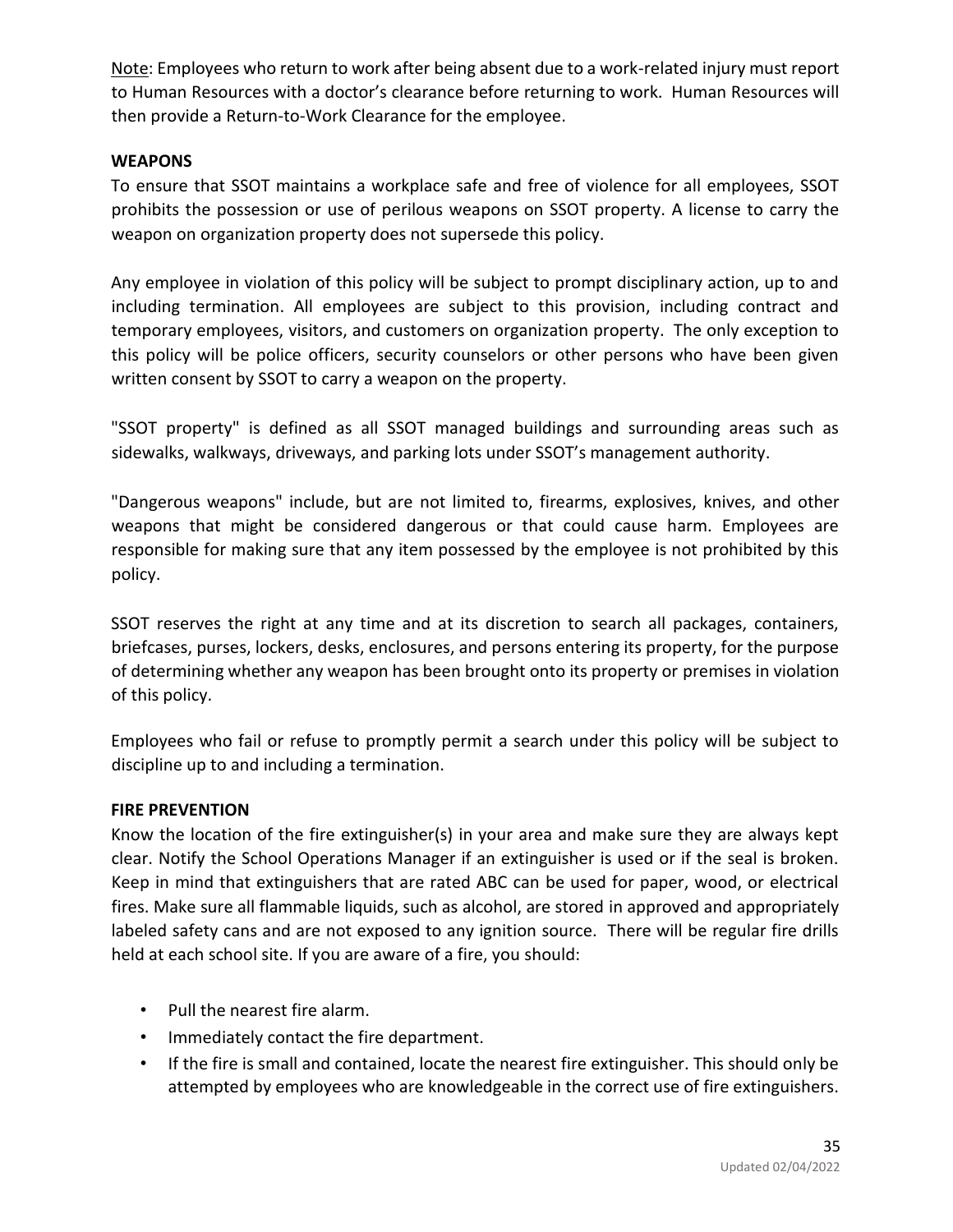Note: Employees who return to work after being absent due to a work-related injury must report to Human Resources with a doctor's clearance before returning to work. Human Resources will then provide a Return-to-Work Clearance for the employee.

**WEAPONS**

To ensure that SSOT maintains a workplace safe and free of violence for all employees, SSOT prohibits the possession or use of perilous weapons on SSOT property. A license to carry the weapon on organization property does not supersede this policy.

Any employee in violation of this policy will be subject to prompt disciplinary action, up to and including termination. All employees are subject to this provision, including contract and temporary employees, visitors, and customers on organization property. The only exception to this policy will be police officers, security counselors or other persons who have been given written consent by SSOT to carry a weapon on the property.

"SSOT property" is defined as all SSOT managed buildings and surrounding areas such as sidewalks, walkways, driveways, and parking lots under SSOT's management authority.

"Dangerous weapons" include, but are not limited to, firearms, explosives, knives, and other weapons that might be considered dangerous or that could cause harm. Employees are responsible for making sure that any item possessed by the employee is not prohibited by this policy.

SSOT reserves the right at any time and at its discretion to search all packages, containers, briefcases, purses, lockers, desks, enclosures, and persons entering its property, for the purpose of determining whether any weapon has been brought onto its property or premises in violation of this policy.

Employees who fail or refuse to promptly permit a search under this policy will be subject to discipline up to and including a termination.

**FIRE PREVENTION**

Know the location of the fire extinguisher(s) in your area and make sure they are always kept clear. Notify the School Operations Manager if an extinguisher is used or if the seal is broken. Keep in mind that extinguishers that are rated ABC can be used for paper, wood, or electrical fires. Make sure all flammable liquids, such as alcohol, are stored in approved and appropriately labeled safety cans and are not exposed to any ignition source. There will be regular fire drills held at each school site. If you are aware of a fire, you should:

- Pull the nearest fire alarm.
- Immediately contact the fire department.
- If the fire is small and contained, locate the nearest fire extinguisher. This should only be attempted by employees who are knowledgeable in the correct use of fire extinguishers.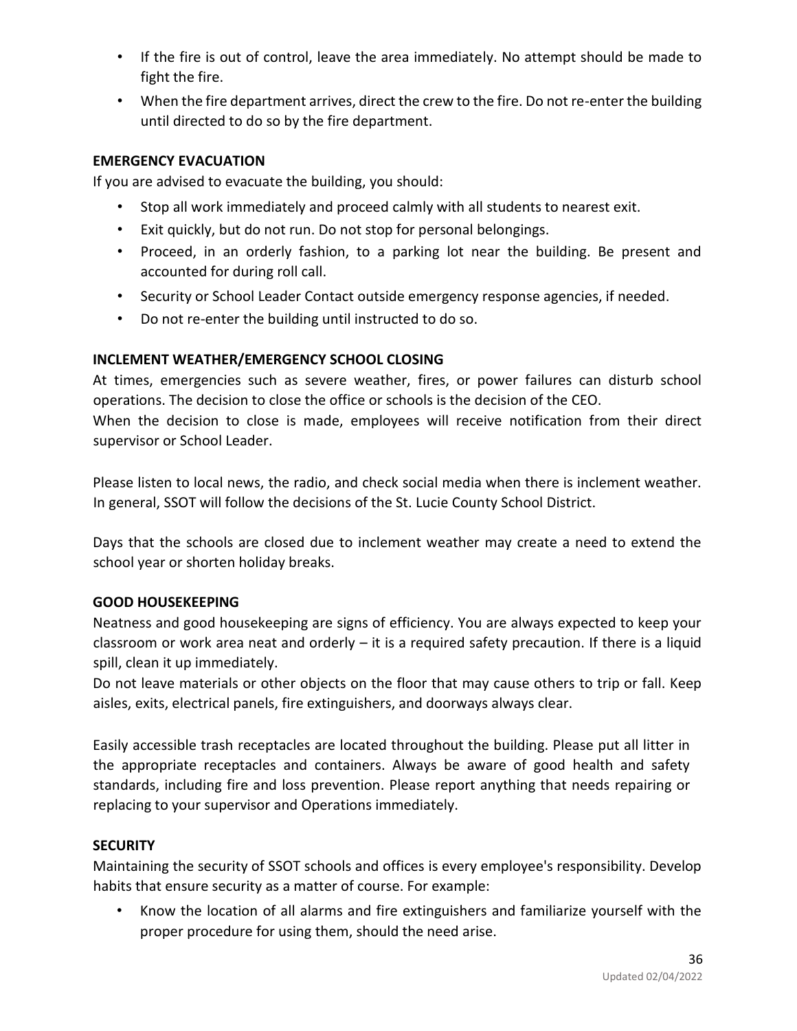- If the fire is out of control, leave the area immediately. No attempt should be made to fight the fire.
- When the fire department arrives, direct the crew to the fire. Do not re-enter the building until directed to do so by the fire department.

**EMERGENCY EVACUATION**

If you are advised to evacuate the building, you should:

- Stop all work immediately and proceed calmly with all students to nearest exit.
- Exit quickly, but do not run. Do not stop for personal belongings.
- Proceed, in an orderly fashion, to a parking lot near the building. Be present and accounted for during roll call.
- Security or School Leader Contact outside emergency response agencies, if needed.
- Do not re-enter the building until instructed to do so.

**INCLEMENT WEATHER/EMERGENCY SCHOOL CLOSING**

At times, emergencies such as severe weather, fires, or power failures can disturb school operations. The decision to close the office or schools is the decision of the CEO.
When the decision to close is made, employees will receive notification from their direct supervisor or School Leader.

Please listen to local news, the radio, and check social media when there is inclement weather. In general, SSOT will follow the decisions of the St. Lucie County School District.

Days that the schools are closed due to inclement weather may create a need to extend the school year or shorten holiday breaks.

**GOOD HOUSEKEEPING**

Neatness and good housekeeping are signs of efficiency. You are always expected to keep your classroom or work area neat and orderly – it is a required safety precaution. If there is a liquid spill, clean it up immediately.
Do not leave materials or other objects on the floor that may cause others to trip or fall. Keep aisles, exits, electrical panels, fire extinguishers, and doorways always clear.

Easily accessible trash receptacles are located throughout the building. Please put all litter in the appropriate receptacles and containers. Always be aware of good health and safety standards, including fire and loss prevention. Please report anything that needs repairing or replacing to your supervisor and Operations immediately.

**SECURITY**

Maintaining the security of SSOT schools and offices is every employee's responsibility. Develop habits that ensure security as a matter of course. For example:

- Know the location of all alarms and fire extinguishers and familiarize yourself with the proper procedure for using them, should the need arise.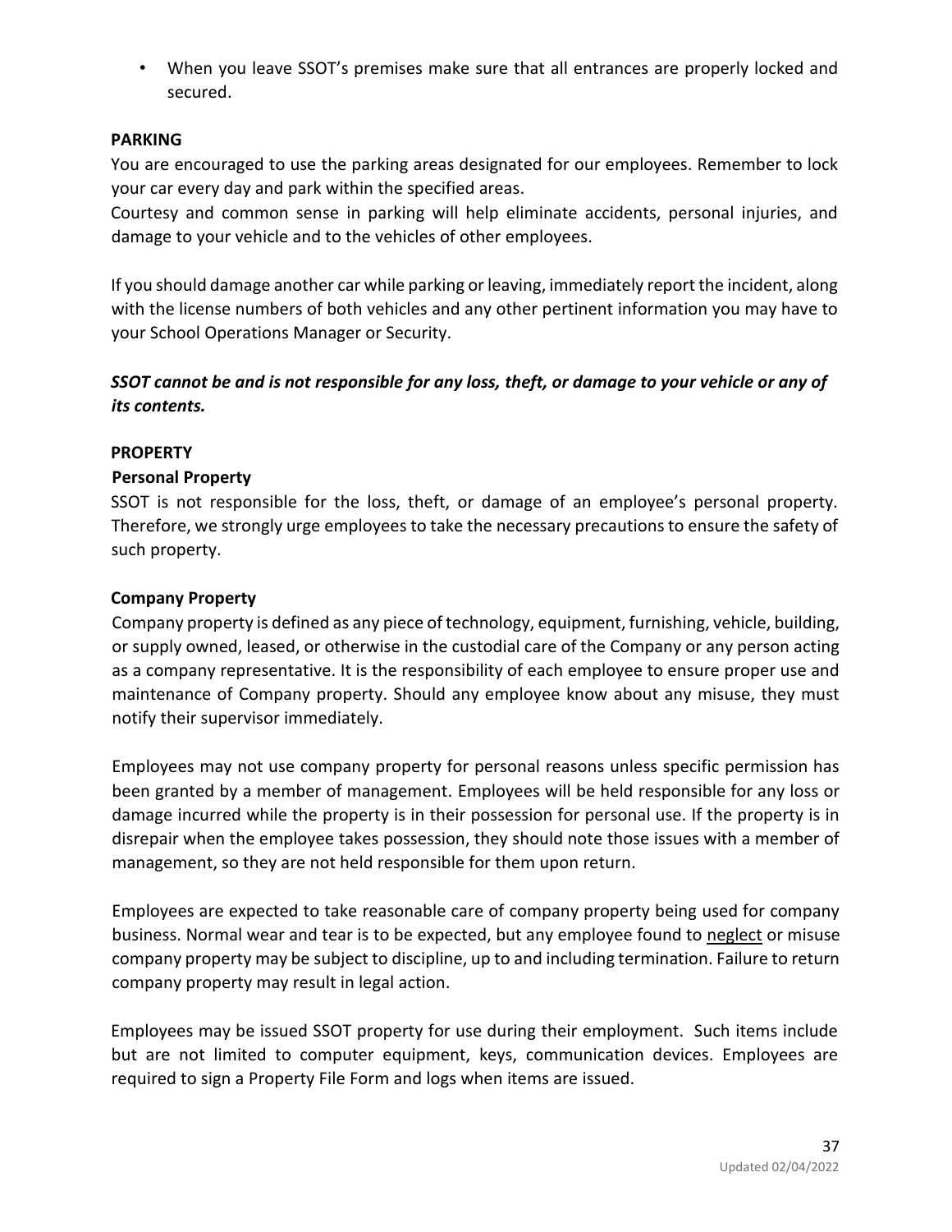- When you leave SSOT's premises make sure that all entrances are properly locked and secured.

## PARKING

You are encouraged to use the parking areas designated for our employees. Remember to lock your car every day and park within the specified areas.
Courtesy and common sense in parking will help eliminate accidents, personal injuries, and damage to your vehicle and to the vehicles of other employees.

If you should damage another car while parking or leaving, immediately report the incident, along with the license numbers of both vehicles and any other pertinent information you may have to your School Operations Manager or Security.

***SSOT cannot be and is not responsible for any loss, theft, or damage to your vehicle or any of its contents.***

## PROPERTY

### Personal Property

SSOT is not responsible for the loss, theft, or damage of an employee's personal property. Therefore, we strongly urge employees to take the necessary precautions to ensure the safety of such property.

### Company Property

Company property is defined as any piece of technology, equipment, furnishing, vehicle, building, or supply owned, leased, or otherwise in the custodial care of the Company or any person acting as a company representative. It is the responsibility of each employee to ensure proper use and maintenance of Company property. Should any employee know about any misuse, they must notify their supervisor immediately.

Employees may not use company property for personal reasons unless specific permission has been granted by a member of management. Employees will be held responsible for any loss or damage incurred while the property is in their possession for personal use. If the property is in disrepair when the employee takes possession, they should note those issues with a member of management, so they are not held responsible for them upon return.

Employees are expected to take reasonable care of company property being used for company business. Normal wear and tear is to be expected, but any employee found to neglect or misuse company property may be subject to discipline, up to and including termination. Failure to return company property may result in legal action.

Employees may be issued SSOT property for use during their employment. Such items include but are not limited to computer equipment, keys, communication devices. Employees are required to sign a Property File Form and logs when items are issued.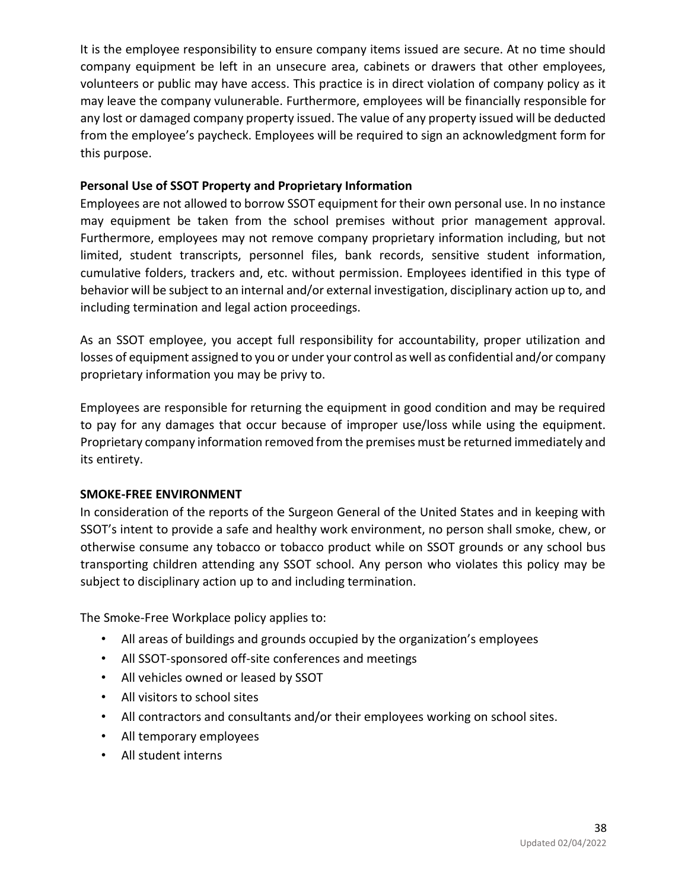It is the employee responsibility to ensure company items issued are secure. At no time should company equipment be left in an unsecure area, cabinets or drawers that other employees, volunteers or public may have access. This practice is in direct violation of company policy as it may leave the company vulunerable. Furthermore, employees will be financially responsible for any lost or damaged company property issued. The value of any property issued will be deducted from the employee's paycheck. Employees will be required to sign an acknowledgment form for this purpose.

**Personal Use of SSOT Property and Proprietary Information**

Employees are not allowed to borrow SSOT equipment for their own personal use. In no instance may equipment be taken from the school premises without prior management approval. Furthermore, employees may not remove company proprietary information including, but not limited, student transcripts, personnel files, bank records, sensitive student information, cumulative folders, trackers and, etc. without permission. Employees identified in this type of behavior will be subject to an internal and/or external investigation, disciplinary action up to, and including termination and legal action proceedings.

As an SSOT employee, you accept full responsibility for accountability, proper utilization and losses of equipment assigned to you or under your control as well as confidential and/or company proprietary information you may be privy to.

Employees are responsible for returning the equipment in good condition and may be required to pay for any damages that occur because of improper use/loss while using the equipment. Proprietary company information removed from the premises must be returned immediately and its entirety.

**SMOKE-FREE ENVIRONMENT**

In consideration of the reports of the Surgeon General of the United States and in keeping with SSOT's intent to provide a safe and healthy work environment, no person shall smoke, chew, or otherwise consume any tobacco or tobacco product while on SSOT grounds or any school bus transporting children attending any SSOT school. Any person who violates this policy may be subject to disciplinary action up to and including termination.

The Smoke-Free Workplace policy applies to:

- All areas of buildings and grounds occupied by the organization's employees
- All SSOT-sponsored off-site conferences and meetings
- All vehicles owned or leased by SSOT
- All visitors to school sites
- All contractors and consultants and/or their employees working on school sites.
- All temporary employees
- All student interns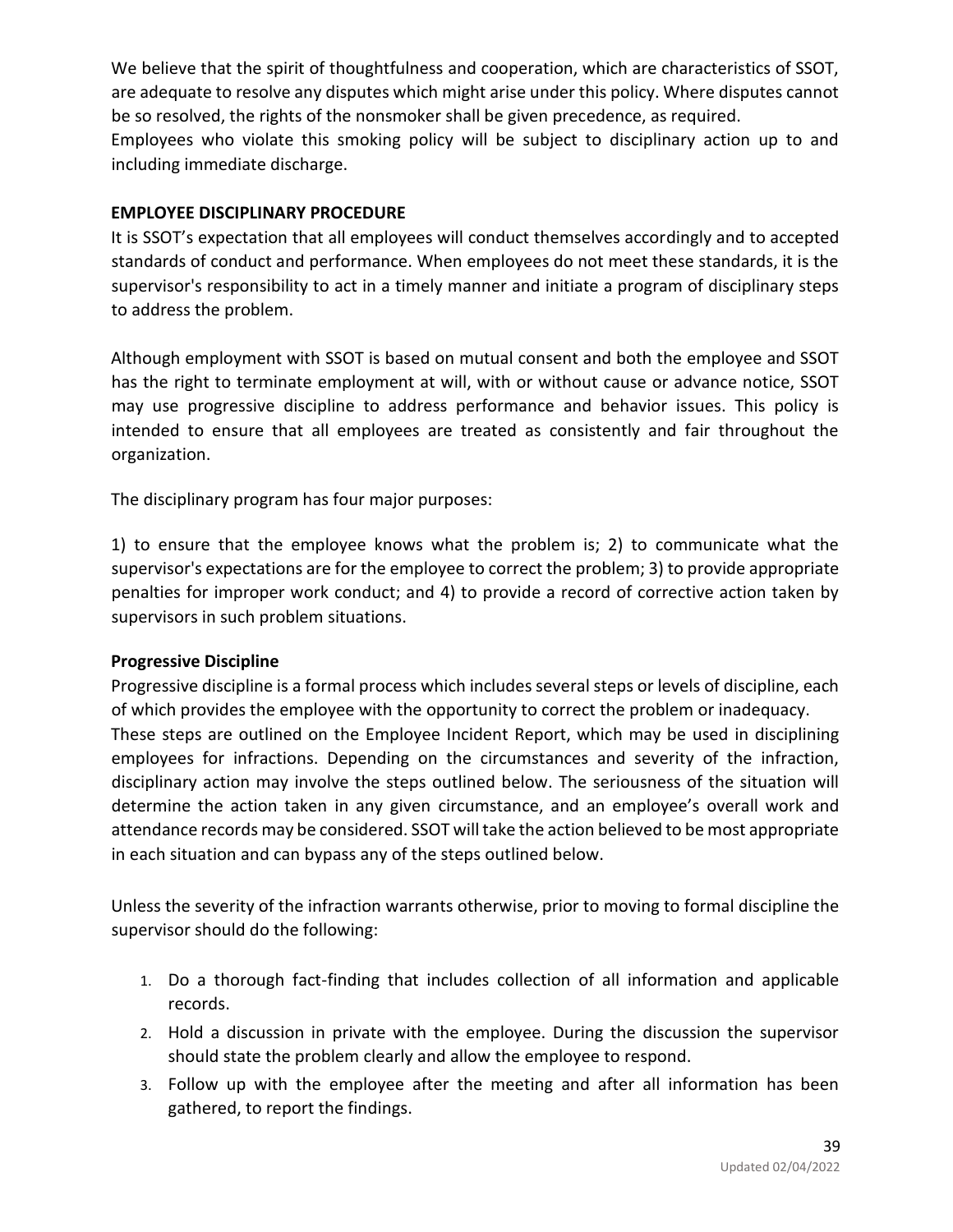We believe that the spirit of thoughtfulness and cooperation, which are characteristics of SSOT, are adequate to resolve any disputes which might arise under this policy. Where disputes cannot be so resolved, the rights of the nonsmoker shall be given precedence, as required.
Employees who violate this smoking policy will be subject to disciplinary action up to and including immediate discharge.

**EMPLOYEE DISCIPLINARY PROCEDURE**

It is SSOT's expectation that all employees will conduct themselves accordingly and to accepted standards of conduct and performance. When employees do not meet these standards, it is the supervisor's responsibility to act in a timely manner and initiate a program of disciplinary steps to address the problem.

Although employment with SSOT is based on mutual consent and both the employee and SSOT has the right to terminate employment at will, with or without cause or advance notice, SSOT may use progressive discipline to address performance and behavior issues. This policy is intended to ensure that all employees are treated as consistently and fair throughout the organization.

The disciplinary program has four major purposes:

1) to ensure that the employee knows what the problem is; 2) to communicate what the supervisor's expectations are for the employee to correct the problem; 3) to provide appropriate penalties for improper work conduct; and 4) to provide a record of corrective action taken by supervisors in such problem situations.

**Progressive Discipline**

Progressive discipline is a formal process which includes several steps or levels of discipline, each of which provides the employee with the opportunity to correct the problem or inadequacy.
These steps are outlined on the Employee Incident Report, which may be used in disciplining employees for infractions. Depending on the circumstances and severity of the infraction, disciplinary action may involve the steps outlined below. The seriousness of the situation will determine the action taken in any given circumstance, and an employee's overall work and attendance records may be considered. SSOT will take the action believed to be most appropriate in each situation and can bypass any of the steps outlined below.

Unless the severity of the infraction warrants otherwise, prior to moving to formal discipline the supervisor should do the following:

1. Do a thorough fact-finding that includes collection of all information and applicable records.
2. Hold a discussion in private with the employee. During the discussion the supervisor should state the problem clearly and allow the employee to respond.
3. Follow up with the employee after the meeting and after all information has been gathered, to report the findings.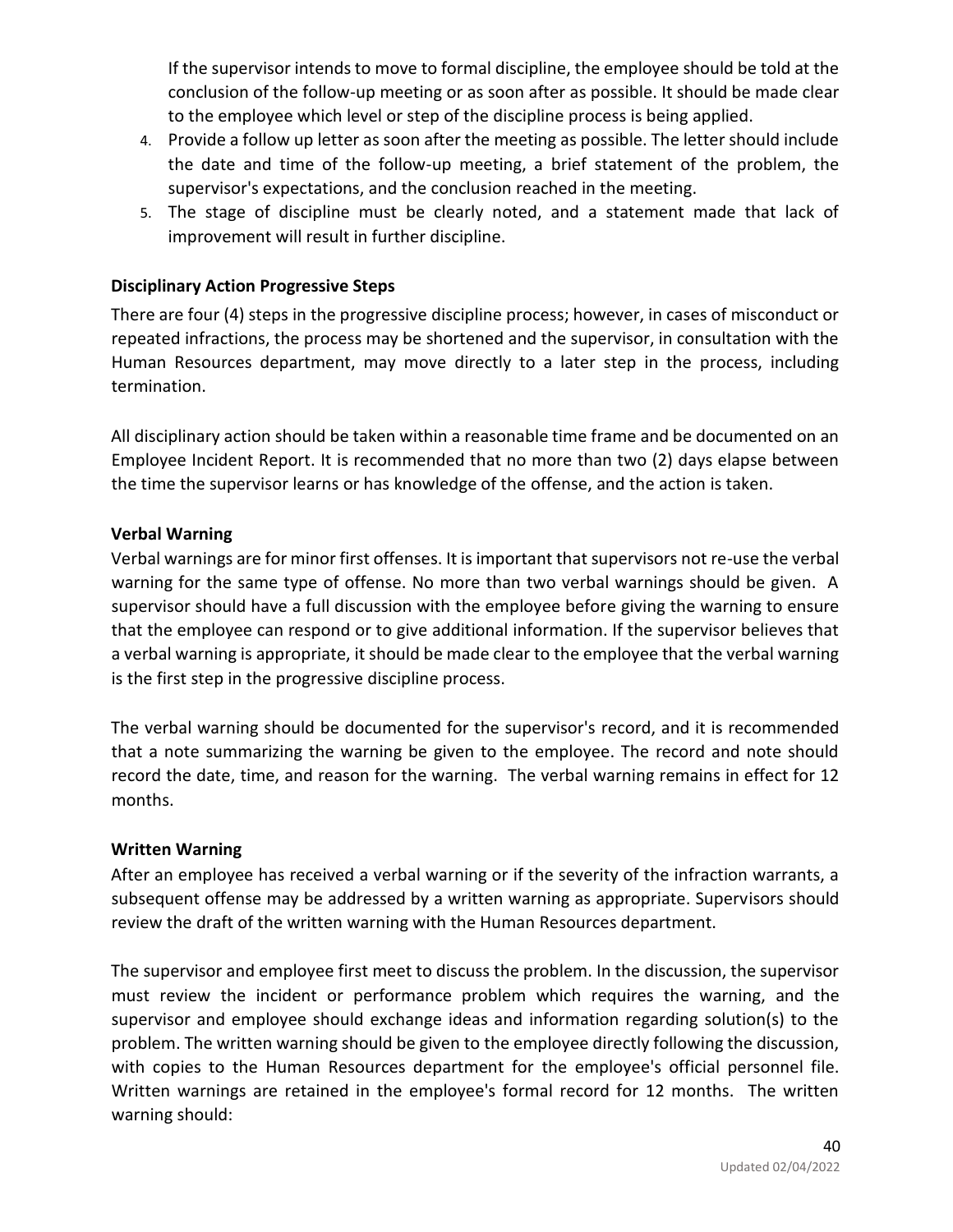If the supervisor intends to move to formal discipline, the employee should be told at the conclusion of the follow-up meeting or as soon after as possible. It should be made clear to the employee which level or step of the discipline process is being applied.

4. Provide a follow up letter as soon after the meeting as possible. The letter should include the date and time of the follow-up meeting, a brief statement of the problem, the supervisor's expectations, and the conclusion reached in the meeting.
5. The stage of discipline must be clearly noted, and a statement made that lack of improvement will result in further discipline.

**Disciplinary Action Progressive Steps**

There are four (4) steps in the progressive discipline process; however, in cases of misconduct or repeated infractions, the process may be shortened and the supervisor, in consultation with the Human Resources department, may move directly to a later step in the process, including termination.

All disciplinary action should be taken within a reasonable time frame and be documented on an Employee Incident Report. It is recommended that no more than two (2) days elapse between the time the supervisor learns or has knowledge of the offense, and the action is taken.

**Verbal Warning**

Verbal warnings are for minor first offenses. It is important that supervisors not re-use the verbal warning for the same type of offense. No more than two verbal warnings should be given. A supervisor should have a full discussion with the employee before giving the warning to ensure that the employee can respond or to give additional information. If the supervisor believes that a verbal warning is appropriate, it should be made clear to the employee that the verbal warning is the first step in the progressive discipline process.

The verbal warning should be documented for the supervisor's record, and it is recommended that a note summarizing the warning be given to the employee. The record and note should record the date, time, and reason for the warning. The verbal warning remains in effect for 12 months.

**Written Warning**

After an employee has received a verbal warning or if the severity of the infraction warrants, a subsequent offense may be addressed by a written warning as appropriate. Supervisors should review the draft of the written warning with the Human Resources department.

The supervisor and employee first meet to discuss the problem. In the discussion, the supervisor must review the incident or performance problem which requires the warning, and the supervisor and employee should exchange ideas and information regarding solution(s) to the problem. The written warning should be given to the employee directly following the discussion, with copies to the Human Resources department for the employee's official personnel file. Written warnings are retained in the employee's formal record for 12 months. The written warning should: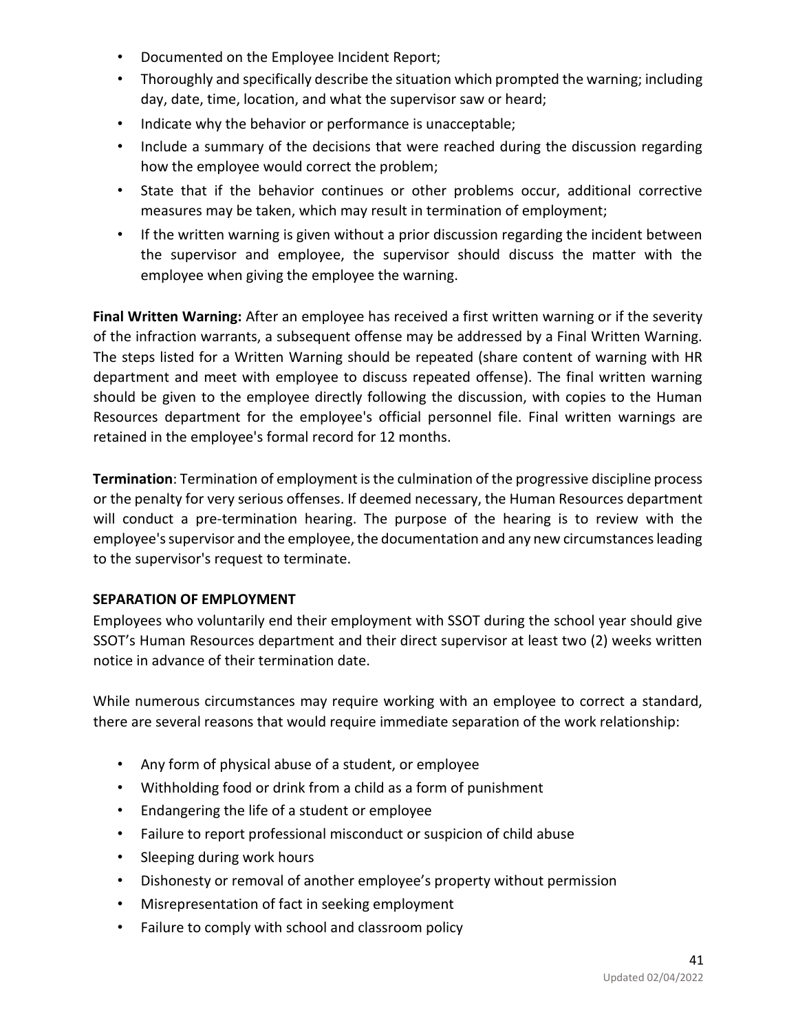- Documented on the Employee Incident Report;
- Thoroughly and specifically describe the situation which prompted the warning; including day, date, time, location, and what the supervisor saw or heard;
- Indicate why the behavior or performance is unacceptable;
- Include a summary of the decisions that were reached during the discussion regarding how the employee would correct the problem;
- State that if the behavior continues or other problems occur, additional corrective measures may be taken, which may result in termination of employment;
- If the written warning is given without a prior discussion regarding the incident between the supervisor and employee, the supervisor should discuss the matter with the employee when giving the employee the warning.

**Final Written Warning:** After an employee has received a first written warning or if the severity of the infraction warrants, a subsequent offense may be addressed by a Final Written Warning. The steps listed for a Written Warning should be repeated (share content of warning with HR department and meet with employee to discuss repeated offense). The final written warning should be given to the employee directly following the discussion, with copies to the Human Resources department for the employee's official personnel file. Final written warnings are retained in the employee's formal record for 12 months.

**Termination**: Termination of employment is the culmination of the progressive discipline process or the penalty for very serious offenses. If deemed necessary, the Human Resources department will conduct a pre-termination hearing. The purpose of the hearing is to review with the employee's supervisor and the employee, the documentation and any new circumstances leading to the supervisor's request to terminate.

**SEPARATION OF EMPLOYMENT**

Employees who voluntarily end their employment with SSOT during the school year should give SSOT's Human Resources department and their direct supervisor at least two (2) weeks written notice in advance of their termination date.

While numerous circumstances may require working with an employee to correct a standard, there are several reasons that would require immediate separation of the work relationship:

- Any form of physical abuse of a student, or employee
- Withholding food or drink from a child as a form of punishment
- Endangering the life of a student or employee
- Failure to report professional misconduct or suspicion of child abuse
- Sleeping during work hours
- Dishonesty or removal of another employee's property without permission
- Misrepresentation of fact in seeking employment
- Failure to comply with school and classroom policy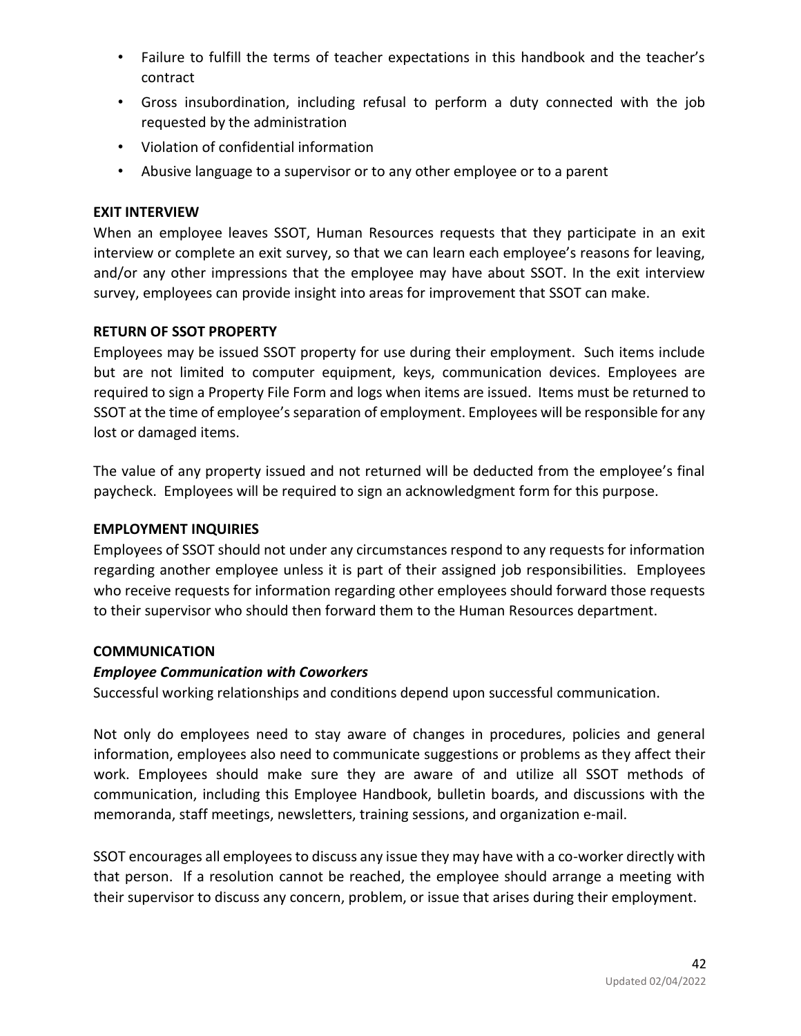- Failure to fulfill the terms of teacher expectations in this handbook and the teacher's contract
- Gross insubordination, including refusal to perform a duty connected with the job requested by the administration
- Violation of confidential information
- Abusive language to a supervisor or to any other employee or to a parent

**EXIT INTERVIEW**

When an employee leaves SSOT, Human Resources requests that they participate in an exit interview or complete an exit survey, so that we can learn each employee's reasons for leaving, and/or any other impressions that the employee may have about SSOT. In the exit interview survey, employees can provide insight into areas for improvement that SSOT can make.

**RETURN OF SSOT PROPERTY**

Employees may be issued SSOT property for use during their employment. Such items include but are not limited to computer equipment, keys, communication devices. Employees are required to sign a Property File Form and logs when items are issued. Items must be returned to SSOT at the time of employee's separation of employment. Employees will be responsible for any lost or damaged items.

The value of any property issued and not returned will be deducted from the employee's final paycheck. Employees will be required to sign an acknowledgment form for this purpose.

**EMPLOYMENT INQUIRIES**

Employees of SSOT should not under any circumstances respond to any requests for information regarding another employee unless it is part of their assigned job responsibilities. Employees who receive requests for information regarding other employees should forward those requests to their supervisor who should then forward them to the Human Resources department.

**COMMUNICATION**

***Employee Communication with Coworkers***

Successful working relationships and conditions depend upon successful communication.

Not only do employees need to stay aware of changes in procedures, policies and general information, employees also need to communicate suggestions or problems as they affect their work. Employees should make sure they are aware of and utilize all SSOT methods of communication, including this Employee Handbook, bulletin boards, and discussions with the memoranda, staff meetings, newsletters, training sessions, and organization e-mail.

SSOT encourages all employees to discuss any issue they may have with a co-worker directly with that person. If a resolution cannot be reached, the employee should arrange a meeting with their supervisor to discuss any concern, problem, or issue that arises during their employment.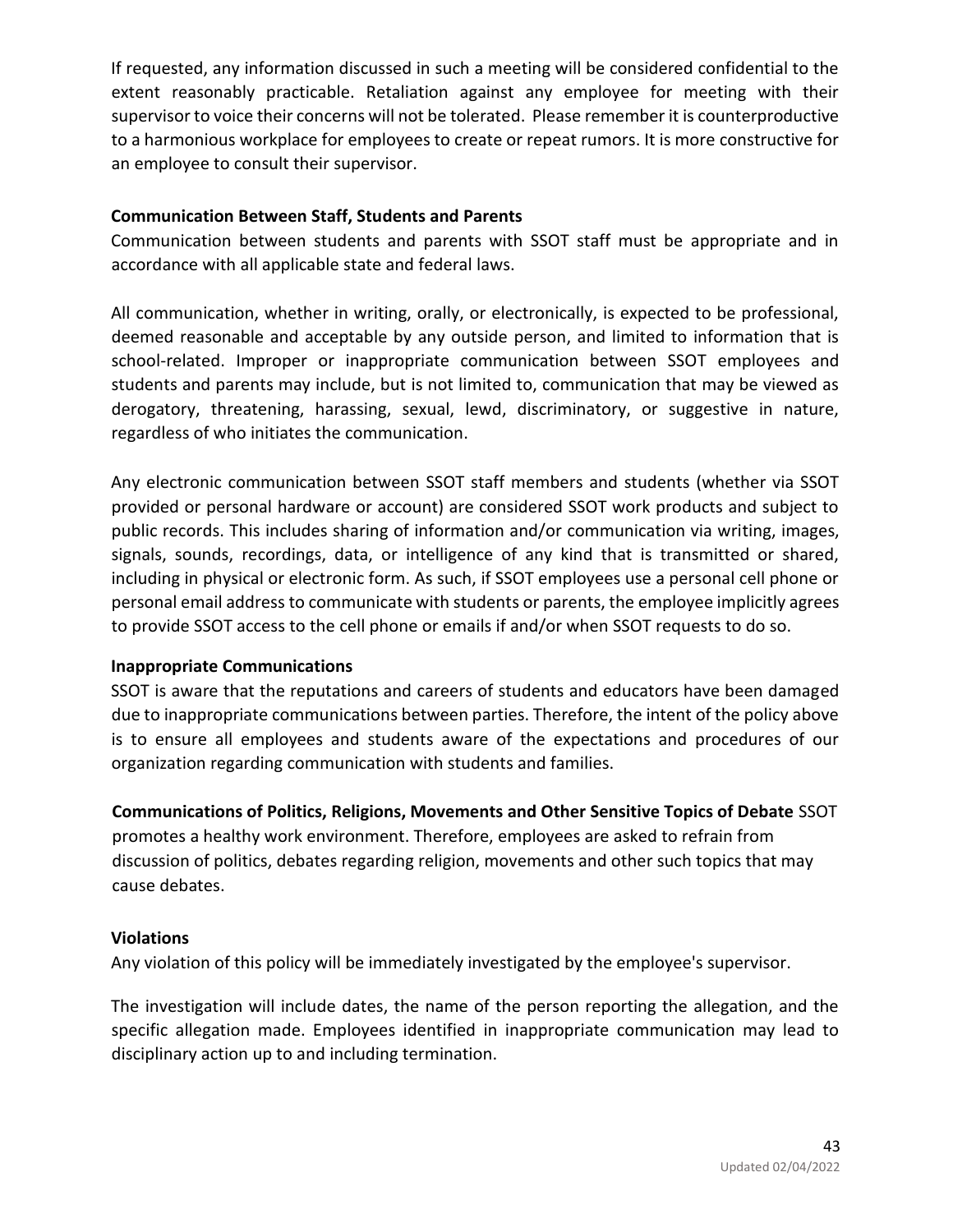If requested, any information discussed in such a meeting will be considered confidential to the extent reasonably practicable. Retaliation against any employee for meeting with their supervisor to voice their concerns will not be tolerated. Please remember it is counterproductive to a harmonious workplace for employees to create or repeat rumors. It is more constructive for an employee to consult their supervisor.

**Communication Between Staff, Students and Parents**

Communication between students and parents with SSOT staff must be appropriate and in accordance with all applicable state and federal laws.

All communication, whether in writing, orally, or electronically, is expected to be professional, deemed reasonable and acceptable by any outside person, and limited to information that is school-related. Improper or inappropriate communication between SSOT employees and students and parents may include, but is not limited to, communication that may be viewed as derogatory, threatening, harassing, sexual, lewd, discriminatory, or suggestive in nature, regardless of who initiates the communication.

Any electronic communication between SSOT staff members and students (whether via SSOT provided or personal hardware or account) are considered SSOT work products and subject to public records. This includes sharing of information and/or communication via writing, images, signals, sounds, recordings, data, or intelligence of any kind that is transmitted or shared, including in physical or electronic form. As such, if SSOT employees use a personal cell phone or personal email address to communicate with students or parents, the employee implicitly agrees to provide SSOT access to the cell phone or emails if and/or when SSOT requests to do so.

**Inappropriate Communications**

SSOT is aware that the reputations and careers of students and educators have been damaged due to inappropriate communications between parties. Therefore, the intent of the policy above is to ensure all employees and students aware of the expectations and procedures of our organization regarding communication with students and families.

**Communications of Politics, Religions, Movements and Other Sensitive Topics of Debate** SSOT promotes a healthy work environment. Therefore, employees are asked to refrain from discussion of politics, debates regarding religion, movements and other such topics that may cause debates.

**Violations**

Any violation of this policy will be immediately investigated by the employee's supervisor.

The investigation will include dates, the name of the person reporting the allegation, and the specific allegation made. Employees identified in inappropriate communication may lead to disciplinary action up to and including termination.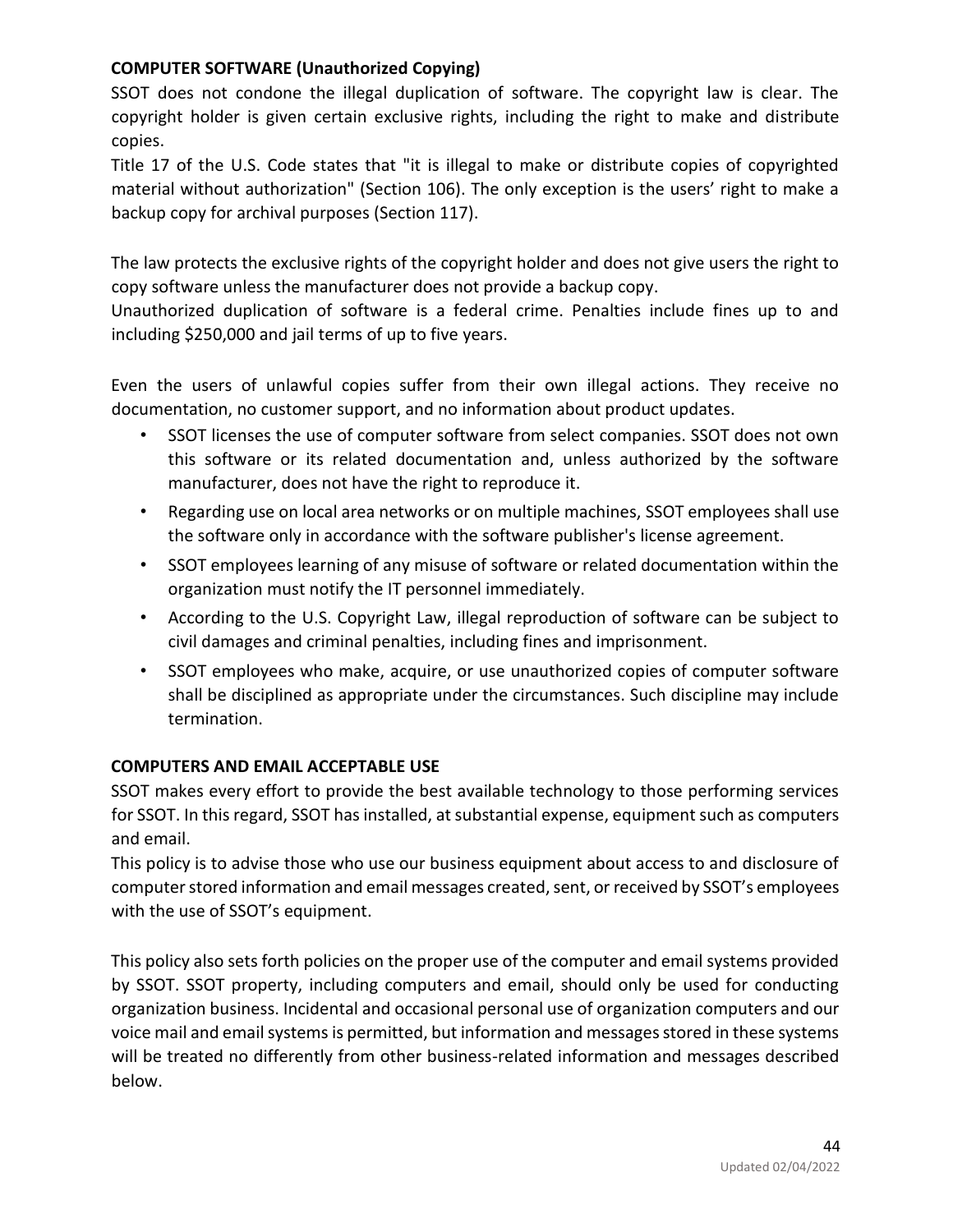**COMPUTER SOFTWARE (Unauthorized Copying)**

SSOT does not condone the illegal duplication of software. The copyright law is clear. The copyright holder is given certain exclusive rights, including the right to make and distribute copies.

Title 17 of the U.S. Code states that "it is illegal to make or distribute copies of copyrighted material without authorization" (Section 106). The only exception is the users' right to make a backup copy for archival purposes (Section 117).

The law protects the exclusive rights of the copyright holder and does not give users the right to copy software unless the manufacturer does not provide a backup copy.

Unauthorized duplication of software is a federal crime. Penalties include fines up to and including $250,000 and jail terms of up to five years.

Even the users of unlawful copies suffer from their own illegal actions. They receive no documentation, no customer support, and no information about product updates.

- SSOT licenses the use of computer software from select companies. SSOT does not own this software or its related documentation and, unless authorized by the software manufacturer, does not have the right to reproduce it.
- Regarding use on local area networks or on multiple machines, SSOT employees shall use the software only in accordance with the software publisher's license agreement.
- SSOT employees learning of any misuse of software or related documentation within the organization must notify the IT personnel immediately.
- According to the U.S. Copyright Law, illegal reproduction of software can be subject to civil damages and criminal penalties, including fines and imprisonment.
- SSOT employees who make, acquire, or use unauthorized copies of computer software shall be disciplined as appropriate under the circumstances. Such discipline may include termination.

**COMPUTERS AND EMAIL ACCEPTABLE USE**

SSOT makes every effort to provide the best available technology to those performing services for SSOT. In this regard, SSOT has installed, at substantial expense, equipment such as computers and email.

This policy is to advise those who use our business equipment about access to and disclosure of computer stored information and email messages created, sent, or received by SSOT's employees with the use of SSOT's equipment.

This policy also sets forth policies on the proper use of the computer and email systems provided by SSOT. SSOT property, including computers and email, should only be used for conducting organization business. Incidental and occasional personal use of organization computers and our voice mail and email systems is permitted, but information and messages stored in these systems will be treated no differently from other business-related information and messages described below.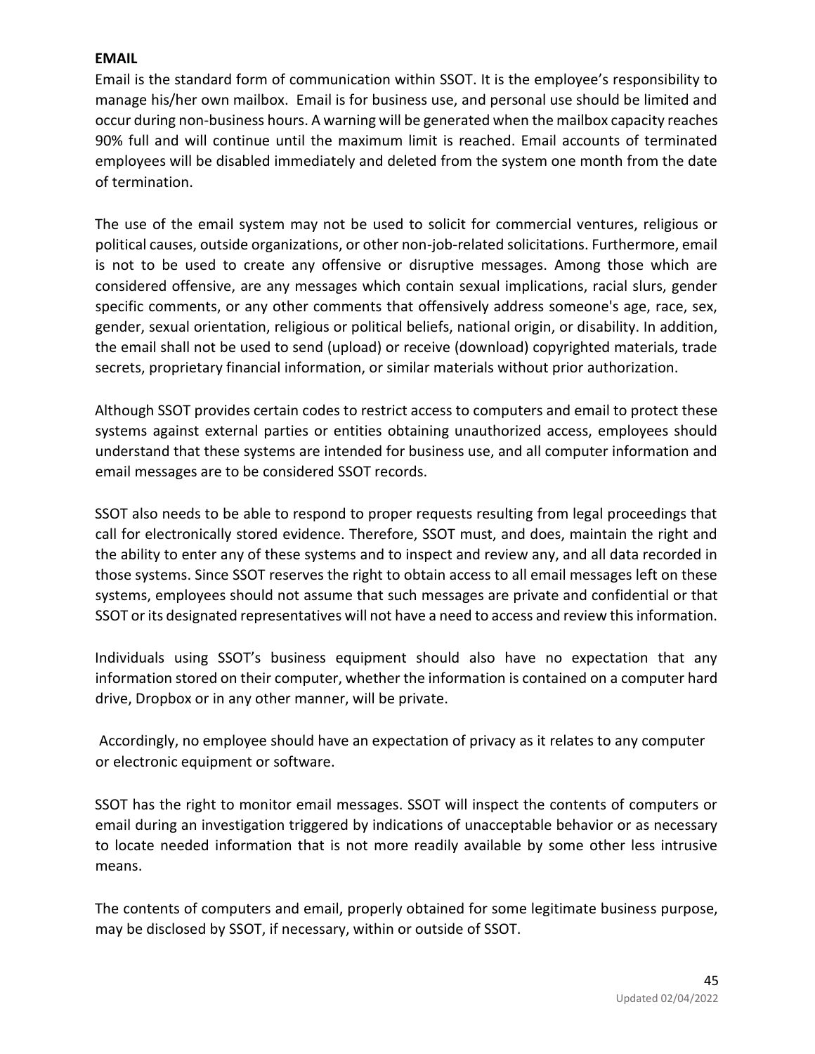**EMAIL**

Email is the standard form of communication within SSOT. It is the employee's responsibility to manage his/her own mailbox. Email is for business use, and personal use should be limited and occur during non-business hours. A warning will be generated when the mailbox capacity reaches 90% full and will continue until the maximum limit is reached. Email accounts of terminated employees will be disabled immediately and deleted from the system one month from the date of termination.

The use of the email system may not be used to solicit for commercial ventures, religious or political causes, outside organizations, or other non-job-related solicitations. Furthermore, email is not to be used to create any offensive or disruptive messages. Among those which are considered offensive, are any messages which contain sexual implications, racial slurs, gender specific comments, or any other comments that offensively address someone's age, race, sex, gender, sexual orientation, religious or political beliefs, national origin, or disability. In addition, the email shall not be used to send (upload) or receive (download) copyrighted materials, trade secrets, proprietary financial information, or similar materials without prior authorization.

Although SSOT provides certain codes to restrict access to computers and email to protect these systems against external parties or entities obtaining unauthorized access, employees should understand that these systems are intended for business use, and all computer information and email messages are to be considered SSOT records.

SSOT also needs to be able to respond to proper requests resulting from legal proceedings that call for electronically stored evidence. Therefore, SSOT must, and does, maintain the right and the ability to enter any of these systems and to inspect and review any, and all data recorded in those systems. Since SSOT reserves the right to obtain access to all email messages left on these systems, employees should not assume that such messages are private and confidential or that SSOT or its designated representatives will not have a need to access and review this information.

Individuals using SSOT's business equipment should also have no expectation that any information stored on their computer, whether the information is contained on a computer hard drive, Dropbox or in any other manner, will be private.

Accordingly, no employee should have an expectation of privacy as it relates to any computer or electronic equipment or software.

SSOT has the right to monitor email messages. SSOT will inspect the contents of computers or email during an investigation triggered by indications of unacceptable behavior or as necessary to locate needed information that is not more readily available by some other less intrusive means.

The contents of computers and email, properly obtained for some legitimate business purpose, may be disclosed by SSOT, if necessary, within or outside of SSOT.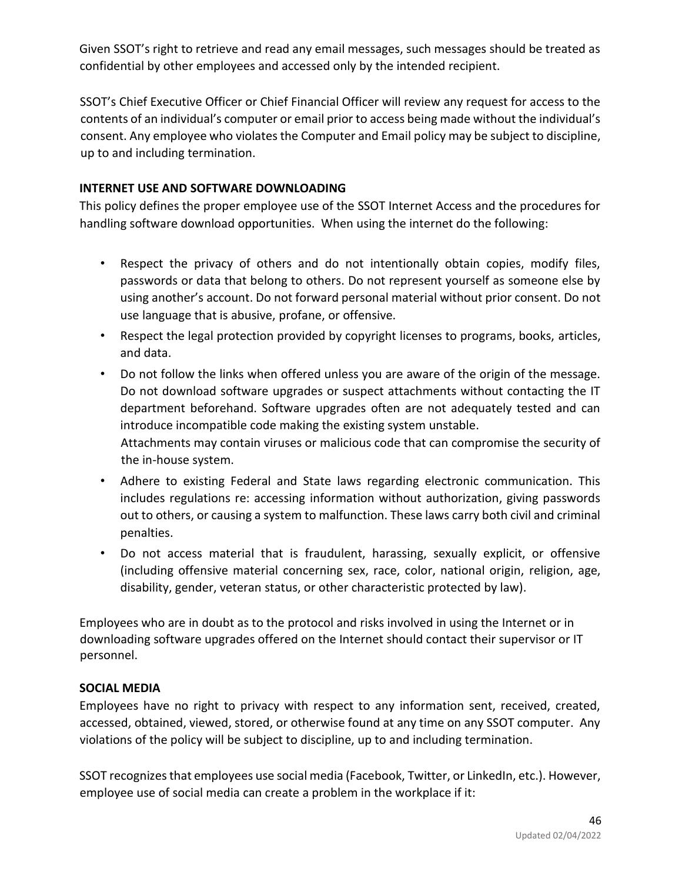Given SSOT's right to retrieve and read any email messages, such messages should be treated as confidential by other employees and accessed only by the intended recipient.

SSOT's Chief Executive Officer or Chief Financial Officer will review any request for access to the contents of an individual's computer or email prior to access being made without the individual's consent. Any employee who violates the Computer and Email policy may be subject to discipline, up to and including termination.

**INTERNET USE AND SOFTWARE DOWNLOADING**

This policy defines the proper employee use of the SSOT Internet Access and the procedures for handling software download opportunities. When using the internet do the following:

- Respect the privacy of others and do not intentionally obtain copies, modify files, passwords or data that belong to others. Do not represent yourself as someone else by using another's account. Do not forward personal material without prior consent. Do not use language that is abusive, profane, or offensive.
- Respect the legal protection provided by copyright licenses to programs, books, articles, and data.
- Do not follow the links when offered unless you are aware of the origin of the message. Do not download software upgrades or suspect attachments without contacting the IT department beforehand. Software upgrades often are not adequately tested and can introduce incompatible code making the existing system unstable.
  Attachments may contain viruses or malicious code that can compromise the security of the in-house system.
- Adhere to existing Federal and State laws regarding electronic communication. This includes regulations re: accessing information without authorization, giving passwords out to others, or causing a system to malfunction. These laws carry both civil and criminal penalties.
- Do not access material that is fraudulent, harassing, sexually explicit, or offensive (including offensive material concerning sex, race, color, national origin, religion, age, disability, gender, veteran status, or other characteristic protected by law).

Employees who are in doubt as to the protocol and risks involved in using the Internet or in downloading software upgrades offered on the Internet should contact their supervisor or IT personnel.

**SOCIAL MEDIA**

Employees have no right to privacy with respect to any information sent, received, created, accessed, obtained, viewed, stored, or otherwise found at any time on any SSOT computer. Any violations of the policy will be subject to discipline, up to and including termination.

SSOT recognizes that employees use social media (Facebook, Twitter, or LinkedIn, etc.). However, employee use of social media can create a problem in the workplace if it: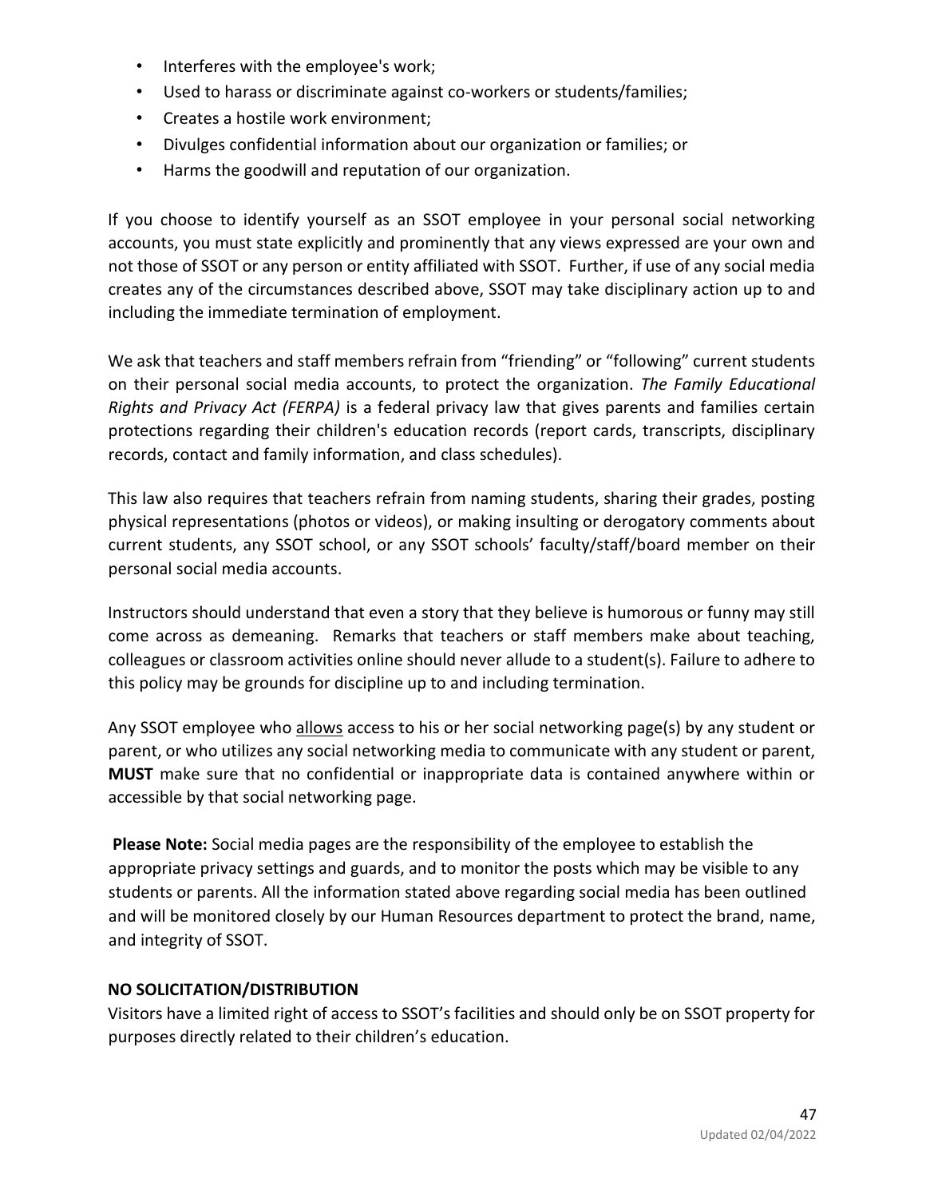- Interferes with the employee's work;
- Used to harass or discriminate against co-workers or students/families;
- Creates a hostile work environment;
- Divulges confidential information about our organization or families; or
- Harms the goodwill and reputation of our organization.

If you choose to identify yourself as an SSOT employee in your personal social networking accounts, you must state explicitly and prominently that any views expressed are your own and not those of SSOT or any person or entity affiliated with SSOT. Further, if use of any social media creates any of the circumstances described above, SSOT may take disciplinary action up to and including the immediate termination of employment.

We ask that teachers and staff members refrain from "friending" or "following" current students on their personal social media accounts, to protect the organization. *The Family Educational Rights and Privacy Act (FERPA)* is a federal privacy law that gives parents and families certain protections regarding their children's education records (report cards, transcripts, disciplinary records, contact and family information, and class schedules).

This law also requires that teachers refrain from naming students, sharing their grades, posting physical representations (photos or videos), or making insulting or derogatory comments about current students, any SSOT school, or any SSOT schools' faculty/staff/board member on their personal social media accounts.

Instructors should understand that even a story that they believe is humorous or funny may still come across as demeaning. Remarks that teachers or staff members make about teaching, colleagues or classroom activities online should never allude to a student(s). Failure to adhere to this policy may be grounds for discipline up to and including termination.

Any SSOT employee who <u>allows</u> access to his or her social networking page(s) by any student or parent, or who utilizes any social networking media to communicate with any student or parent, **MUST** make sure that no confidential or inappropriate data is contained anywhere within or accessible by that social networking page.

**Please Note:** Social media pages are the responsibility of the employee to establish the appropriate privacy settings and guards, and to monitor the posts which may be visible to any students or parents. All the information stated above regarding social media has been outlined and will be monitored closely by our Human Resources department to protect the brand, name, and integrity of SSOT.

**NO SOLICITATION/DISTRIBUTION**

Visitors have a limited right of access to SSOT's facilities and should only be on SSOT property for purposes directly related to their children's education.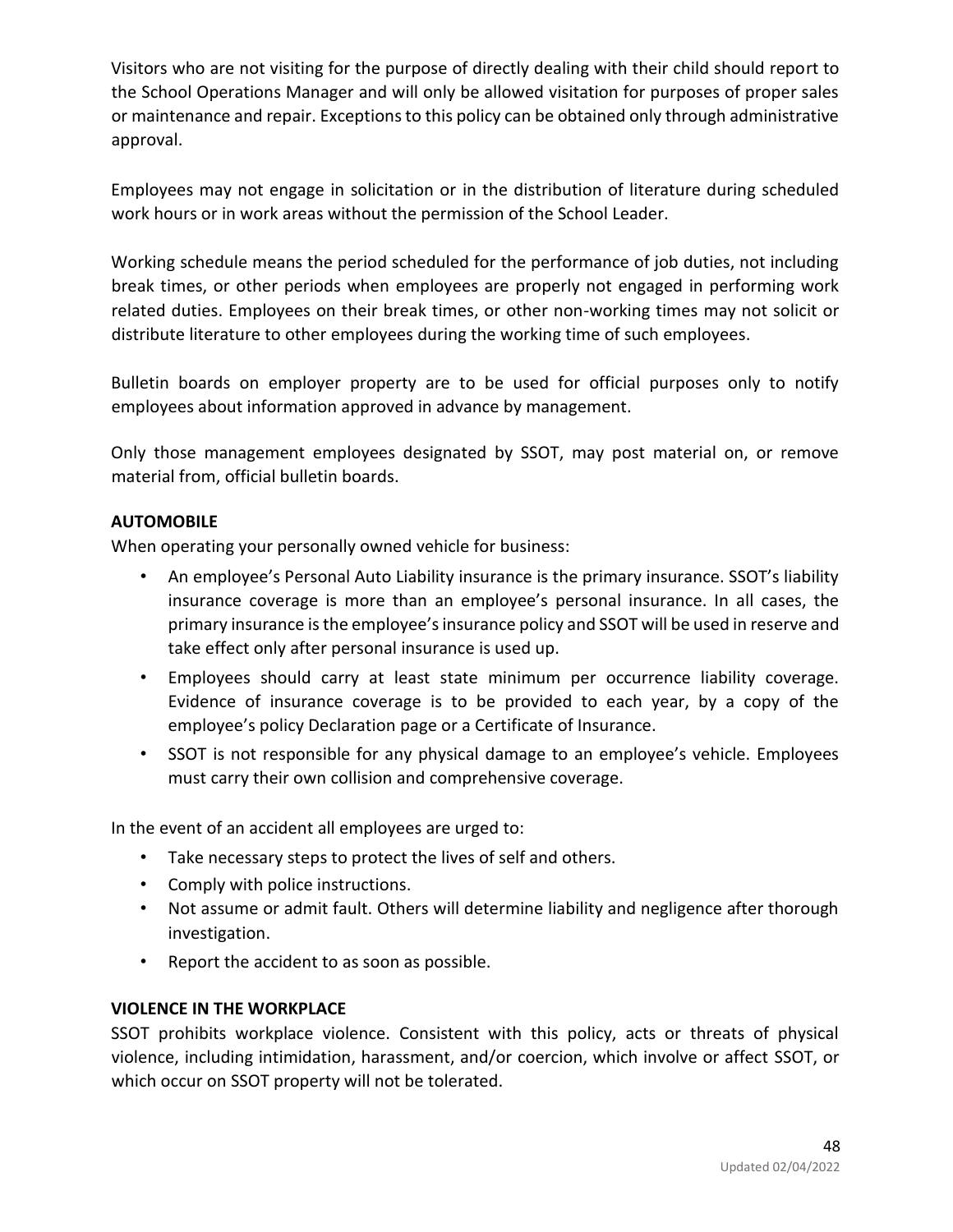Visitors who are not visiting for the purpose of directly dealing with their child should report to the School Operations Manager and will only be allowed visitation for purposes of proper sales or maintenance and repair. Exceptions to this policy can be obtained only through administrative approval.

Employees may not engage in solicitation or in the distribution of literature during scheduled work hours or in work areas without the permission of the School Leader.

Working schedule means the period scheduled for the performance of job duties, not including break times, or other periods when employees are properly not engaged in performing work related duties. Employees on their break times, or other non-working times may not solicit or distribute literature to other employees during the working time of such employees.

Bulletin boards on employer property are to be used for official purposes only to notify employees about information approved in advance by management.

Only those management employees designated by SSOT, may post material on, or remove material from, official bulletin boards.

**AUTOMOBILE**

When operating your personally owned vehicle for business:

- An employee's Personal Auto Liability insurance is the primary insurance. SSOT's liability insurance coverage is more than an employee's personal insurance. In all cases, the primary insurance is the employee's insurance policy and SSOT will be used in reserve and take effect only after personal insurance is used up.
- Employees should carry at least state minimum per occurrence liability coverage. Evidence of insurance coverage is to be provided to each year, by a copy of the employee's policy Declaration page or a Certificate of Insurance.
- SSOT is not responsible for any physical damage to an employee's vehicle. Employees must carry their own collision and comprehensive coverage.

In the event of an accident all employees are urged to:

- Take necessary steps to protect the lives of self and others.
- Comply with police instructions.
- Not assume or admit fault. Others will determine liability and negligence after thorough investigation.
- Report the accident to as soon as possible.

**VIOLENCE IN THE WORKPLACE**

SSOT prohibits workplace violence. Consistent with this policy, acts or threats of physical violence, including intimidation, harassment, and/or coercion, which involve or affect SSOT, or which occur on SSOT property will not be tolerated.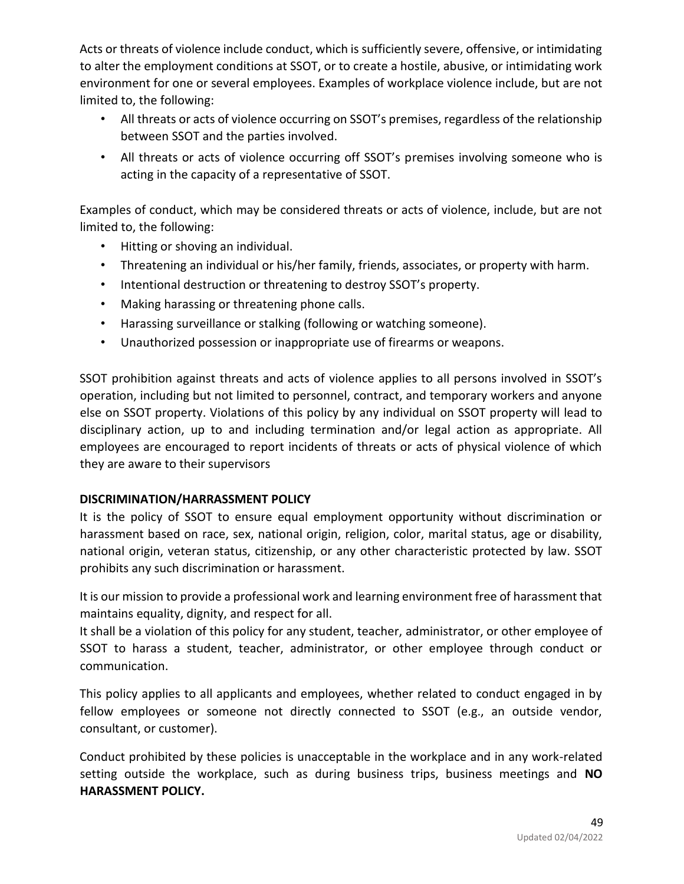Acts or threats of violence include conduct, which is sufficiently severe, offensive, or intimidating to alter the employment conditions at SSOT, or to create a hostile, abusive, or intimidating work environment for one or several employees. Examples of workplace violence include, but are not limited to, the following:

- All threats or acts of violence occurring on SSOT's premises, regardless of the relationship between SSOT and the parties involved.
- All threats or acts of violence occurring off SSOT's premises involving someone who is acting in the capacity of a representative of SSOT.

Examples of conduct, which may be considered threats or acts of violence, include, but are not limited to, the following:

- Hitting or shoving an individual.
- Threatening an individual or his/her family, friends, associates, or property with harm.
- Intentional destruction or threatening to destroy SSOT's property.
- Making harassing or threatening phone calls.
- Harassing surveillance or stalking (following or watching someone).
- Unauthorized possession or inappropriate use of firearms or weapons.

SSOT prohibition against threats and acts of violence applies to all persons involved in SSOT's operation, including but not limited to personnel, contract, and temporary workers and anyone else on SSOT property. Violations of this policy by any individual on SSOT property will lead to disciplinary action, up to and including termination and/or legal action as appropriate. All employees are encouraged to report incidents of threats or acts of physical violence of which they are aware to their supervisors

**DISCRIMINATION/HARRASSMENT POLICY**

It is the policy of SSOT to ensure equal employment opportunity without discrimination or harassment based on race, sex, national origin, religion, color, marital status, age or disability, national origin, veteran status, citizenship, or any other characteristic protected by law. SSOT prohibits any such discrimination or harassment.

It is our mission to provide a professional work and learning environment free of harassment that maintains equality, dignity, and respect for all.
It shall be a violation of this policy for any student, teacher, administrator, or other employee of SSOT to harass a student, teacher, administrator, or other employee through conduct or communication.

This policy applies to all applicants and employees, whether related to conduct engaged in by fellow employees or someone not directly connected to SSOT (e.g., an outside vendor, consultant, or customer).

Conduct prohibited by these policies is unacceptable in the workplace and in any work-related setting outside the workplace, such as during business trips, business meetings and **NO HARASSMENT POLICY.**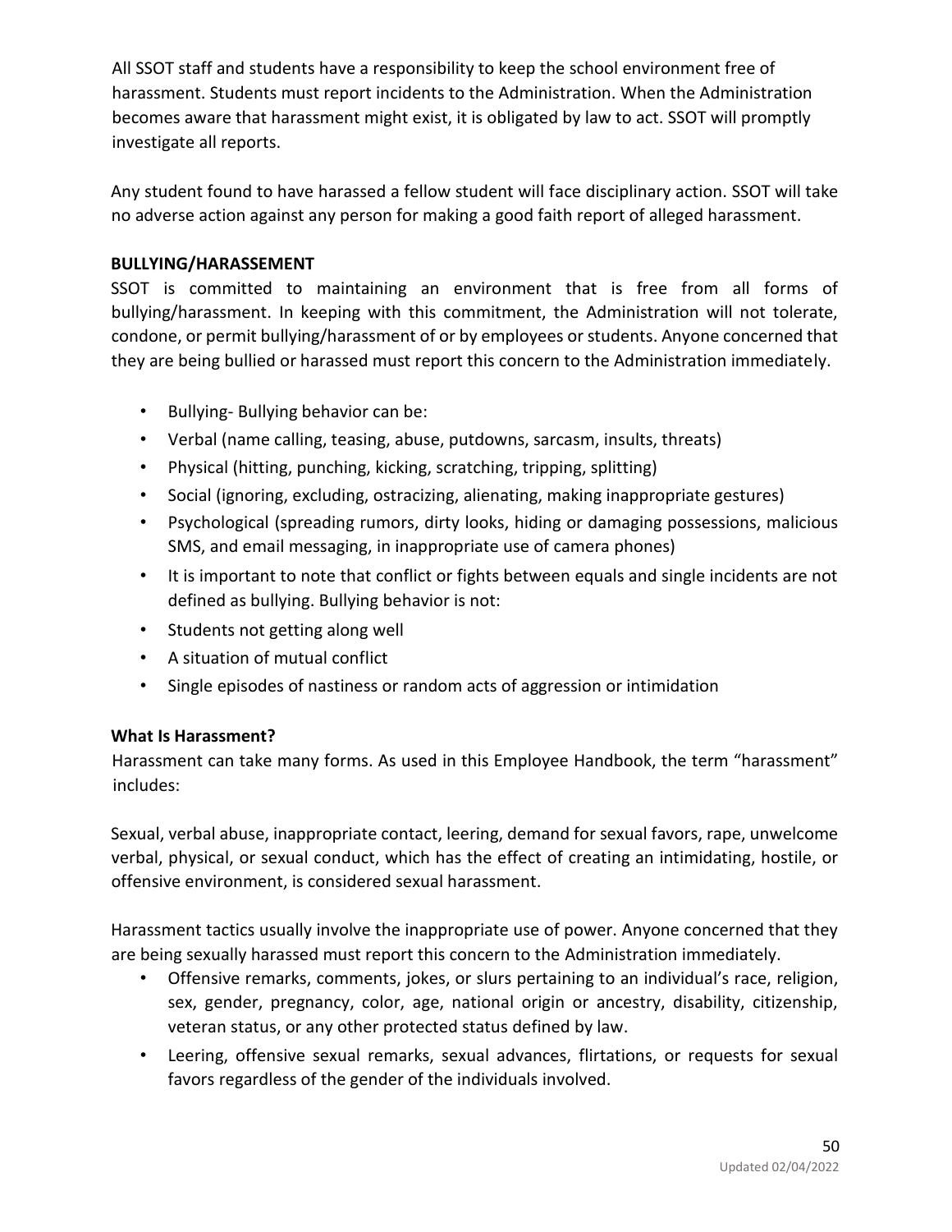All SSOT staff and students have a responsibility to keep the school environment free of harassment. Students must report incidents to the Administration. When the Administration becomes aware that harassment might exist, it is obligated by law to act. SSOT will promptly investigate all reports.

Any student found to have harassed a fellow student will face disciplinary action. SSOT will take no adverse action against any person for making a good faith report of alleged harassment.

**BULLYING/HARASSEMENT**

SSOT is committed to maintaining an environment that is free from all forms of bullying/harassment. In keeping with this commitment, the Administration will not tolerate, condone, or permit bullying/harassment of or by employees or students. Anyone concerned that they are being bullied or harassed must report this concern to the Administration immediately.

- Bullying- Bullying behavior can be:
- Verbal (name calling, teasing, abuse, putdowns, sarcasm, insults, threats)
- Physical (hitting, punching, kicking, scratching, tripping, splitting)
- Social (ignoring, excluding, ostracizing, alienating, making inappropriate gestures)
- Psychological (spreading rumors, dirty looks, hiding or damaging possessions, malicious SMS, and email messaging, in inappropriate use of camera phones)
- It is important to note that conflict or fights between equals and single incidents are not defined as bullying. Bullying behavior is not:
- Students not getting along well
- A situation of mutual conflict
- Single episodes of nastiness or random acts of aggression or intimidation

**What Is Harassment?**

Harassment can take many forms. As used in this Employee Handbook, the term "harassment" includes:

Sexual, verbal abuse, inappropriate contact, leering, demand for sexual favors, rape, unwelcome verbal, physical, or sexual conduct, which has the effect of creating an intimidating, hostile, or offensive environment, is considered sexual harassment.

Harassment tactics usually involve the inappropriate use of power. Anyone concerned that they are being sexually harassed must report this concern to the Administration immediately.

- Offensive remarks, comments, jokes, or slurs pertaining to an individual's race, religion, sex, gender, pregnancy, color, age, national origin or ancestry, disability, citizenship, veteran status, or any other protected status defined by law.
- Leering, offensive sexual remarks, sexual advances, flirtations, or requests for sexual favors regardless of the gender of the individuals involved.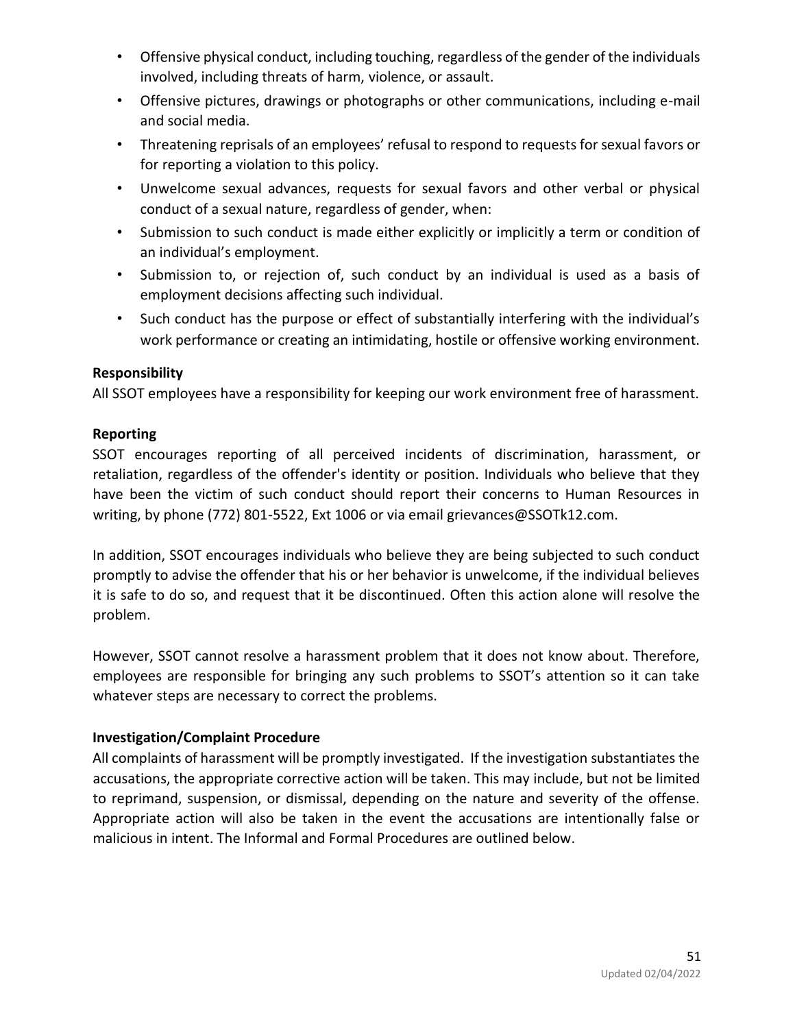- Offensive physical conduct, including touching, regardless of the gender of the individuals involved, including threats of harm, violence, or assault.
- Offensive pictures, drawings or photographs or other communications, including e-mail and social media.
- Threatening reprisals of an employees' refusal to respond to requests for sexual favors or for reporting a violation to this policy.
- Unwelcome sexual advances, requests for sexual favors and other verbal or physical conduct of a sexual nature, regardless of gender, when:
- Submission to such conduct is made either explicitly or implicitly a term or condition of an individual's employment.
- Submission to, or rejection of, such conduct by an individual is used as a basis of employment decisions affecting such individual.
- Such conduct has the purpose or effect of substantially interfering with the individual's work performance or creating an intimidating, hostile or offensive working environment.

**Responsibility**

All SSOT employees have a responsibility for keeping our work environment free of harassment.

**Reporting**

SSOT encourages reporting of all perceived incidents of discrimination, harassment, or retaliation, regardless of the offender's identity or position. Individuals who believe that they have been the victim of such conduct should report their concerns to Human Resources in writing, by phone (772) 801-5522, Ext 1006 or via email grievances@SSOTk12.com.

In addition, SSOT encourages individuals who believe they are being subjected to such conduct promptly to advise the offender that his or her behavior is unwelcome, if the individual believes it is safe to do so, and request that it be discontinued. Often this action alone will resolve the problem.

However, SSOT cannot resolve a harassment problem that it does not know about. Therefore, employees are responsible for bringing any such problems to SSOT's attention so it can take whatever steps are necessary to correct the problems.

**Investigation/Complaint Procedure**

All complaints of harassment will be promptly investigated. If the investigation substantiates the accusations, the appropriate corrective action will be taken. This may include, but not be limited to reprimand, suspension, or dismissal, depending on the nature and severity of the offense. Appropriate action will also be taken in the event the accusations are intentionally false or malicious in intent. The Informal and Formal Procedures are outlined below.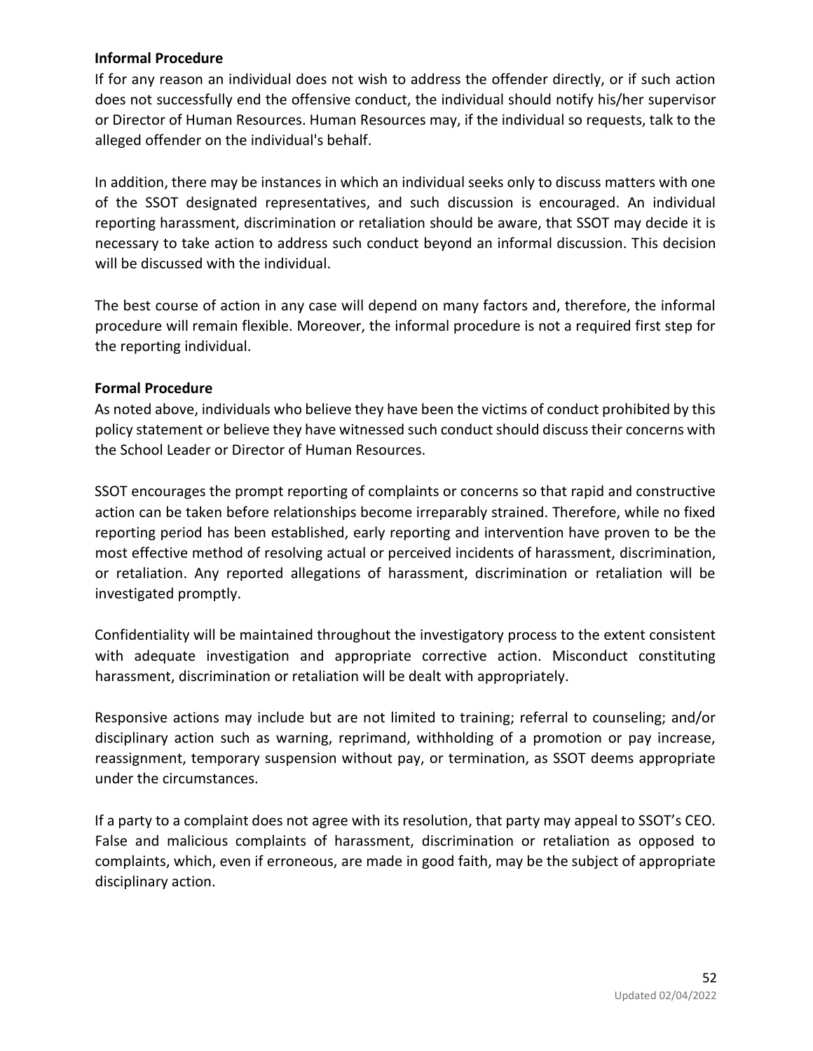**Informal Procedure**

If for any reason an individual does not wish to address the offender directly, or if such action does not successfully end the offensive conduct, the individual should notify his/her supervisor or Director of Human Resources. Human Resources may, if the individual so requests, talk to the alleged offender on the individual's behalf.

In addition, there may be instances in which an individual seeks only to discuss matters with one of the SSOT designated representatives, and such discussion is encouraged. An individual reporting harassment, discrimination or retaliation should be aware, that SSOT may decide it is necessary to take action to address such conduct beyond an informal discussion. This decision will be discussed with the individual.

The best course of action in any case will depend on many factors and, therefore, the informal procedure will remain flexible. Moreover, the informal procedure is not a required first step for the reporting individual.

**Formal Procedure**

As noted above, individuals who believe they have been the victims of conduct prohibited by this policy statement or believe they have witnessed such conduct should discuss their concerns with the School Leader or Director of Human Resources.

SSOT encourages the prompt reporting of complaints or concerns so that rapid and constructive action can be taken before relationships become irreparably strained. Therefore, while no fixed reporting period has been established, early reporting and intervention have proven to be the most effective method of resolving actual or perceived incidents of harassment, discrimination, or retaliation. Any reported allegations of harassment, discrimination or retaliation will be investigated promptly.

Confidentiality will be maintained throughout the investigatory process to the extent consistent with adequate investigation and appropriate corrective action. Misconduct constituting harassment, discrimination or retaliation will be dealt with appropriately.

Responsive actions may include but are not limited to training; referral to counseling; and/or disciplinary action such as warning, reprimand, withholding of a promotion or pay increase, reassignment, temporary suspension without pay, or termination, as SSOT deems appropriate under the circumstances.

If a party to a complaint does not agree with its resolution, that party may appeal to SSOT's CEO. False and malicious complaints of harassment, discrimination or retaliation as opposed to complaints, which, even if erroneous, are made in good faith, may be the subject of appropriate disciplinary action.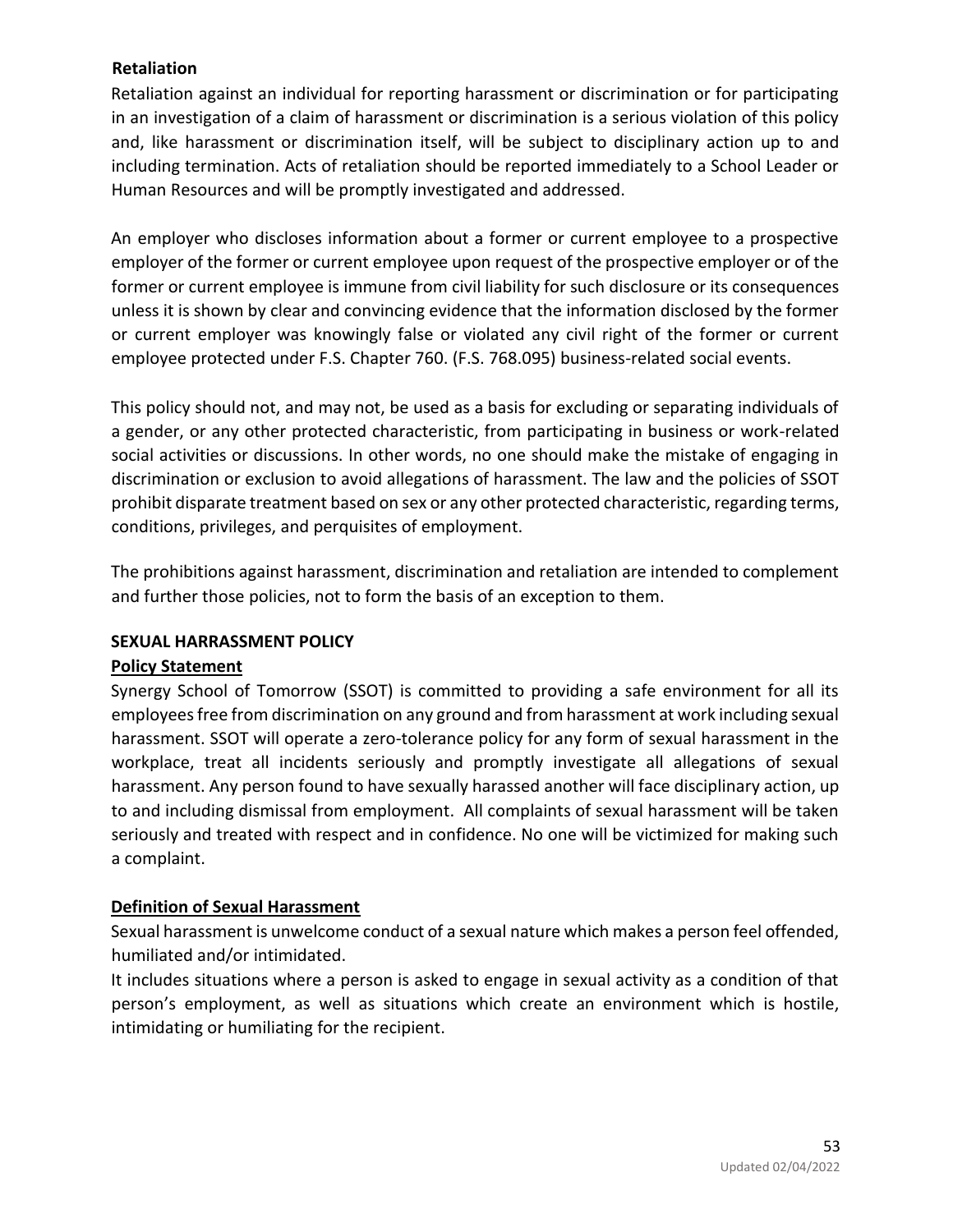**Retaliation**

Retaliation against an individual for reporting harassment or discrimination or for participating in an investigation of a claim of harassment or discrimination is a serious violation of this policy and, like harassment or discrimination itself, will be subject to disciplinary action up to and including termination. Acts of retaliation should be reported immediately to a School Leader or Human Resources and will be promptly investigated and addressed.

An employer who discloses information about a former or current employee to a prospective employer of the former or current employee upon request of the prospective employer or of the former or current employee is immune from civil liability for such disclosure or its consequences unless it is shown by clear and convincing evidence that the information disclosed by the former or current employer was knowingly false or violated any civil right of the former or current employee protected under F.S. Chapter 760. (F.S. 768.095) business-related social events.

This policy should not, and may not, be used as a basis for excluding or separating individuals of a gender, or any other protected characteristic, from participating in business or work-related social activities or discussions. In other words, no one should make the mistake of engaging in discrimination or exclusion to avoid allegations of harassment. The law and the policies of SSOT prohibit disparate treatment based on sex or any other protected characteristic, regarding terms, conditions, privileges, and perquisites of employment.

The prohibitions against harassment, discrimination and retaliation are intended to complement and further those policies, not to form the basis of an exception to them.

## SEXUAL HARRASSMENT POLICY

**Policy Statement**

Synergy School of Tomorrow (SSOT) is committed to providing a safe environment for all its employees free from discrimination on any ground and from harassment at work including sexual harassment. SSOT will operate a zero-tolerance policy for any form of sexual harassment in the workplace, treat all incidents seriously and promptly investigate all allegations of sexual harassment. Any person found to have sexually harassed another will face disciplinary action, up to and including dismissal from employment. All complaints of sexual harassment will be taken seriously and treated with respect and in confidence. No one will be victimized for making such a complaint.

**Definition of Sexual Harassment**

Sexual harassment is unwelcome conduct of a sexual nature which makes a person feel offended, humiliated and/or intimidated.

It includes situations where a person is asked to engage in sexual activity as a condition of that person's employment, as well as situations which create an environment which is hostile, intimidating or humiliating for the recipient.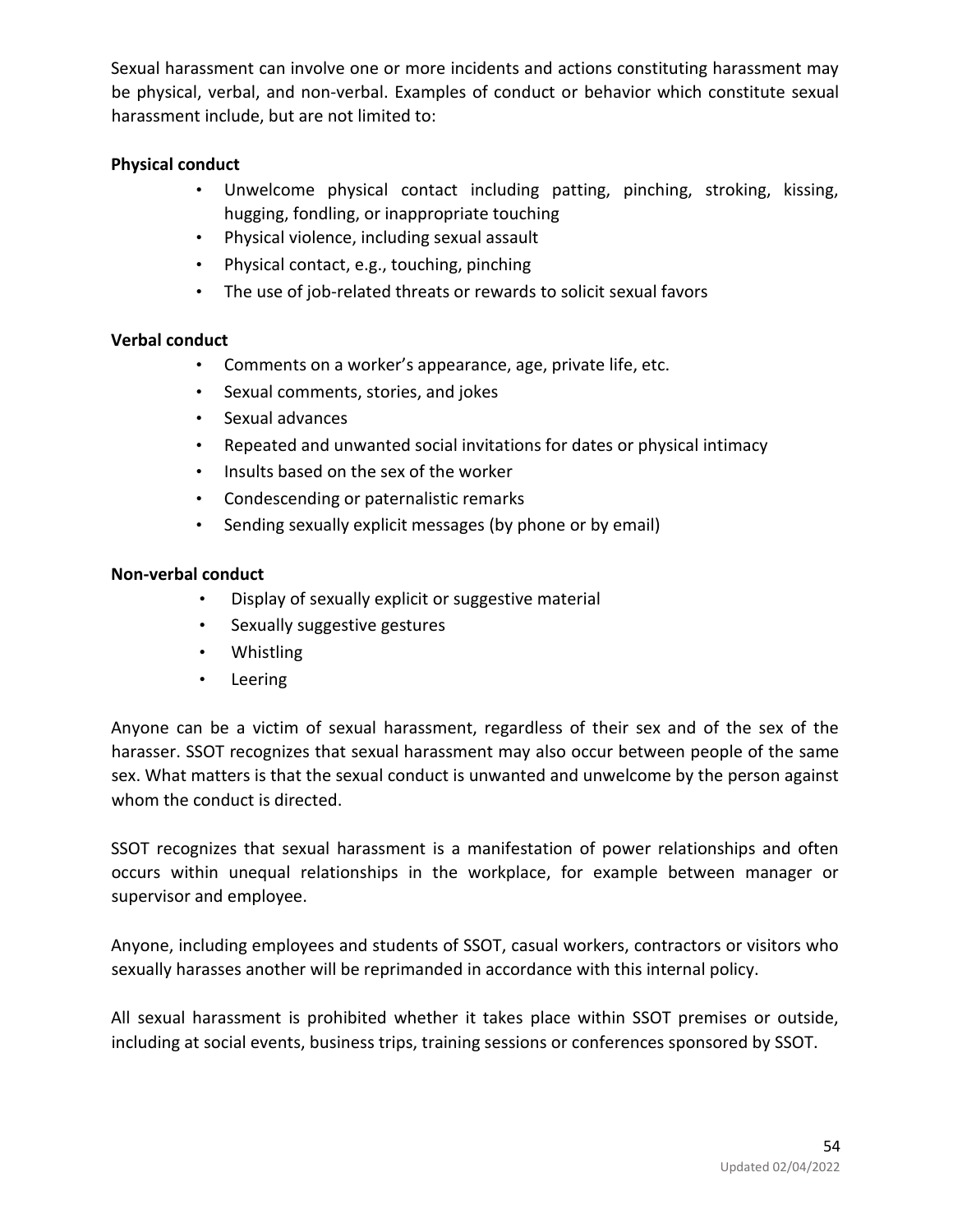Sexual harassment can involve one or more incidents and actions constituting harassment may be physical, verbal, and non-verbal. Examples of conduct or behavior which constitute sexual harassment include, but are not limited to:

**Physical conduct**

- Unwelcome physical contact including patting, pinching, stroking, kissing, hugging, fondling, or inappropriate touching
- Physical violence, including sexual assault
- Physical contact, e.g., touching, pinching
- The use of job-related threats or rewards to solicit sexual favors

**Verbal conduct**

- Comments on a worker's appearance, age, private life, etc.
- Sexual comments, stories, and jokes
- Sexual advances
- Repeated and unwanted social invitations for dates or physical intimacy
- Insults based on the sex of the worker
- Condescending or paternalistic remarks
- Sending sexually explicit messages (by phone or by email)

**Non-verbal conduct**

- Display of sexually explicit or suggestive material
- Sexually suggestive gestures
- Whistling
- Leering

Anyone can be a victim of sexual harassment, regardless of their sex and of the sex of the harasser. SSOT recognizes that sexual harassment may also occur between people of the same sex. What matters is that the sexual conduct is unwanted and unwelcome by the person against whom the conduct is directed.

SSOT recognizes that sexual harassment is a manifestation of power relationships and often occurs within unequal relationships in the workplace, for example between manager or supervisor and employee.

Anyone, including employees and students of SSOT, casual workers, contractors or visitors who sexually harasses another will be reprimanded in accordance with this internal policy.

All sexual harassment is prohibited whether it takes place within SSOT premises or outside, including at social events, business trips, training sessions or conferences sponsored by SSOT.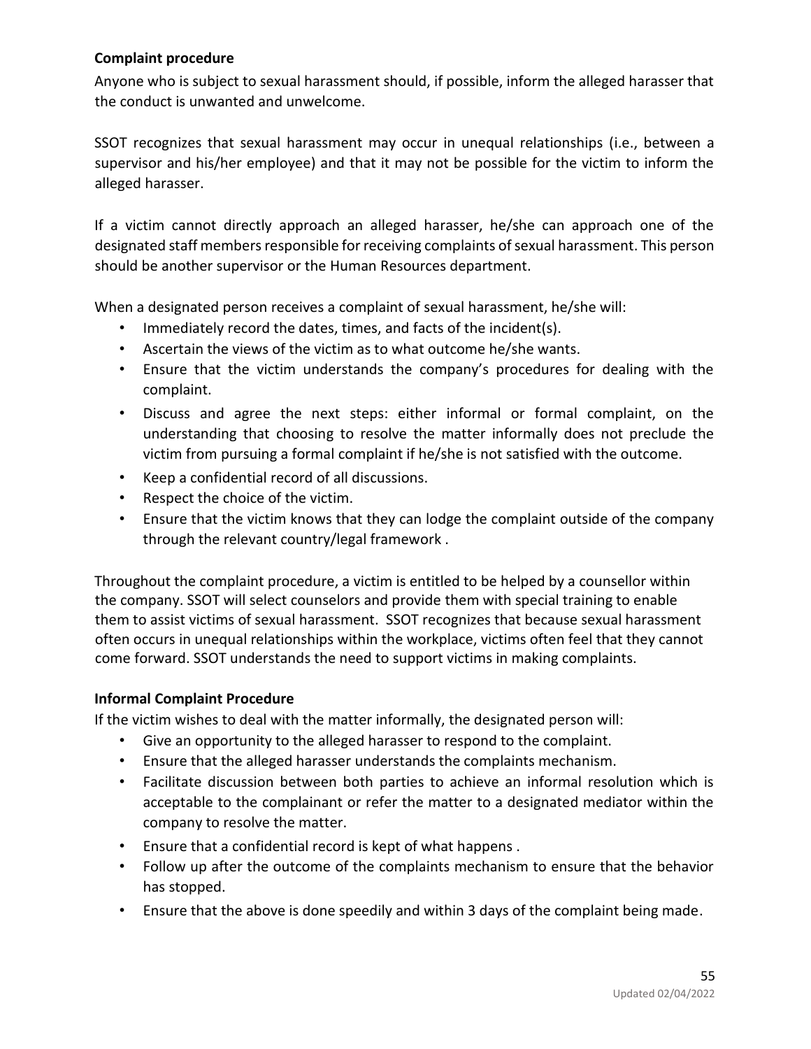**Complaint procedure**

Anyone who is subject to sexual harassment should, if possible, inform the alleged harasser that the conduct is unwanted and unwelcome.

SSOT recognizes that sexual harassment may occur in unequal relationships (i.e., between a supervisor and his/her employee) and that it may not be possible for the victim to inform the alleged harasser.

If a victim cannot directly approach an alleged harasser, he/she can approach one of the designated staff members responsible for receiving complaints of sexual harassment. This person should be another supervisor or the Human Resources department.

When a designated person receives a complaint of sexual harassment, he/she will:

- Immediately record the dates, times, and facts of the incident(s).
- Ascertain the views of the victim as to what outcome he/she wants.
- Ensure that the victim understands the company's procedures for dealing with the complaint.
- Discuss and agree the next steps: either informal or formal complaint, on the understanding that choosing to resolve the matter informally does not preclude the victim from pursuing a formal complaint if he/she is not satisfied with the outcome.
- Keep a confidential record of all discussions.
- Respect the choice of the victim.
- Ensure that the victim knows that they can lodge the complaint outside of the company through the relevant country/legal framework .

Throughout the complaint procedure, a victim is entitled to be helped by a counsellor within the company. SSOT will select counselors and provide them with special training to enable them to assist victims of sexual harassment. SSOT recognizes that because sexual harassment often occurs in unequal relationships within the workplace, victims often feel that they cannot come forward. SSOT understands the need to support victims in making complaints.

**Informal Complaint Procedure**

If the victim wishes to deal with the matter informally, the designated person will:

- Give an opportunity to the alleged harasser to respond to the complaint.
- Ensure that the alleged harasser understands the complaints mechanism.
- Facilitate discussion between both parties to achieve an informal resolution which is acceptable to the complainant or refer the matter to a designated mediator within the company to resolve the matter.
- Ensure that a confidential record is kept of what happens .
- Follow up after the outcome of the complaints mechanism to ensure that the behavior has stopped.
- Ensure that the above is done speedily and within 3 days of the complaint being made.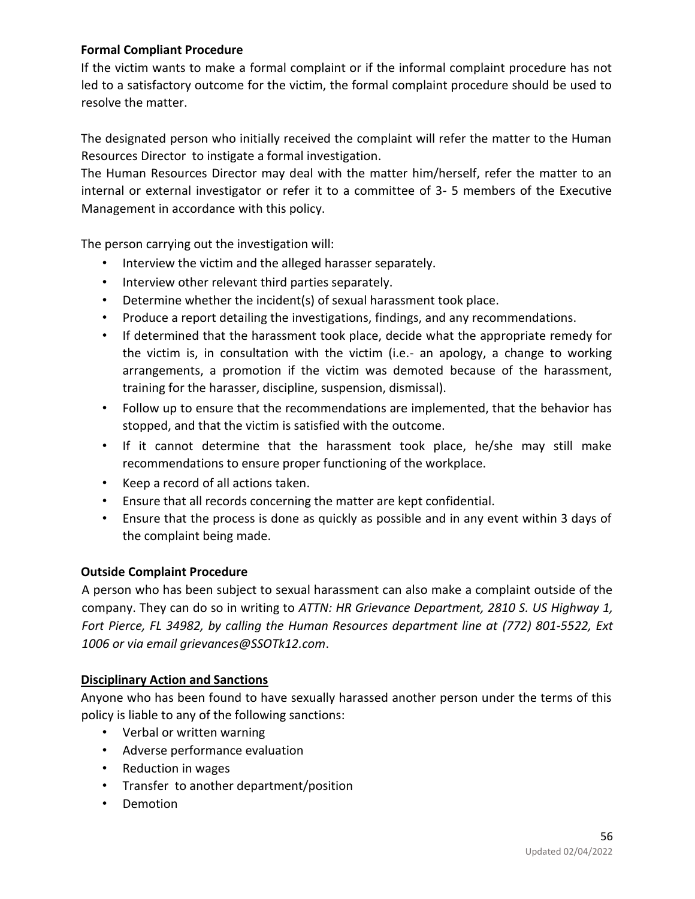**Formal Compliant Procedure**

If the victim wants to make a formal complaint or if the informal complaint procedure has not led to a satisfactory outcome for the victim, the formal complaint procedure should be used to resolve the matter.

The designated person who initially received the complaint will refer the matter to the Human Resources Director to instigate a formal investigation.
The Human Resources Director may deal with the matter him/herself, refer the matter to an internal or external investigator or refer it to a committee of 3- 5 members of the Executive Management in accordance with this policy.

The person carrying out the investigation will:

- Interview the victim and the alleged harasser separately.
- Interview other relevant third parties separately.
- Determine whether the incident(s) of sexual harassment took place.
- Produce a report detailing the investigations, findings, and any recommendations.
- If determined that the harassment took place, decide what the appropriate remedy for the victim is, in consultation with the victim (i.e.- an apology, a change to working arrangements, a promotion if the victim was demoted because of the harassment, training for the harasser, discipline, suspension, dismissal).
- Follow up to ensure that the recommendations are implemented, that the behavior has stopped, and that the victim is satisfied with the outcome.
- If it cannot determine that the harassment took place, he/she may still make recommendations to ensure proper functioning of the workplace.
- Keep a record of all actions taken.
- Ensure that all records concerning the matter are kept confidential.
- Ensure that the process is done as quickly as possible and in any event within 3 days of the complaint being made.

**Outside Complaint Procedure**

A person who has been subject to sexual harassment can also make a complaint outside of the company. They can do so in writing to *ATTN: HR Grievance Department, 2810 S. US Highway 1, Fort Pierce, FL 34982, by calling the Human Resources department line at (772) 801-5522, Ext 1006 or via email grievances@SSOTk12.com*.

**Disciplinary Action and Sanctions**

Anyone who has been found to have sexually harassed another person under the terms of this policy is liable to any of the following sanctions:

- Verbal or written warning
- Adverse performance evaluation
- Reduction in wages
- Transfer to another department/position
- Demotion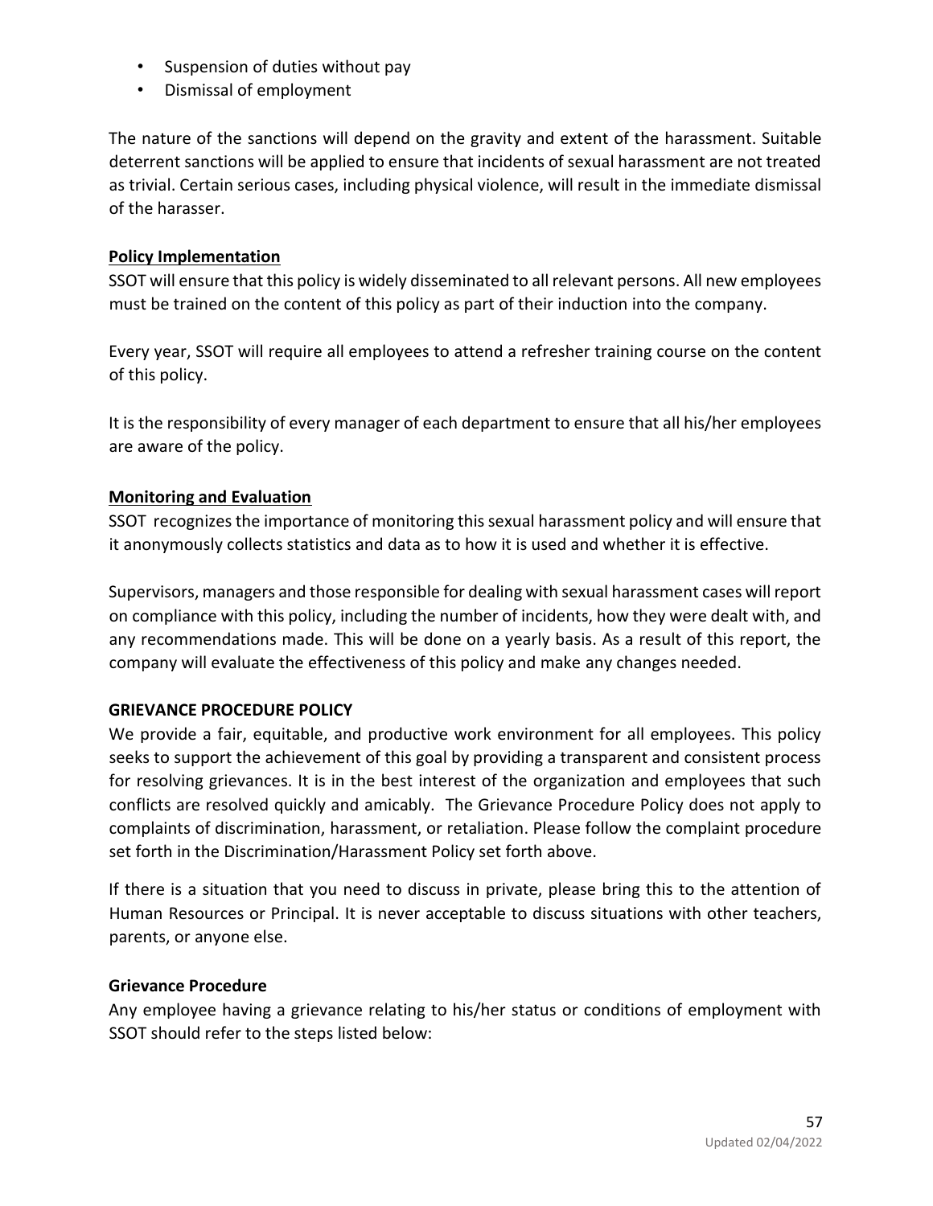- Suspension of duties without pay
- Dismissal of employment

The nature of the sanctions will depend on the gravity and extent of the harassment. Suitable deterrent sanctions will be applied to ensure that incidents of sexual harassment are not treated as trivial. Certain serious cases, including physical violence, will result in the immediate dismissal of the harasser.

**Policy Implementation**

SSOT will ensure that this policy is widely disseminated to all relevant persons. All new employees must be trained on the content of this policy as part of their induction into the company.

Every year, SSOT will require all employees to attend a refresher training course on the content of this policy.

It is the responsibility of every manager of each department to ensure that all his/her employees are aware of the policy.

**Monitoring and Evaluation**

SSOT recognizes the importance of monitoring this sexual harassment policy and will ensure that it anonymously collects statistics and data as to how it is used and whether it is effective.

Supervisors, managers and those responsible for dealing with sexual harassment cases will report on compliance with this policy, including the number of incidents, how they were dealt with, and any recommendations made. This will be done on a yearly basis. As a result of this report, the company will evaluate the effectiveness of this policy and make any changes needed.

## GRIEVANCE PROCEDURE POLICY

We provide a fair, equitable, and productive work environment for all employees. This policy seeks to support the achievement of this goal by providing a transparent and consistent process for resolving grievances. It is in the best interest of the organization and employees that such conflicts are resolved quickly and amicably. The Grievance Procedure Policy does not apply to complaints of discrimination, harassment, or retaliation. Please follow the complaint procedure set forth in the Discrimination/Harassment Policy set forth above.

If there is a situation that you need to discuss in private, please bring this to the attention of Human Resources or Principal. It is never acceptable to discuss situations with other teachers, parents, or anyone else.

### Grievance Procedure

Any employee having a grievance relating to his/her status or conditions of employment with SSOT should refer to the steps listed below: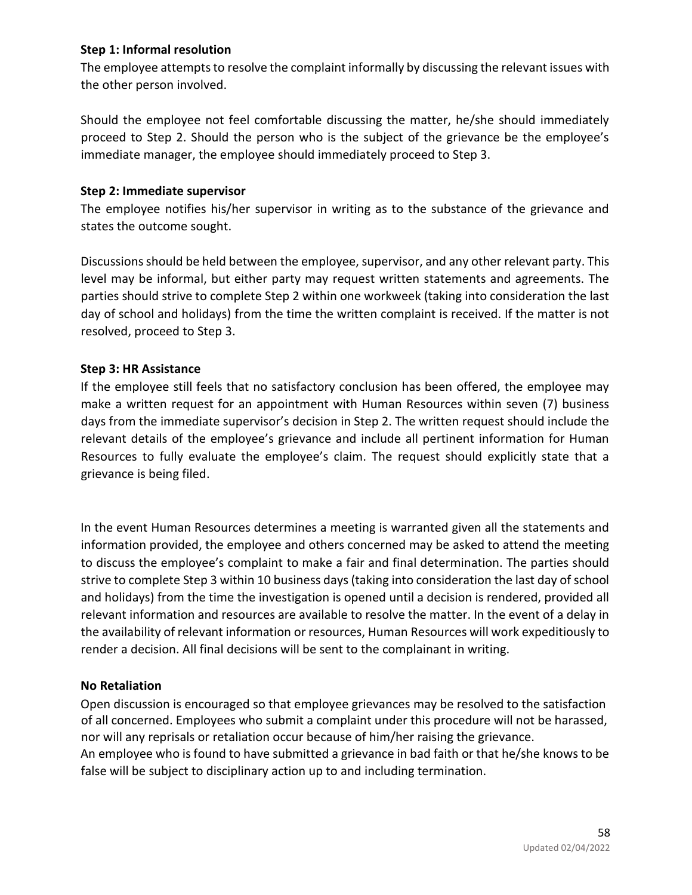**Step 1: Informal resolution**

The employee attempts to resolve the complaint informally by discussing the relevant issues with the other person involved.

Should the employee not feel comfortable discussing the matter, he/she should immediately proceed to Step 2. Should the person who is the subject of the grievance be the employee's immediate manager, the employee should immediately proceed to Step 3.

**Step 2: Immediate supervisor**

The employee notifies his/her supervisor in writing as to the substance of the grievance and states the outcome sought.

Discussions should be held between the employee, supervisor, and any other relevant party. This level may be informal, but either party may request written statements and agreements. The parties should strive to complete Step 2 within one workweek (taking into consideration the last day of school and holidays) from the time the written complaint is received. If the matter is not resolved, proceed to Step 3.

**Step 3: HR Assistance**

If the employee still feels that no satisfactory conclusion has been offered, the employee may make a written request for an appointment with Human Resources within seven (7) business days from the immediate supervisor's decision in Step 2. The written request should include the relevant details of the employee's grievance and include all pertinent information for Human Resources to fully evaluate the employee's claim. The request should explicitly state that a grievance is being filed.

In the event Human Resources determines a meeting is warranted given all the statements and information provided, the employee and others concerned may be asked to attend the meeting to discuss the employee's complaint to make a fair and final determination. The parties should strive to complete Step 3 within 10 business days (taking into consideration the last day of school and holidays) from the time the investigation is opened until a decision is rendered, provided all relevant information and resources are available to resolve the matter. In the event of a delay in the availability of relevant information or resources, Human Resources will work expeditiously to render a decision. All final decisions will be sent to the complainant in writing.

**No Retaliation**

Open discussion is encouraged so that employee grievances may be resolved to the satisfaction of all concerned. Employees who submit a complaint under this procedure will not be harassed, nor will any reprisals or retaliation occur because of him/her raising the grievance.
An employee who is found to have submitted a grievance in bad faith or that he/she knows to be false will be subject to disciplinary action up to and including termination.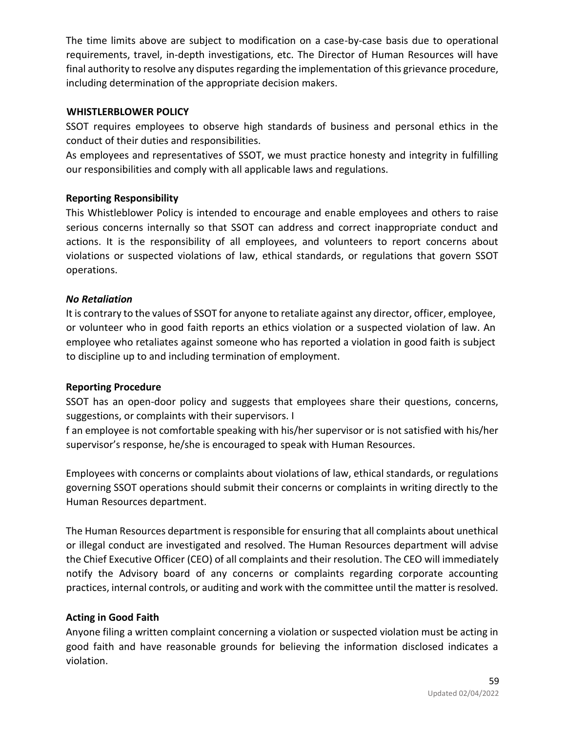The time limits above are subject to modification on a case-by-case basis due to operational requirements, travel, in-depth investigations, etc. The Director of Human Resources will have final authority to resolve any disputes regarding the implementation of this grievance procedure, including determination of the appropriate decision makers.

## WHISTLERBLOWER POLICY

SSOT requires employees to observe high standards of business and personal ethics in the conduct of their duties and responsibilities.
As employees and representatives of SSOT, we must practice honesty and integrity in fulfilling our responsibilities and comply with all applicable laws and regulations.

### Reporting Responsibility

This Whistleblower Policy is intended to encourage and enable employees and others to raise serious concerns internally so that SSOT can address and correct inappropriate conduct and actions. It is the responsibility of all employees, and volunteers to report concerns about violations or suspected violations of law, ethical standards, or regulations that govern SSOT operations.

### *No Retaliation*

It is contrary to the values of SSOT for anyone to retaliate against any director, officer, employee, or volunteer who in good faith reports an ethics violation or a suspected violation of law. An employee who retaliates against someone who has reported a violation in good faith is subject to discipline up to and including termination of employment.

### Reporting Procedure

SSOT has an open-door policy and suggests that employees share their questions, concerns, suggestions, or complaints with their supervisors. I
f an employee is not comfortable speaking with his/her supervisor or is not satisfied with his/her supervisor's response, he/she is encouraged to speak with Human Resources.

Employees with concerns or complaints about violations of law, ethical standards, or regulations governing SSOT operations should submit their concerns or complaints in writing directly to the Human Resources department.

The Human Resources department is responsible for ensuring that all complaints about unethical or illegal conduct are investigated and resolved. The Human Resources department will advise the Chief Executive Officer (CEO) of all complaints and their resolution. The CEO will immediately notify the Advisory board of any concerns or complaints regarding corporate accounting practices, internal controls, or auditing and work with the committee until the matter is resolved.

### Acting in Good Faith

Anyone filing a written complaint concerning a violation or suspected violation must be acting in good faith and have reasonable grounds for believing the information disclosed indicates a violation.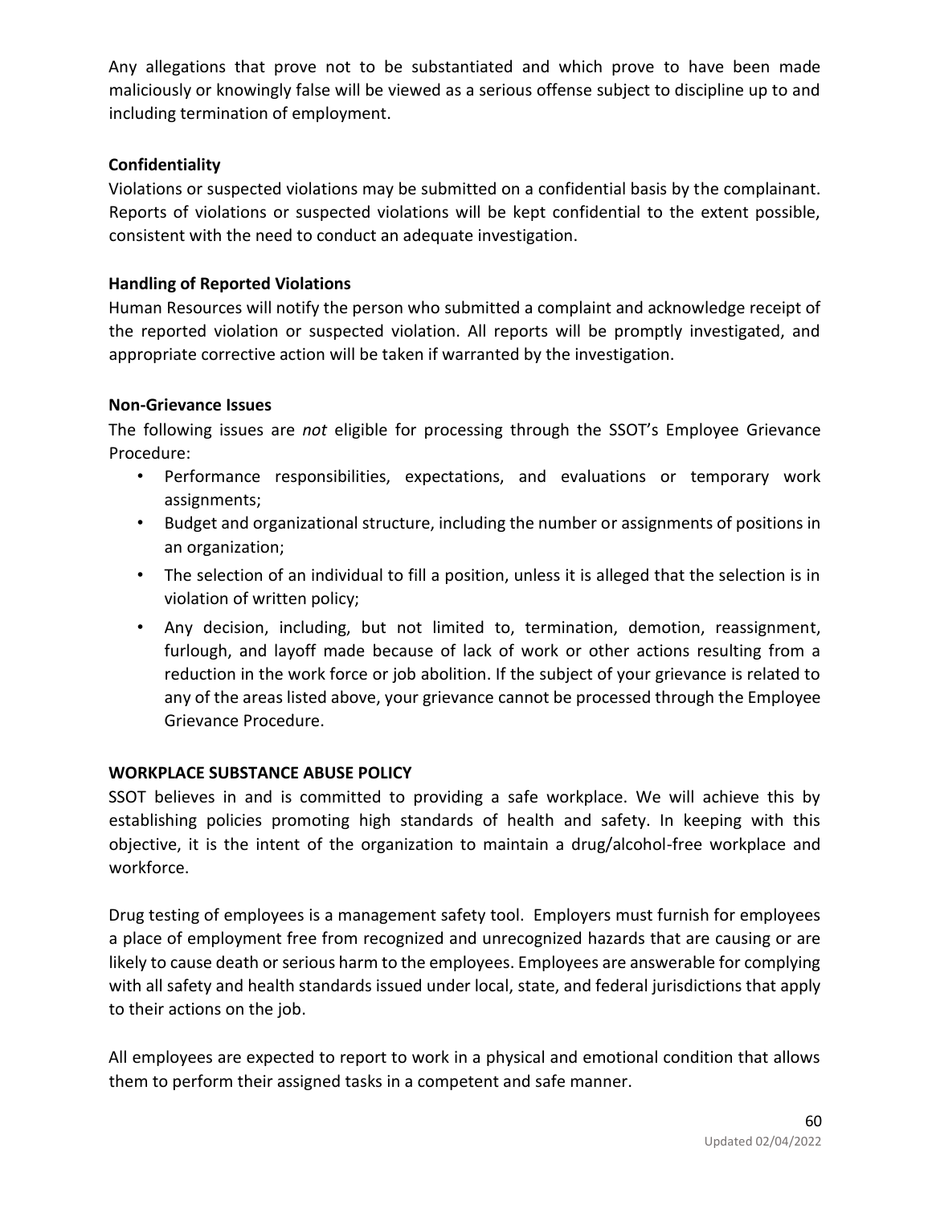Any allegations that prove not to be substantiated and which prove to have been made maliciously or knowingly false will be viewed as a serious offense subject to discipline up to and including termination of employment.

**Confidentiality**

Violations or suspected violations may be submitted on a confidential basis by the complainant. Reports of violations or suspected violations will be kept confidential to the extent possible, consistent with the need to conduct an adequate investigation.

**Handling of Reported Violations**

Human Resources will notify the person who submitted a complaint and acknowledge receipt of the reported violation or suspected violation. All reports will be promptly investigated, and appropriate corrective action will be taken if warranted by the investigation.

**Non-Grievance Issues**

The following issues are *not* eligible for processing through the SSOT's Employee Grievance Procedure:

- Performance responsibilities, expectations, and evaluations or temporary work assignments;
- Budget and organizational structure, including the number or assignments of positions in an organization;
- The selection of an individual to fill a position, unless it is alleged that the selection is in violation of written policy;
- Any decision, including, but not limited to, termination, demotion, reassignment, furlough, and layoff made because of lack of work or other actions resulting from a reduction in the work force or job abolition. If the subject of your grievance is related to any of the areas listed above, your grievance cannot be processed through the Employee Grievance Procedure.

**WORKPLACE SUBSTANCE ABUSE POLICY**

SSOT believes in and is committed to providing a safe workplace. We will achieve this by establishing policies promoting high standards of health and safety. In keeping with this objective, it is the intent of the organization to maintain a drug/alcohol-free workplace and workforce.

Drug testing of employees is a management safety tool. Employers must furnish for employees a place of employment free from recognized and unrecognized hazards that are causing or are likely to cause death or serious harm to the employees. Employees are answerable for complying with all safety and health standards issued under local, state, and federal jurisdictions that apply to their actions on the job.

All employees are expected to report to work in a physical and emotional condition that allows them to perform their assigned tasks in a competent and safe manner.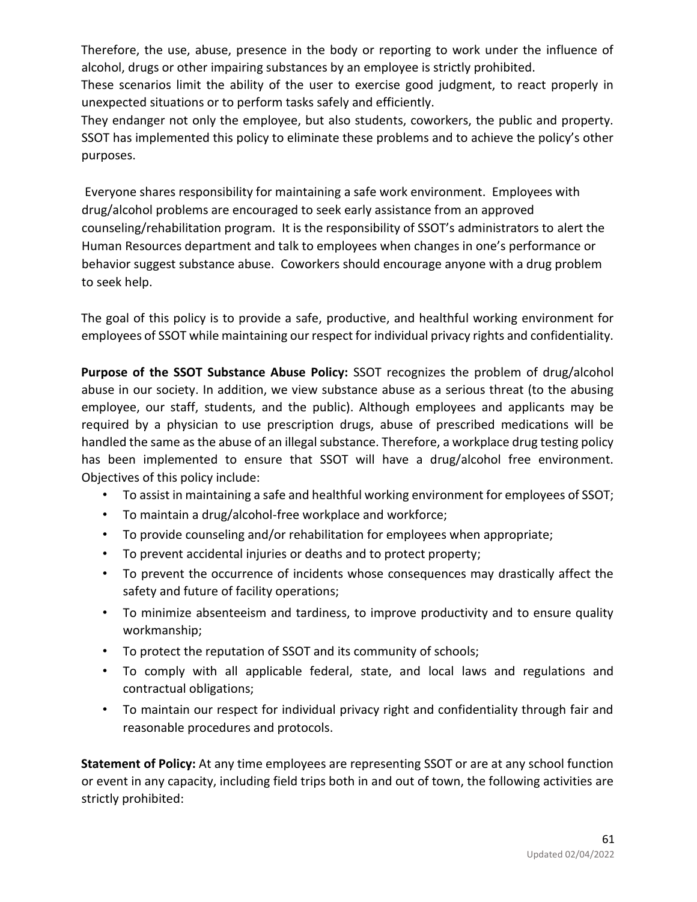Therefore, the use, abuse, presence in the body or reporting to work under the influence of alcohol, drugs or other impairing substances by an employee is strictly prohibited.

These scenarios limit the ability of the user to exercise good judgment, to react properly in unexpected situations or to perform tasks safely and efficiently.

They endanger not only the employee, but also students, coworkers, the public and property. SSOT has implemented this policy to eliminate these problems and to achieve the policy's other purposes.

Everyone shares responsibility for maintaining a safe work environment. Employees with drug/alcohol problems are encouraged to seek early assistance from an approved counseling/rehabilitation program. It is the responsibility of SSOT's administrators to alert the Human Resources department and talk to employees when changes in one's performance or behavior suggest substance abuse. Coworkers should encourage anyone with a drug problem to seek help.

The goal of this policy is to provide a safe, productive, and healthful working environment for employees of SSOT while maintaining our respect for individual privacy rights and confidentiality.

**Purpose of the SSOT Substance Abuse Policy:** SSOT recognizes the problem of drug/alcohol abuse in our society. In addition, we view substance abuse as a serious threat (to the abusing employee, our staff, students, and the public). Although employees and applicants may be required by a physician to use prescription drugs, abuse of prescribed medications will be handled the same as the abuse of an illegal substance. Therefore, a workplace drug testing policy has been implemented to ensure that SSOT will have a drug/alcohol free environment. Objectives of this policy include:

- To assist in maintaining a safe and healthful working environment for employees of SSOT;
- To maintain a drug/alcohol-free workplace and workforce;
- To provide counseling and/or rehabilitation for employees when appropriate;
- To prevent accidental injuries or deaths and to protect property;
- To prevent the occurrence of incidents whose consequences may drastically affect the safety and future of facility operations;
- To minimize absenteeism and tardiness, to improve productivity and to ensure quality workmanship;
- To protect the reputation of SSOT and its community of schools;
- To comply with all applicable federal, state, and local laws and regulations and contractual obligations;
- To maintain our respect for individual privacy right and confidentiality through fair and reasonable procedures and protocols.

**Statement of Policy:** At any time employees are representing SSOT or are at any school function or event in any capacity, including field trips both in and out of town, the following activities are strictly prohibited: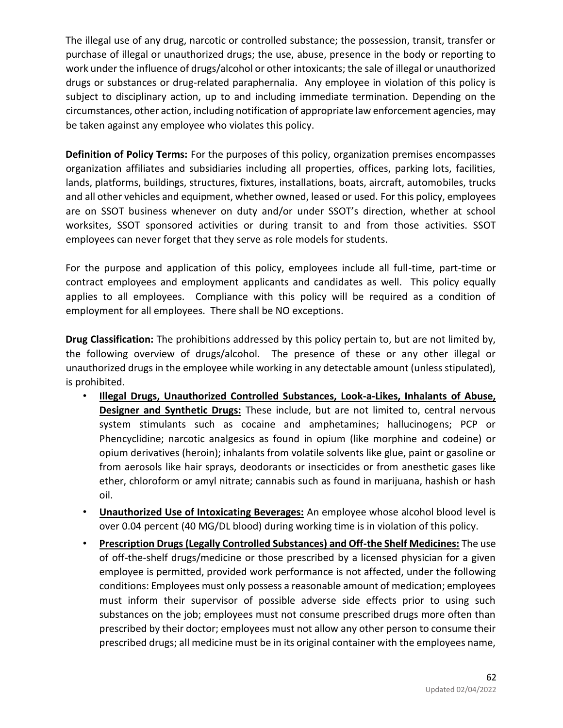The illegal use of any drug, narcotic or controlled substance; the possession, transit, transfer or purchase of illegal or unauthorized drugs; the use, abuse, presence in the body or reporting to work under the influence of drugs/alcohol or other intoxicants; the sale of illegal or unauthorized drugs or substances or drug-related paraphernalia. Any employee in violation of this policy is subject to disciplinary action, up to and including immediate termination. Depending on the circumstances, other action, including notification of appropriate law enforcement agencies, may be taken against any employee who violates this policy.

**Definition of Policy Terms:** For the purposes of this policy, organization premises encompasses organization affiliates and subsidiaries including all properties, offices, parking lots, facilities, lands, platforms, buildings, structures, fixtures, installations, boats, aircraft, automobiles, trucks and all other vehicles and equipment, whether owned, leased or used. For this policy, employees are on SSOT business whenever on duty and/or under SSOT's direction, whether at school worksites, SSOT sponsored activities or during transit to and from those activities. SSOT employees can never forget that they serve as role models for students.

For the purpose and application of this policy, employees include all full-time, part-time or contract employees and employment applicants and candidates as well. This policy equally applies to all employees. Compliance with this policy will be required as a condition of employment for all employees. There shall be NO exceptions.

**Drug Classification:** The prohibitions addressed by this policy pertain to, but are not limited by, the following overview of drugs/alcohol. The presence of these or any other illegal or unauthorized drugs in the employee while working in any detectable amount (unless stipulated), is prohibited.

- **Illegal Drugs, Unauthorized Controlled Substances, Look-a-Likes, Inhalants of Abuse, Designer and Synthetic Drugs:** These include, but are not limited to, central nervous system stimulants such as cocaine and amphetamines; hallucinogens; PCP or Phencyclidine; narcotic analgesics as found in opium (like morphine and codeine) or opium derivatives (heroin); inhalants from volatile solvents like glue, paint or gasoline or from aerosols like hair sprays, deodorants or insecticides or from anesthetic gases like ether, chloroform or amyl nitrate; cannabis such as found in marijuana, hashish or hash oil.
- **Unauthorized Use of Intoxicating Beverages:** An employee whose alcohol blood level is over 0.04 percent (40 MG/DL blood) during working time is in violation of this policy.
- **Prescription Drugs (Legally Controlled Substances) and Off-the Shelf Medicines:** The use of off-the-shelf drugs/medicine or those prescribed by a licensed physician for a given employee is permitted, provided work performance is not affected, under the following conditions: Employees must only possess a reasonable amount of medication; employees must inform their supervisor of possible adverse side effects prior to using such substances on the job; employees must not consume prescribed drugs more often than prescribed by their doctor; employees must not allow any other person to consume their prescribed drugs; all medicine must be in its original container with the employees name,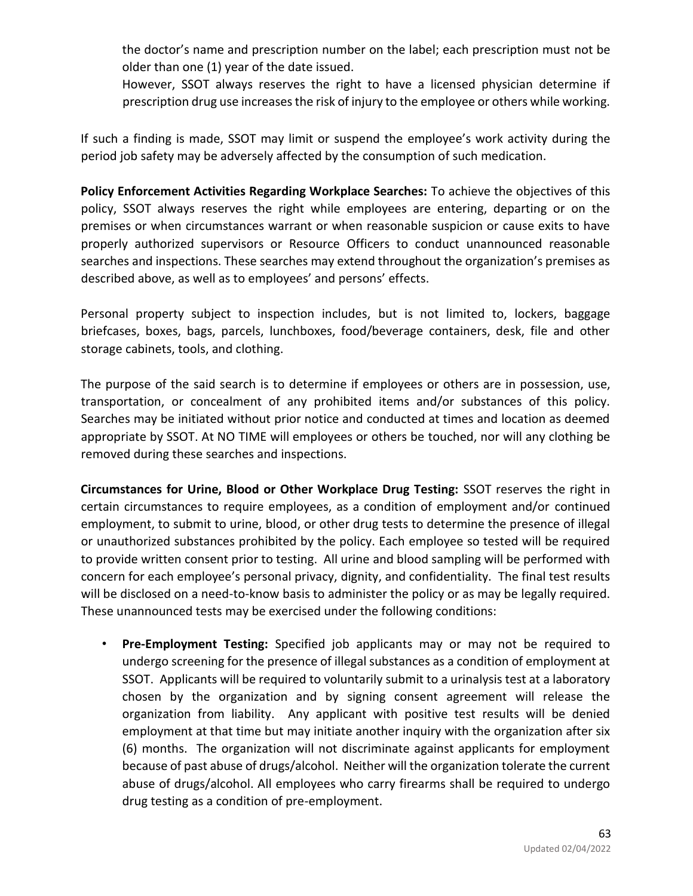the doctor's name and prescription number on the label; each prescription must not be older than one (1) year of the date issued.

However, SSOT always reserves the right to have a licensed physician determine if prescription drug use increases the risk of injury to the employee or others while working.

If such a finding is made, SSOT may limit or suspend the employee's work activity during the period job safety may be adversely affected by the consumption of such medication.

**Policy Enforcement Activities Regarding Workplace Searches:** To achieve the objectives of this policy, SSOT always reserves the right while employees are entering, departing or on the premises or when circumstances warrant or when reasonable suspicion or cause exits to have properly authorized supervisors or Resource Officers to conduct unannounced reasonable searches and inspections. These searches may extend throughout the organization's premises as described above, as well as to employees' and persons' effects.

Personal property subject to inspection includes, but is not limited to, lockers, baggage briefcases, boxes, bags, parcels, lunchboxes, food/beverage containers, desk, file and other storage cabinets, tools, and clothing.

The purpose of the said search is to determine if employees or others are in possession, use, transportation, or concealment of any prohibited items and/or substances of this policy. Searches may be initiated without prior notice and conducted at times and location as deemed appropriate by SSOT. At NO TIME will employees or others be touched, nor will any clothing be removed during these searches and inspections.

**Circumstances for Urine, Blood or Other Workplace Drug Testing:** SSOT reserves the right in certain circumstances to require employees, as a condition of employment and/or continued employment, to submit to urine, blood, or other drug tests to determine the presence of illegal or unauthorized substances prohibited by the policy. Each employee so tested will be required to provide written consent prior to testing. All urine and blood sampling will be performed with concern for each employee's personal privacy, dignity, and confidentiality. The final test results will be disclosed on a need-to-know basis to administer the policy or as may be legally required. These unannounced tests may be exercised under the following conditions:

- **Pre-Employment Testing:** Specified job applicants may or may not be required to undergo screening for the presence of illegal substances as a condition of employment at SSOT. Applicants will be required to voluntarily submit to a urinalysis test at a laboratory chosen by the organization and by signing consent agreement will release the organization from liability. Any applicant with positive test results will be denied employment at that time but may initiate another inquiry with the organization after six (6) months. The organization will not discriminate against applicants for employment because of past abuse of drugs/alcohol. Neither will the organization tolerate the current abuse of drugs/alcohol. All employees who carry firearms shall be required to undergo drug testing as a condition of pre-employment.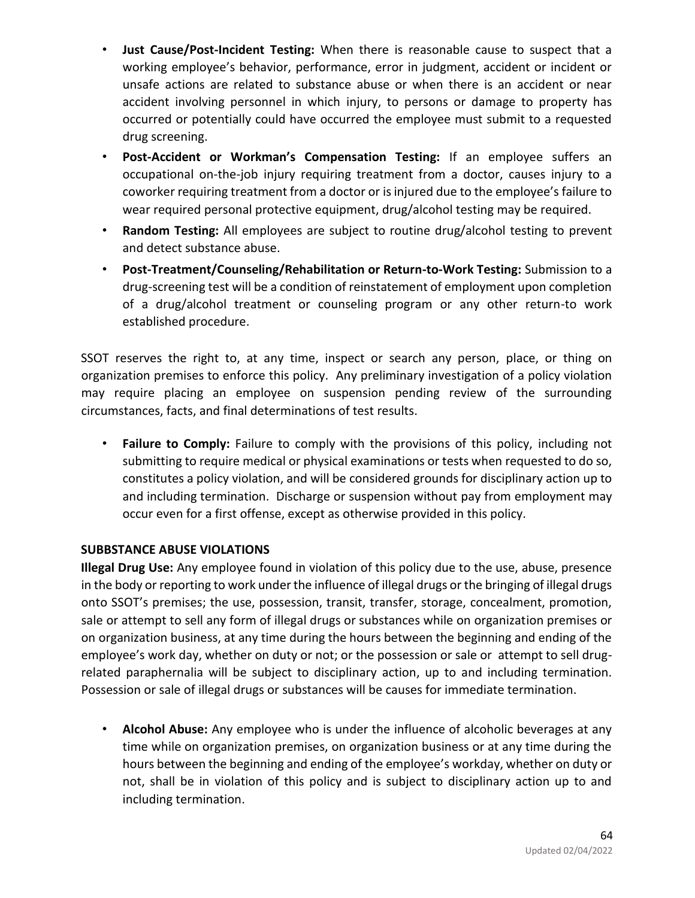- **Just Cause/Post-Incident Testing:** When there is reasonable cause to suspect that a working employee's behavior, performance, error in judgment, accident or incident or unsafe actions are related to substance abuse or when there is an accident or near accident involving personnel in which injury, to persons or damage to property has occurred or potentially could have occurred the employee must submit to a requested drug screening.
- **Post-Accident or Workman's Compensation Testing:** If an employee suffers an occupational on-the-job injury requiring treatment from a doctor, causes injury to a coworker requiring treatment from a doctor or is injured due to the employee's failure to wear required personal protective equipment, drug/alcohol testing may be required.
- **Random Testing:** All employees are subject to routine drug/alcohol testing to prevent and detect substance abuse.
- **Post-Treatment/Counseling/Rehabilitation or Return-to-Work Testing:** Submission to a drug-screening test will be a condition of reinstatement of employment upon completion of a drug/alcohol treatment or counseling program or any other return-to work established procedure.

SSOT reserves the right to, at any time, inspect or search any person, place, or thing on organization premises to enforce this policy. Any preliminary investigation of a policy violation may require placing an employee on suspension pending review of the surrounding circumstances, facts, and final determinations of test results.

- **Failure to Comply:** Failure to comply with the provisions of this policy, including not submitting to require medical or physical examinations or tests when requested to do so, constitutes a policy violation, and will be considered grounds for disciplinary action up to and including termination. Discharge or suspension without pay from employment may occur even for a first offense, except as otherwise provided in this policy.

**SUBBSTANCE ABUSE VIOLATIONS**

**Illegal Drug Use:** Any employee found in violation of this policy due to the use, abuse, presence in the body or reporting to work under the influence of illegal drugs or the bringing of illegal drugs onto SSOT's premises; the use, possession, transit, transfer, storage, concealment, promotion, sale or attempt to sell any form of illegal drugs or substances while on organization premises or on organization business, at any time during the hours between the beginning and ending of the employee's work day, whether on duty or not; or the possession or sale or attempt to sell drug-related paraphernalia will be subject to disciplinary action, up to and including termination. Possession or sale of illegal drugs or substances will be causes for immediate termination.

- **Alcohol Abuse:** Any employee who is under the influence of alcoholic beverages at any time while on organization premises, on organization business or at any time during the hours between the beginning and ending of the employee's workday, whether on duty or not, shall be in violation of this policy and is subject to disciplinary action up to and including termination.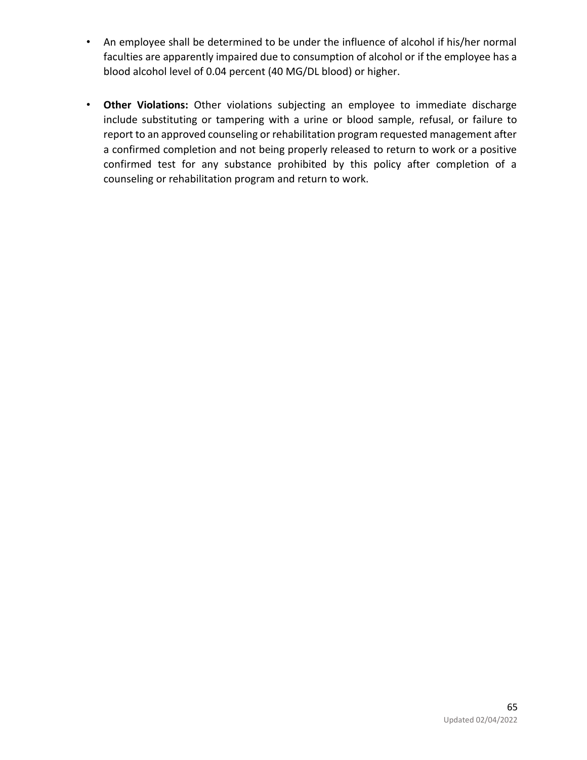- An employee shall be determined to be under the influence of alcohol if his/her normal faculties are apparently impaired due to consumption of alcohol or if the employee has a blood alcohol level of 0.04 percent (40 MG/DL blood) or higher.

- **Other Violations:** Other violations subjecting an employee to immediate discharge include substituting or tampering with a urine or blood sample, refusal, or failure to report to an approved counseling or rehabilitation program requested management after a confirmed completion and not being properly released to return to work or a positive confirmed test for any substance prohibited by this policy after completion of a counseling or rehabilitation program and return to work.